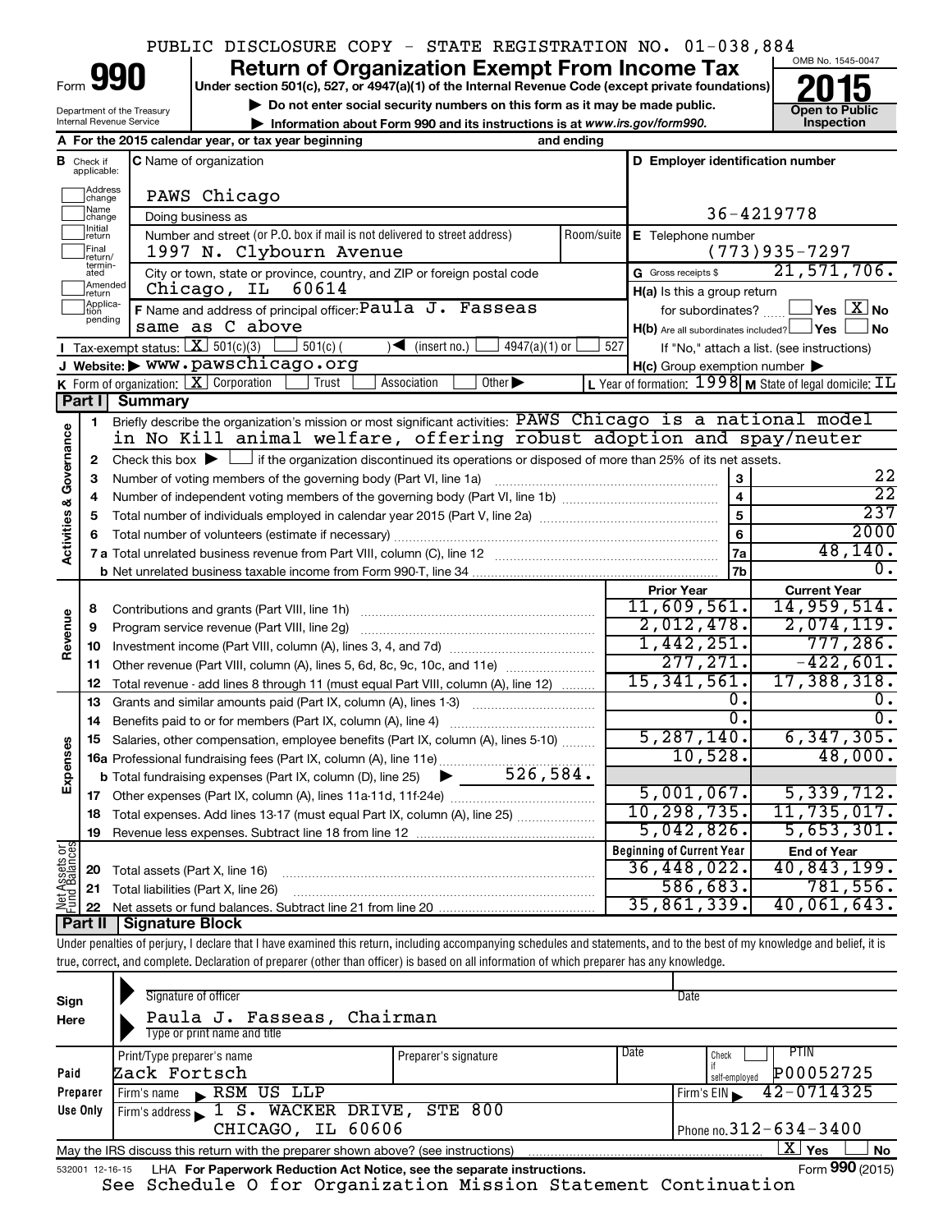PUBLIC DISCLOSURE COPY - STATE REGISTRATION NO. 01-038,884

# Form 990 — Return of Organization Exempt From Income Tax (2015)

Under section 501(c), 527, or 4947(a)(1) of the Internal Revenue Code (except private foundations)

▶ Do not enter social security numbers on this form as it may be made public.

▶ Information about Form 990 and its instructions is at www.irs.gov/form990.

Department of the Treasury, Internal Revenue Service

OMB No. 1545-0047 — Open to Public Inspection

**A** For the 2015 calendar year, or tax year beginning and ending

**B** Check if applicable: Address change, Name change, Initial return, Final return/terminated, Amended return, Application pending

**C** Name of organization: PAWS Chicago

Doing business as

Number and street (or P.O. box if mail is not delivered to street address): 1997 N. Clybourn Avenue — Room/suite

City or town, state or province, country, and ZIP or foreign postal code: Chicago, IL 60614

**D** Employer identification number: 36-4219778

**E** Telephone number: (773)935-7297

**G** Gross receipts $ 21,571,706.

**F** Name and address of principal officer: Paula J. Fasseas, same as C above

**H(a)** Is this a group return for subordinates? ☐ Yes ☒ No

**H(b)** Are all subordinates included? ☐ Yes ☐ No — If "No," attach a list. (see instructions)

**H(c)** Group exemption number ▶

**I** Tax-exempt status: ☒ 501(c)(3) ☐ 501(c) ( ) ◀ (insert no.) ☐ 4947(a)(1) or ☐ 527

**J** Website: ▶ www.pawschicago.org

**K** Form of organization: ☒ Corporation ☐ Trust ☐ Association ☐ Other ▶

**L** Year of formation: 1998 **M** State of legal domicile: IL

## Part I Summary

**Activities & Governance**

1. Briefly describe the organization's mission or most significant activities: PAWS Chicago is a national model in No Kill animal welfare, offering robust adoption and spay/neuter
2. Check this box ▶ ☐ if the organization discontinued its operations or disposed of more than 25% of its net assets.

| Line | Description | | Value |
|---|---|---|---|
| 3 | Number of voting members of the governing body (Part VI, line 1a) | 3 | 22 |
| 4 | Number of independent voting members of the governing body (Part VI, line 1b) | 4 | 22 |
| 5 | Total number of individuals employed in calendar year 2015 (Part V, line 2a) | 5 | 237 |
| 6 | Total number of volunteers (estimate if necessary) | 6 | 2000 |
| 7a | Total unrelated business revenue from Part VIII, column (C), line 12 | 7a | 48,140. |
| 7b | Net unrelated business taxable income from Form 990-T, line 34 | 7b | 0. |

| Line | Description | Prior Year | Current Year |
|---|---|---|---|
| **Revenue** | | | |
| 8 | Contributions and grants (Part VIII, line 1h) | 11,609,561. | 14,959,514. |
| 9 | Program service revenue (Part VIII, line 2g) | 2,012,478. | 2,074,119. |
| 10 | Investment income (Part VIII, column (A), lines 3, 4, and 7d) | 1,442,251. | 777,286. |
| 11 | Other revenue (Part VIII, column (A), lines 5, 6d, 8c, 9c, 10c, and 11e) | 277,271. | -422,601. |
| 12 | Total revenue - add lines 8 through 11 (must equal Part VIII, column (A), line 12) | 15,341,561. | 17,388,318. |
| **Expenses** | | | |
| 13 | Grants and similar amounts paid (Part IX, column (A), lines 1-3) | 0. | 0. |
| 14 | Benefits paid to or for members (Part IX, column (A), line 4) | 0. | 0. |
| 15 | Salaries, other compensation, employee benefits (Part IX, column (A), lines 5-10) | 5,287,140. | 6,347,305. |
| 16a | Professional fundraising fees (Part IX, column (A), line 11e) | 10,528. | 48,000. |
| b | Total fundraising expenses (Part IX, column (D), line 25) ▶ 526,584. | | |
| 17 | Other expenses (Part IX, column (A), lines 11a-11d, 11f-24e) | 5,001,067. | 5,339,712. |
| 18 | Total expenses. Add lines 13-17 (must equal Part IX, column (A), line 25) | 10,298,735. | 11,735,017. |
| 19 | Revenue less expenses. Subtract line 18 from line 12 | 5,042,826. | 5,653,301. |
| **Net Assets or Fund Balances** | | **Beginning of Current Year** | **End of Year** |
| 20 | Total assets (Part X, line 16) | 36,448,022. | 40,843,199. |
| 21 | Total liabilities (Part X, line 26) | 586,683. | 781,556. |
| 22 | Net assets or fund balances. Subtract line 21 from line 20 | 35,861,339. | 40,061,643. |

## Part II Signature Block

Under penalties of perjury, I declare that I have examined this return, including accompanying schedules and statements, and to the best of my knowledge and belief, it is true, correct, and complete. Declaration of preparer (other than officer) is based on all information of which preparer has any knowledge.

**Sign Here**

Signature of officer — Date

Paula J. Fasseas, Chairman
Type or print name and title

**Paid Preparer Use Only**

| Print/Type preparer's name | Preparer's signature | Date | Check if self-employed | PTIN |
|---|---|---|---|---|
| Zack Fortsch | | | ☐ | P00052725 |

Firm's name ▶ RSM US LLP — Firm's EIN ▶ 42-0714325

Firm's address ▶ 1 S. WACKER DRIVE, STE 800, CHICAGO, IL 60606 — Phone no. 312-634-3400

May the IRS discuss this return with the preparer shown above? (see instructions) ☒ Yes ☐ No

532001 12-16-15 LHA For Paperwork Reduction Act Notice, see the separate instructions. Form **990** (2015)

See Schedule O for Organization Mission Statement Continuation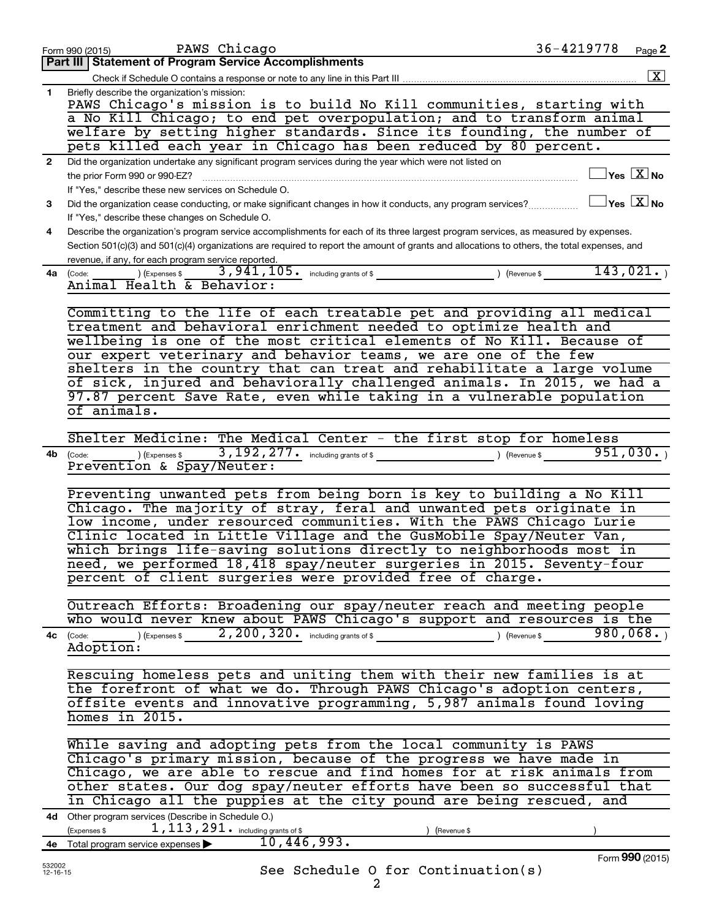Form 990 (2015) PAWS Chicago 36-4219778 Page **2**

## Part III Statement of Program Service Accomplishments

Check if Schedule O contains a response or note to any line in this Part III .......... [X]

**1** Briefly describe the organization's mission:

PAWS Chicago's mission is to build No Kill communities, starting with a No Kill Chicago; to end pet overpopulation; and to transform animal welfare by setting higher standards. Since its founding, the number of pets killed each year in Chicago has been reduced by 80 percent.

**2** Did the organization undertake any significant program services during the year which were not listed on the prior Form 990 or 990-EZ? .......... [ ] Yes [X] No

If "Yes," describe these new services on Schedule O.

**3** Did the organization cease conducting, or make significant changes in how it conducts, any program services? .......... [ ] Yes [X] No

If "Yes," describe these changes on Schedule O.

**4** Describe the organization's program service accomplishments for each of its three largest program services, as measured by expenses. Section 501(c)(3) and 501(c)(4) organizations are required to report the amount of grants and allocations to others, the total expenses, and revenue, if any, for each program service reported.

**4a** (Code: ) (Expenses $ 3,941,105. including grants of $ ) (Revenue $ 143,021. )

Animal Health & Behavior:

Committing to the life of each treatable pet and providing all medical treatment and behavioral enrichment needed to optimize health and wellbeing is one of the most critical elements of No Kill. Because of our expert veterinary and behavior teams, we are one of the few shelters in the country that can treat and rehabilitate a large volume of sick, injured and behaviorally challenged animals. In 2015, we had a 97.87 percent Save Rate, even while taking in a vulnerable population of animals.

Shelter Medicine: The Medical Center - the first stop for homeless

**4b** (Code: ) (Expenses $ 3,192,277. including grants of $ ) (Revenue $ 951,030. )

Prevention & Spay/Neuter:

Preventing unwanted pets from being born is key to building a No Kill Chicago. The majority of stray, feral and unwanted pets originate in low income, under resourced communities. With the PAWS Chicago Lurie Clinic located in Little Village and the GusMobile Spay/Neuter Van, which brings life-saving solutions directly to neighborhoods most in need, we performed 18,418 spay/neuter surgeries in 2015. Seventy-four percent of client surgeries were provided free of charge.

Outreach Efforts: Broadening our spay/neuter reach and meeting people who would never knew about PAWS Chicago's support and resources is the

**4c** (Code: ) (Expenses $ 2,200,320. including grants of $ ) (Revenue $ 980,068. )

Adoption:

Rescuing homeless pets and uniting them with their new families is at the forefront of what we do. Through PAWS Chicago's adoption centers, offsite events and innovative programming, 5,987 animals found loving homes in 2015.

While saving and adopting pets from the local community is PAWS Chicago's primary mission, because of the progress we have made in Chicago, we are able to rescue and find homes for at risk animals from other states. Our dog spay/neuter efforts have been so successful that in Chicago all the puppies at the city pound are being rescued, and

**4d** Other program services (Describe in Schedule O.)

(Expenses $ 1,113,291. including grants of $ ) (Revenue $ )

**4e** Total program service expenses ▶ 10,446,993.

See Schedule O for Continuation(s)

Form **990** (2015)

532002 12-16-15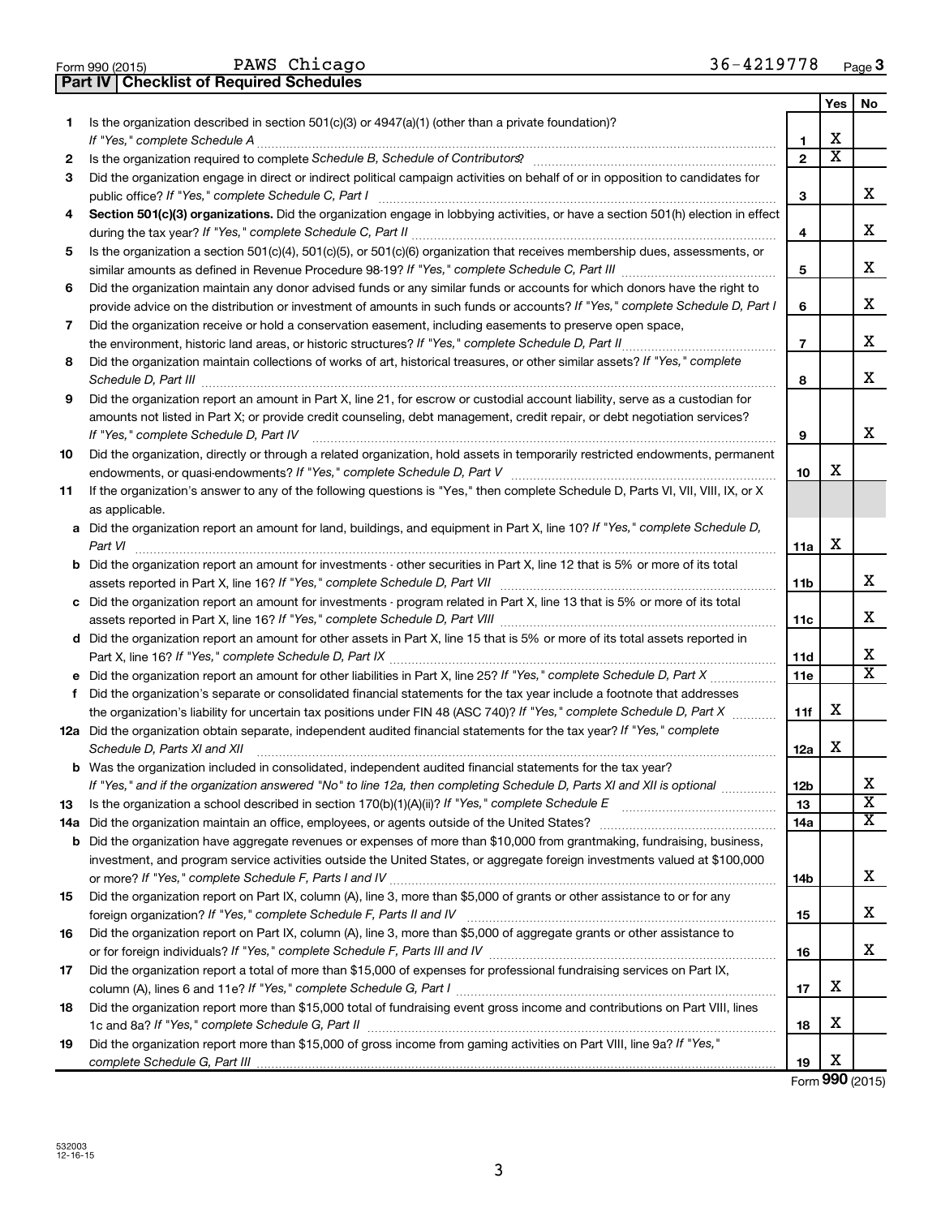Form 990 (2015) PAWS Chicago 36-4219778 Page 3

**Part IV | Checklist of Required Schedules**

| | | | Yes | No |
|---|---|---|---|---|
| 1 | Is the organization described in section 501(c)(3) or 4947(a)(1) (other than a private foundation)? *If "Yes," complete Schedule A* | 1 | X | |
| 2 | Is the organization required to complete *Schedule B, Schedule of Contributors*? | 2 | X | |
| 3 | Did the organization engage in direct or indirect political campaign activities on behalf of or in opposition to candidates for public office? *If "Yes," complete Schedule C, Part I* | 3 | | X |
| 4 | **Section 501(c)(3) organizations.** Did the organization engage in lobbying activities, or have a section 501(h) election in effect during the tax year? *If "Yes," complete Schedule C, Part II* | 4 | | X |
| 5 | Is the organization a section 501(c)(4), 501(c)(5), or 501(c)(6) organization that receives membership dues, assessments, or similar amounts as defined in Revenue Procedure 98-19? *If "Yes," complete Schedule C, Part III* | 5 | | X |
| 6 | Did the organization maintain any donor advised funds or any similar funds or accounts for which donors have the right to provide advice on the distribution or investment of amounts in such funds or accounts? *If "Yes," complete Schedule D, Part I* | 6 | | X |
| 7 | Did the organization receive or hold a conservation easement, including easements to preserve open space, the environment, historic land areas, or historic structures? *If "Yes," complete Schedule D, Part II* | 7 | | X |
| 8 | Did the organization maintain collections of works of art, historical treasures, or other similar assets? *If "Yes," complete Schedule D, Part III* | 8 | | X |
| 9 | Did the organization report an amount in Part X, line 21, for escrow or custodial account liability, serve as a custodian for amounts not listed in Part X; or provide credit counseling, debt management, credit repair, or debt negotiation services? *If "Yes," complete Schedule D, Part IV* | 9 | | X |
| 10 | Did the organization, directly or through a related organization, hold assets in temporarily restricted endowments, permanent endowments, or quasi-endowments? *If "Yes," complete Schedule D, Part V* | 10 | X | |
| 11 | If the organization's answer to any of the following questions is "Yes," then complete Schedule D, Parts VI, VII, VIII, IX, or X as applicable. | | | |
| a | Did the organization report an amount for land, buildings, and equipment in Part X, line 10? *If "Yes," complete Schedule D, Part VI* | 11a | X | |
| b | Did the organization report an amount for investments - other securities in Part X, line 12 that is 5% or more of its total assets reported in Part X, line 16? *If "Yes," complete Schedule D, Part VII* | 11b | | X |
| c | Did the organization report an amount for investments - program related in Part X, line 13 that is 5% or more of its total assets reported in Part X, line 16? *If "Yes," complete Schedule D, Part VIII* | 11c | | X |
| d | Did the organization report an amount for other assets in Part X, line 15 that is 5% or more of its total assets reported in Part X, line 16? *If "Yes," complete Schedule D, Part IX* | 11d | | X |
| e | Did the organization report an amount for other liabilities in Part X, line 25? *If "Yes," complete Schedule D, Part X* | 11e | | X |
| f | Did the organization's separate or consolidated financial statements for the tax year include a footnote that addresses the organization's liability for uncertain tax positions under FIN 48 (ASC 740)? *If "Yes," complete Schedule D, Part X* | 11f | X | |
| 12a | Did the organization obtain separate, independent audited financial statements for the tax year? *If "Yes," complete Schedule D, Parts XI and XII* | 12a | X | |
| b | Was the organization included in consolidated, independent audited financial statements for the tax year? *If "Yes," and if the organization answered "No" to line 12a, then completing Schedule D, Parts XI and XII is optional* | 12b | | X |
| 13 | Is the organization a school described in section 170(b)(1)(A)(ii)? *If "Yes," complete Schedule E* | 13 | | X |
| 14a | Did the organization maintain an office, employees, or agents outside of the United States? | 14a | | X |
| b | Did the organization have aggregate revenues or expenses of more than $10,000 from grantmaking, fundraising, business, investment, and program service activities outside the United States, or aggregate foreign investments valued at $100,000 or more? *If "Yes," complete Schedule F, Parts I and IV* | 14b | | X |
| 15 | Did the organization report on Part IX, column (A), line 3, more than $5,000 of grants or other assistance to or for any foreign organization? *If "Yes," complete Schedule F, Parts II and IV* | 15 | | X |
| 16 | Did the organization report on Part IX, column (A), line 3, more than $5,000 of aggregate grants or other assistance to or for foreign individuals? *If "Yes," complete Schedule F, Parts III and IV* | 16 | | X |
| 17 | Did the organization report a total of more than $15,000 of expenses for professional fundraising services on Part IX, column (A), lines 6 and 11e? *If "Yes," complete Schedule G, Part I* | 17 | X | |
| 18 | Did the organization report more than $15,000 total of fundraising event gross income and contributions on Part VIII, lines 1c and 8a? *If "Yes," complete Schedule G, Part II* | 18 | X | |
| 19 | Did the organization report more than $15,000 of gross income from gaming activities on Part VIII, line 9a? *If "Yes," complete Schedule G, Part III* | 19 | X | |

Form **990** (2015)

532003 12-16-15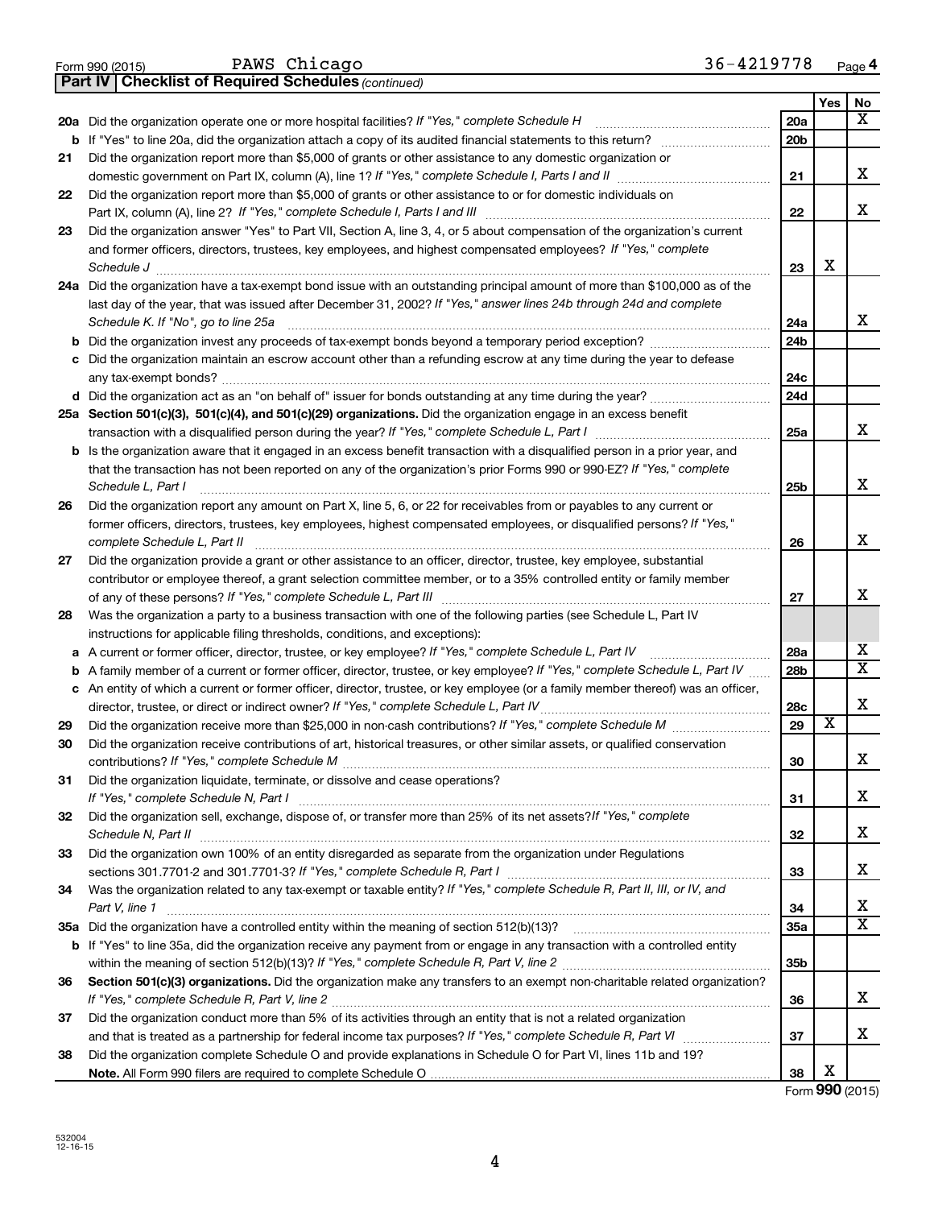Form 990 (2015) PAWS Chicago 36-4219778 Page 4

**Part IV | Checklist of Required Schedules** *(continued)*

| | | | Yes | No |
|---|---|---|---|---|
| **20a** | Did the organization operate one or more hospital facilities? *If "Yes," complete Schedule H* | 20a | | X |
| **b** | If "Yes" to line 20a, did the organization attach a copy of its audited financial statements to this return? | 20b | | |
| **21** | Did the organization report more than $5,000 of grants or other assistance to any domestic organization or domestic government on Part IX, column (A), line 1? *If "Yes," complete Schedule I, Parts I and II* | 21 | | X |
| **22** | Did the organization report more than $5,000 of grants or other assistance to or for domestic individuals on Part IX, column (A), line 2? *If "Yes," complete Schedule I, Parts I and III* | 22 | | X |
| **23** | Did the organization answer "Yes" to Part VII, Section A, line 3, 4, or 5 about compensation of the organization's current and former officers, directors, trustees, key employees, and highest compensated employees? *If "Yes," complete Schedule J* | 23 | X | |
| **24a** | Did the organization have a tax-exempt bond issue with an outstanding principal amount of more than $100,000 as of the last day of the year, that was issued after December 31, 2002? *If "Yes," answer lines 24b through 24d and complete Schedule K. If "No", go to line 25a* | 24a | | X |
| **b** | Did the organization invest any proceeds of tax-exempt bonds beyond a temporary period exception? | 24b | | |
| **c** | Did the organization maintain an escrow account other than a refunding escrow at any time during the year to defease any tax-exempt bonds? | 24c | | |
| **d** | Did the organization act as an "on behalf of" issuer for bonds outstanding at any time during the year? | 24d | | |
| **25a** | **Section 501(c)(3), 501(c)(4), and 501(c)(29) organizations.** Did the organization engage in an excess benefit transaction with a disqualified person during the year? *If "Yes," complete Schedule L, Part I* | 25a | | X |
| **b** | Is the organization aware that it engaged in an excess benefit transaction with a disqualified person in a prior year, and that the transaction has not been reported on any of the organization's prior Forms 990 or 990-EZ? *If "Yes," complete Schedule L, Part I* | 25b | | X |
| **26** | Did the organization report any amount on Part X, line 5, 6, or 22 for receivables from or payables to any current or former officers, directors, trustees, key employees, highest compensated employees, or disqualified persons? *If "Yes," complete Schedule L, Part II* | 26 | | X |
| **27** | Did the organization provide a grant or other assistance to an officer, director, trustee, key employee, substantial contributor or employee thereof, a grant selection committee member, or to a 35% controlled entity or family member of any of these persons? *If "Yes," complete Schedule L, Part III* | 27 | | X |
| **28** | Was the organization a party to a business transaction with one of the following parties (see Schedule L, Part IV instructions for applicable filing thresholds, conditions, and exceptions): | | | |
| **a** | A current or former officer, director, trustee, or key employee? *If "Yes," complete Schedule L, Part IV* | 28a | | X |
| **b** | A family member of a current or former officer, director, trustee, or key employee? *If "Yes," complete Schedule L, Part IV* | 28b | | X |
| **c** | An entity of which a current or former officer, director, trustee, or key employee (or a family member thereof) was an officer, director, trustee, or direct or indirect owner? *If "Yes," complete Schedule L, Part IV* | 28c | | X |
| **29** | Did the organization receive more than $25,000 in non-cash contributions? *If "Yes," complete Schedule M* | 29 | X | |
| **30** | Did the organization receive contributions of art, historical treasures, or other similar assets, or qualified conservation contributions? *If "Yes," complete Schedule M* | 30 | | X |
| **31** | Did the organization liquidate, terminate, or dissolve and cease operations? *If "Yes," complete Schedule N, Part I* | 31 | | X |
| **32** | Did the organization sell, exchange, dispose of, or transfer more than 25% of its net assets? *If "Yes," complete Schedule N, Part II* | 32 | | X |
| **33** | Did the organization own 100% of an entity disregarded as separate from the organization under Regulations sections 301.7701-2 and 301.7701-3? *If "Yes," complete Schedule R, Part I* | 33 | | X |
| **34** | Was the organization related to any tax-exempt or taxable entity? *If "Yes," complete Schedule R, Part II, III, or IV, and Part V, line 1* | 34 | | X |
| **35a** | Did the organization have a controlled entity within the meaning of section 512(b)(13)? | 35a | | X |
| **b** | If "Yes" to line 35a, did the organization receive any payment from or engage in any transaction with a controlled entity within the meaning of section 512(b)(13)? *If "Yes," complete Schedule R, Part V, line 2* | 35b | | |
| **36** | **Section 501(c)(3) organizations.** Did the organization make any transfers to an exempt non-charitable related organization? *If "Yes," complete Schedule R, Part V, line 2* | 36 | | X |
| **37** | Did the organization conduct more than 5% of its activities through an entity that is not a related organization and that is treated as a partnership for federal income tax purposes? *If "Yes," complete Schedule R, Part VI* | 37 | | X |
| **38** | Did the organization complete Schedule O and provide explanations in Schedule O for Part VI, lines 11b and 19? **Note.** All Form 990 filers are required to complete Schedule O | 38 | X | |

Form **990** (2015)

532004
12-16-15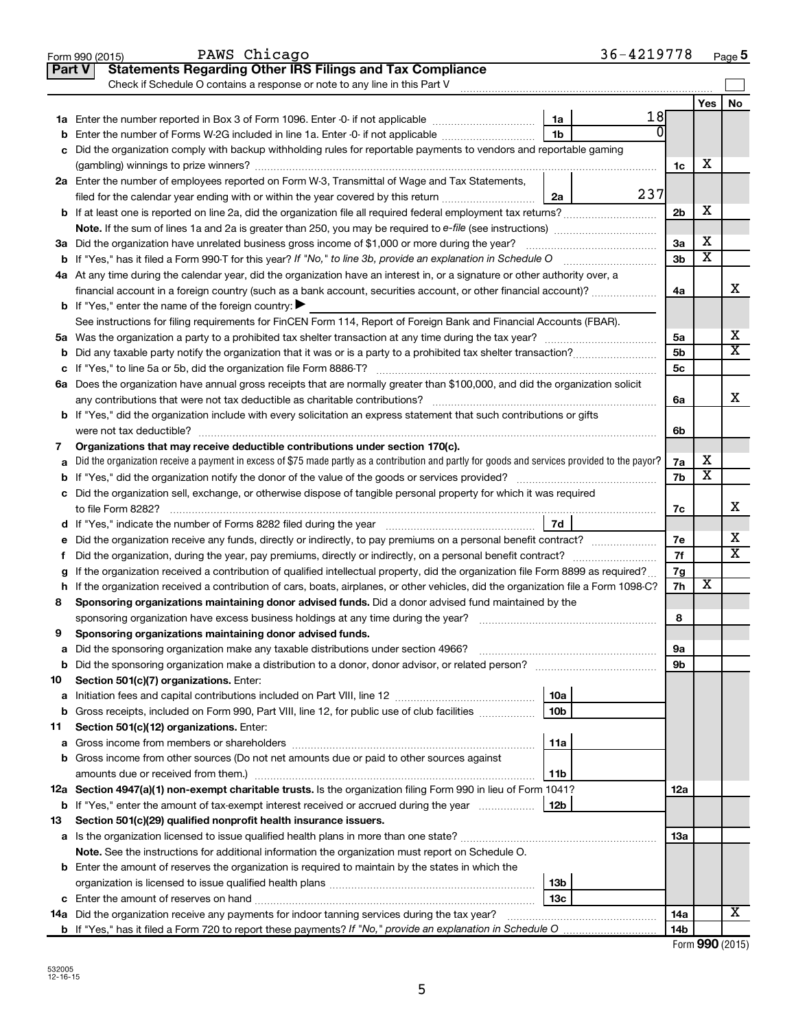Form 990 (2015) PAWS Chicago 36-4219778 Page 5

**Part V Statements Regarding Other IRS Filings and Tax Compliance**

Check if Schedule O contains a response or note to any line in this Part V

| | | | | | Yes | No |
|---|---|---|---|---|---|---|
| **1a** | Enter the number reported in Box 3 of Form 1096. Enter -0- if not applicable | 1a | 18 | | | |
| **b** | Enter the number of Forms W-2G included in line 1a. Enter -0- if not applicable | 1b | 0 | | | |
| **c** | Did the organization comply with backup withholding rules for reportable payments to vendors and reportable gaming (gambling) winnings to prize winners? | | | 1c | X | |
| **2a** | Enter the number of employees reported on Form W-3, Transmittal of Wage and Tax Statements, filed for the calendar year ending with or within the year covered by this return | 2a | 237 | | | |
| **b** | If at least one is reported on line 2a, did the organization file all required federal employment tax returns? | | | 2b | X | |
| | **Note.** If the sum of lines 1a and 2a is greater than 250, you may be required to *e-file* (see instructions) | | | | | |
| **3a** | Did the organization have unrelated business gross income of $1,000 or more during the year? | | | 3a | X | |
| **b** | If "Yes," has it filed a Form 990-T for this year? *If "No," to line 3b, provide an explanation in Schedule O* | | | 3b | X | |
| **4a** | At any time during the calendar year, did the organization have an interest in, or a signature or other authority over, a financial account in a foreign country (such as a bank account, securities account, or other financial account)? | | | 4a | | X |
| **b** | If "Yes," enter the name of the foreign country: ▶ | | | | | |
| | See instructions for filing requirements for FinCEN Form 114, Report of Foreign Bank and Financial Accounts (FBAR). | | | | | |
| **5a** | Was the organization a party to a prohibited tax shelter transaction at any time during the tax year? | | | 5a | | X |
| **b** | Did any taxable party notify the organization that it was or is a party to a prohibited tax shelter transaction? | | | 5b | | X |
| **c** | If "Yes," to line 5a or 5b, did the organization file Form 8886-T? | | | 5c | | |
| **6a** | Does the organization have annual gross receipts that are normally greater than $100,000, and did the organization solicit any contributions that were not tax deductible as charitable contributions? | | | 6a | | X |
| **b** | If "Yes," did the organization include with every solicitation an express statement that such contributions or gifts were not tax deductible? | | | 6b | | |
| **7** | **Organizations that may receive deductible contributions under section 170(c).** | | | | | |
| **a** | Did the organization receive a payment in excess of $75 made partly as a contribution and partly for goods and services provided to the payor? | | | 7a | X | |
| **b** | If "Yes," did the organization notify the donor of the value of the goods or services provided? | | | 7b | X | |
| **c** | Did the organization sell, exchange, or otherwise dispose of tangible personal property for which it was required to file Form 8282? | | | 7c | | X |
| **d** | If "Yes," indicate the number of Forms 8282 filed during the year | 7d | | | | |
| **e** | Did the organization receive any funds, directly or indirectly, to pay premiums on a personal benefit contract? | | | 7e | | X |
| **f** | Did the organization, during the year, pay premiums, directly or indirectly, on a personal benefit contract? | | | 7f | | X |
| **g** | If the organization received a contribution of qualified intellectual property, did the organization file Form 8899 as required? | | | 7g | | |
| **h** | If the organization received a contribution of cars, boats, airplanes, or other vehicles, did the organization file a Form 1098-C? | | | 7h | X | |
| **8** | **Sponsoring organizations maintaining donor advised funds.** Did a donor advised fund maintained by the sponsoring organization have excess business holdings at any time during the year? | | | 8 | | |
| **9** | **Sponsoring organizations maintaining donor advised funds.** | | | | | |
| **a** | Did the sponsoring organization make any taxable distributions under section 4966? | | | 9a | | |
| **b** | Did the sponsoring organization make a distribution to a donor, donor advisor, or related person? | | | 9b | | |
| **10** | **Section 501(c)(7) organizations.** Enter: | | | | | |
| **a** | Initiation fees and capital contributions included on Part VIII, line 12 | 10a | | | | |
| **b** | Gross receipts, included on Form 990, Part VIII, line 12, for public use of club facilities | 10b | | | | |
| **11** | **Section 501(c)(12) organizations.** Enter: | | | | | |
| **a** | Gross income from members or shareholders | 11a | | | | |
| **b** | Gross income from other sources (Do not net amounts due or paid to other sources against amounts due or received from them.) | 11b | | | | |
| **12a** | **Section 4947(a)(1) non-exempt charitable trusts.** Is the organization filing Form 990 in lieu of Form 1041? | | | 12a | | |
| **b** | If "Yes," enter the amount of tax-exempt interest received or accrued during the year | 12b | | | | |
| **13** | **Section 501(c)(29) qualified nonprofit health insurance issuers.** | | | | | |
| **a** | Is the organization licensed to issue qualified health plans in more than one state? | | | 13a | | |
| | **Note.** See the instructions for additional information the organization must report on Schedule O. | | | | | |
| **b** | Enter the amount of reserves the organization is required to maintain by the states in which the organization is licensed to issue qualified health plans | 13b | | | | |
| **c** | Enter the amount of reserves on hand | 13c | | | | |
| **14a** | Did the organization receive any payments for indoor tanning services during the tax year? | | | 14a | | X |
| **b** | If "Yes," has it filed a Form 720 to report these payments? *If "No," provide an explanation in Schedule O* | | | 14b | | |

Form **990** (2015)

532005 12-16-15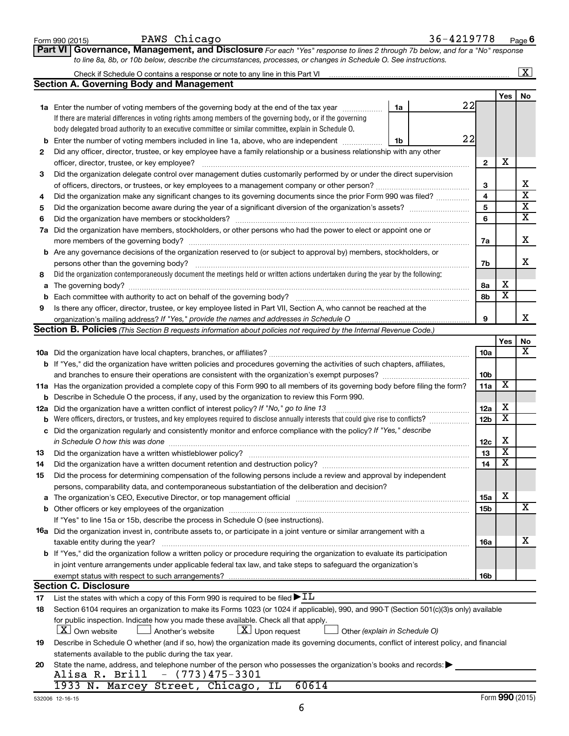Form 990 (2015) PAWS Chicago 36-4219778

## Part VI Governance, Management, and Disclosure

*For each "Yes" response to lines 2 through 7b below, and for a "No" response to line 8a, 8b, or 10b below, describe the circumstances, processes, or changes in Schedule O. See instructions.*

Check if Schedule O contains a response or note to any line in this Part VI ..... [X]

### Section A. Governing Body and Management

| | | | | Yes | No |
|---|---|---|---|---|---|
| **1a** | Enter the number of voting members of the governing body at the end of the tax year ..... **1a** 22<br>If there are material differences in voting rights among members of the governing body, or if the governing body delegated broad authority to an executive committee or similar committee, explain in Schedule O. | | | | |
| **b** | Enter the number of voting members included in line 1a, above, who are independent ..... **1b** 22 | | | | |
| **2** | Did any officer, director, trustee, or key employee have a family relationship or a business relationship with any other officer, director, trustee, or key employee? | | 2 | X | |
| **3** | Did the organization delegate control over management duties customarily performed by or under the direct supervision of officers, directors, or trustees, or key employees to a management company or other person? | | 3 | | X |
| **4** | Did the organization make any significant changes to its governing documents since the prior Form 990 was filed? | | 4 | | X |
| **5** | Did the organization become aware during the year of a significant diversion of the organization's assets? | | 5 | | X |
| **6** | Did the organization have members or stockholders? | | 6 | | X |
| **7a** | Did the organization have members, stockholders, or other persons who had the power to elect or appoint one or more members of the governing body? | | 7a | | X |
| **b** | Are any governance decisions of the organization reserved to (or subject to approval by) members, stockholders, or persons other than the governing body? | | 7b | | X |
| **8** | Did the organization contemporaneously document the meetings held or written actions undertaken during the year by the following: | | | | |
| **a** | The governing body? | | 8a | X | |
| **b** | Each committee with authority to act on behalf of the governing body? | | 8b | X | |
| **9** | Is there any officer, director, trustee, or key employee listed in Part VII, Section A, who cannot be reached at the organization's mailing address? *If "Yes," provide the names and addresses in Schedule O* | | 9 | | X |

### Section B. Policies *(This Section B requests information about policies not required by the Internal Revenue Code.)*

| | | | Yes | No |
|---|---|---|---|---|
| **10a** | Did the organization have local chapters, branches, or affiliates? | 10a | | X |
| **b** | If "Yes," did the organization have written policies and procedures governing the activities of such chapters, affiliates, and branches to ensure their operations are consistent with the organization's exempt purposes? | 10b | | |
| **11a** | Has the organization provided a complete copy of this Form 990 to all members of its governing body before filing the form? | 11a | X | |
| **b** | Describe in Schedule O the process, if any, used by the organization to review this Form 990. | | | |
| **12a** | Did the organization have a written conflict of interest policy? *If "No," go to line 13* | 12a | X | |
| **b** | Were officers, directors, or trustees, and key employees required to disclose annually interests that could give rise to conflicts? | 12b | X | |
| **c** | Did the organization regularly and consistently monitor and enforce compliance with the policy? *If "Yes," describe in Schedule O how this was done* | 12c | X | |
| **13** | Did the organization have a written whistleblower policy? | 13 | X | |
| **14** | Did the organization have a written document retention and destruction policy? | 14 | X | |
| **15** | Did the process for determining compensation of the following persons include a review and approval by independent persons, comparability data, and contemporaneous substantiation of the deliberation and decision? | | | |
| **a** | The organization's CEO, Executive Director, or top management official | 15a | X | |
| **b** | Other officers or key employees of the organization | 15b | | X |
| | If "Yes" to line 15a or 15b, describe the process in Schedule O (see instructions). | | | |
| **16a** | Did the organization invest in, contribute assets to, or participate in a joint venture or similar arrangement with a taxable entity during the year? | 16a | | X |
| **b** | If "Yes," did the organization follow a written policy or procedure requiring the organization to evaluate its participation in joint venture arrangements under applicable federal tax law, and take steps to safeguard the organization's exempt status with respect to such arrangements? | 16b | | |

### Section C. Disclosure

**17** List the states with which a copy of this Form 990 is required to be filed ▶ IL

**18** Section 6104 requires an organization to make its Forms 1023 (or 1024 if applicable), 990, and 990-T (Section 501(c)(3)s only) available for public inspection. Indicate how you made these available. Check all that apply.

[X] Own website [ ] Another's website [X] Upon request [ ] Other *(explain in Schedule O)*

**19** Describe in Schedule O whether (and if so, how) the organization made its governing documents, conflict of interest policy, and financial statements available to the public during the tax year.

**20** State the name, address, and telephone number of the person who possesses the organization's books and records: ▶

Alisa R. Brill - (773)475-3301
1933 N. Marcey Street, Chicago, IL 60614

532006 12-16-15 Form **990** (2015)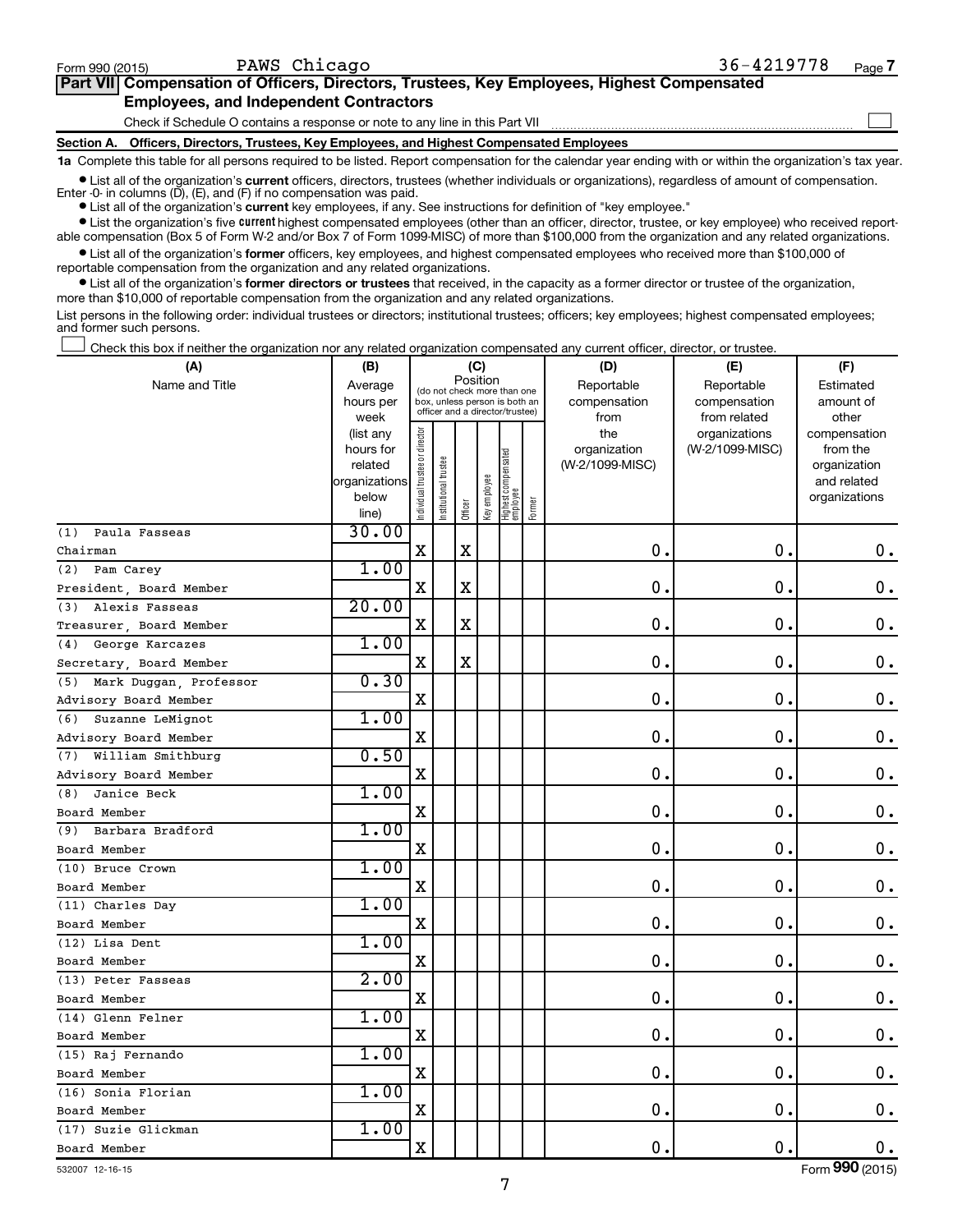Form 990 (2015) PAWS Chicago 36-4219778 Page 7

## Part VII Compensation of Officers, Directors, Trustees, Key Employees, Highest Compensated Employees, and Independent Contractors

Check if Schedule O contains a response or note to any line in this Part VII ☐

### Section A. Officers, Directors, Trustees, Key Employees, and Highest Compensated Employees

**1a** Complete this table for all persons required to be listed. Report compensation for the calendar year ending with or within the organization's tax year.

- List all of the organization's **current** officers, directors, trustees (whether individuals or organizations), regardless of amount of compensation. Enter -0- in columns (D), (E), and (F) if no compensation was paid.
- List all of the organization's **current** key employees, if any. See instructions for definition of "key employee."
- List the organization's five **current** highest compensated employees (other than an officer, director, trustee, or key employee) who received reportable compensation (Box 5 of Form W-2 and/or Box 7 of Form 1099-MISC) of more than $100,000 from the organization and any related organizations.
- List all of the organization's **former** officers, key employees, and highest compensated employees who received more than $100,000 of reportable compensation from the organization and any related organizations.
- List all of the organization's **former directors or trustees** that received, in the capacity as a former director or trustee of the organization, more than $10,000 of reportable compensation from the organization and any related organizations.

List persons in the following order: individual trustees or directors; institutional trustees; officers; key employees; highest compensated employees; and former such persons.

☐ Check this box if neither the organization nor any related organization compensated any current officer, director, or trustee.

| (A) Name and Title | (B) Average hours per week (list any hours for related organizations below line) | (C) Position: Individual trustee or director | Institutional trustee | Officer | Key employee | Highest compensated employee | Former | (D) Reportable compensation from the organization (W-2/1099-MISC) | (E) Reportable compensation from related organizations (W-2/1099-MISC) | (F) Estimated amount of other compensation from the organization and related organizations |
|---|---|---|---|---|---|---|---|---|---|---|
| (1) Paula Fasseas<br>Chairman | 30.00 | X | | X | | | | 0. | 0. | 0. |
| (2) Pam Carey<br>President, Board Member | 1.00 | X | | X | | | | 0. | 0. | 0. |
| (3) Alexis Fasseas<br>Treasurer, Board Member | 20.00 | X | | X | | | | 0. | 0. | 0. |
| (4) George Karcazes<br>Secretary, Board Member | 1.00 | X | | X | | | | 0. | 0. | 0. |
| (5) Mark Duggan, Professor<br>Advisory Board Member | 0.30 | X | | | | | | 0. | 0. | 0. |
| (6) Suzanne LeMignot<br>Advisory Board Member | 1.00 | X | | | | | | 0. | 0. | 0. |
| (7) William Smithburg<br>Advisory Board Member | 0.50 | X | | | | | | 0. | 0. | 0. |
| (8) Janice Beck<br>Board Member | 1.00 | X | | | | | | 0. | 0. | 0. |
| (9) Barbara Bradford<br>Board Member | 1.00 | X | | | | | | 0. | 0. | 0. |
| (10) Bruce Crown<br>Board Member | 1.00 | X | | | | | | 0. | 0. | 0. |
| (11) Charles Day<br>Board Member | 1.00 | X | | | | | | 0. | 0. | 0. |
| (12) Lisa Dent<br>Board Member | 1.00 | X | | | | | | 0. | 0. | 0. |
| (13) Peter Fasseas<br>Board Member | 2.00 | X | | | | | | 0. | 0. | 0. |
| (14) Glenn Felner<br>Board Member | 1.00 | X | | | | | | 0. | 0. | 0. |
| (15) Raj Fernando<br>Board Member | 1.00 | X | | | | | | 0. | 0. | 0. |
| (16) Sonia Florian<br>Board Member | 1.00 | X | | | | | | 0. | 0. | 0. |
| (17) Suzie Glickman<br>Board Member | 1.00 | X | | | | | | 0. | 0. | 0. |

532007 12-16-15 Form 990 (2015)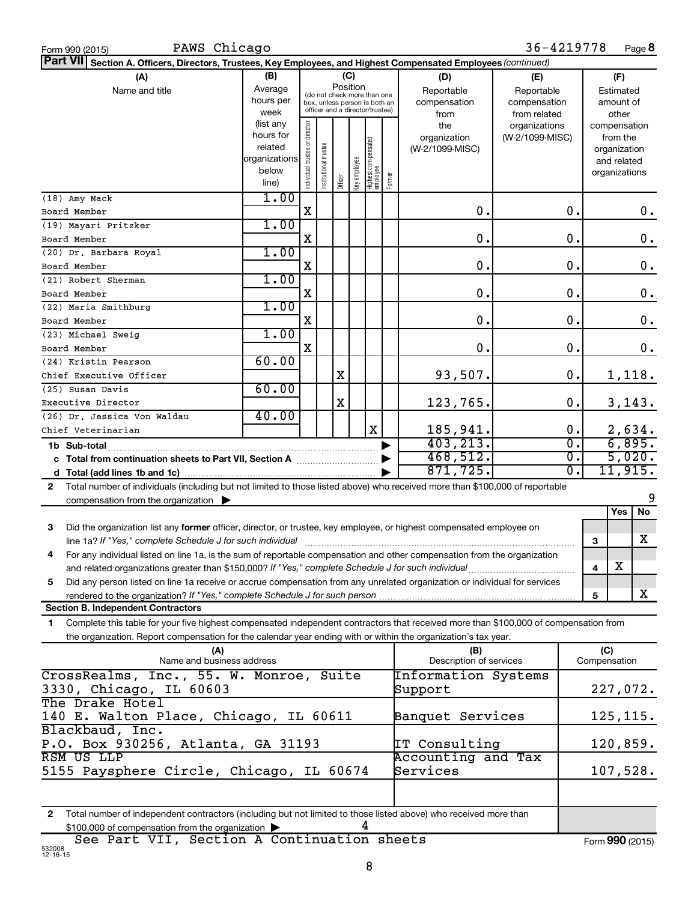Form 990 (2015) PAWS Chicago 36-4219778 Page **8**

**Part VII Section A. Officers, Directors, Trustees, Key Employees, and Highest Compensated Employees** *(continued)*

| (A) Name and title | (B) Average hours per week (list any hours for related organizations below line) | (C) Position: Individual trustee or director | Institutional trustee | Officer | Key employee | Highest compensated employee | Former | (D) Reportable compensation from the organization (W-2/1099-MISC) | (E) Reportable compensation from related organizations (W-2/1099-MISC) | (F) Estimated amount of other compensation from the organization and related organizations |
|---|---|---|---|---|---|---|---|---|---|---|
| (18) Amy Mack<br>Board Member | 1.00 | X | | | | | | 0. | 0. | 0. |
| (19) Mayari Pritzker<br>Board Member | 1.00 | X | | | | | | 0. | 0. | 0. |
| (20) Dr. Barbara Royal<br>Board Member | 1.00 | X | | | | | | 0. | 0. | 0. |
| (21) Robert Sherman<br>Board Member | 1.00 | X | | | | | | 0. | 0. | 0. |
| (22) Maria Smithburg<br>Board Member | 1.00 | X | | | | | | 0. | 0. | 0. |
| (23) Michael Sweig<br>Board Member | 1.00 | X | | | | | | 0. | 0. | 0. |
| (24) Kristin Pearson<br>Chief Executive Officer | 60.00 | | | X | | | | 93,507. | 0. | 1,118. |
| (25) Susan Davis<br>Executive Director | 60.00 | | | X | | | | 123,765. | 0. | 3,143. |
| (26) Dr. Jessica Von Waldau<br>Chief Veterinarian | 40.00 | | | | | X | | 185,941. | 0. | 2,634. |
| **1b Sub-total** | | | | | | | | 403,213. | 0. | 6,895. |
| **c Total from continuation sheets to Part VII, Section A** | | | | | | | | 468,512. | 0. | 5,020. |
| **d Total (add lines 1b and 1c)** | | | | | | | | 871,725. | 0. | 11,915. |

**2** Total number of individuals (including but not limited to those listed above) who received more than $100,000 of reportable compensation from the organization ▶ 9

| | | Yes | No |
|---|---|---|---|
| **3** Did the organization list any **former** officer, director, or trustee, key employee, or highest compensated employee on line 1a? *If "Yes," complete Schedule J for such individual* | 3 | | X |
| **4** For any individual listed on line 1a, is the sum of reportable compensation and other compensation from the organization and related organizations greater than $150,000? *If "Yes," complete Schedule J for such individual* | 4 | X | |
| **5** Did any person listed on line 1a receive or accrue compensation from any unrelated organization or individual for services rendered to the organization? *If "Yes," complete Schedule J for such person* | 5 | | X |

**Section B. Independent Contractors**

**1** Complete this table for your five highest compensated independent contractors that received more than $100,000 of compensation from the organization. Report compensation for the calendar year ending with or within the organization's tax year.

| (A) Name and business address | (B) Description of services | (C) Compensation |
|---|---|---|
| CrossRealms, Inc., 55. W. Monroe, Suite 3330, Chicago, IL 60603 | Information Systems Support | 227,072. |
| The Drake Hotel<br>140 E. Walton Place, Chicago, IL 60611 | Banquet Services | 125,115. |
| Blackbaud, Inc.<br>P.O. Box 930256, Atlanta, GA 31193 | IT Consulting | 120,859. |
| RSM US LLP<br>5155 Paysphere Circle, Chicago, IL 60674 | Accounting and Tax Services | 107,528. |
| | | |

**2** Total number of independent contractors (including but not limited to those listed above) who received more than $100,000 of compensation from the organization ▶ 4

See Part VII, Section A Continuation sheets

532008 12-16-15 Form **990** (2015)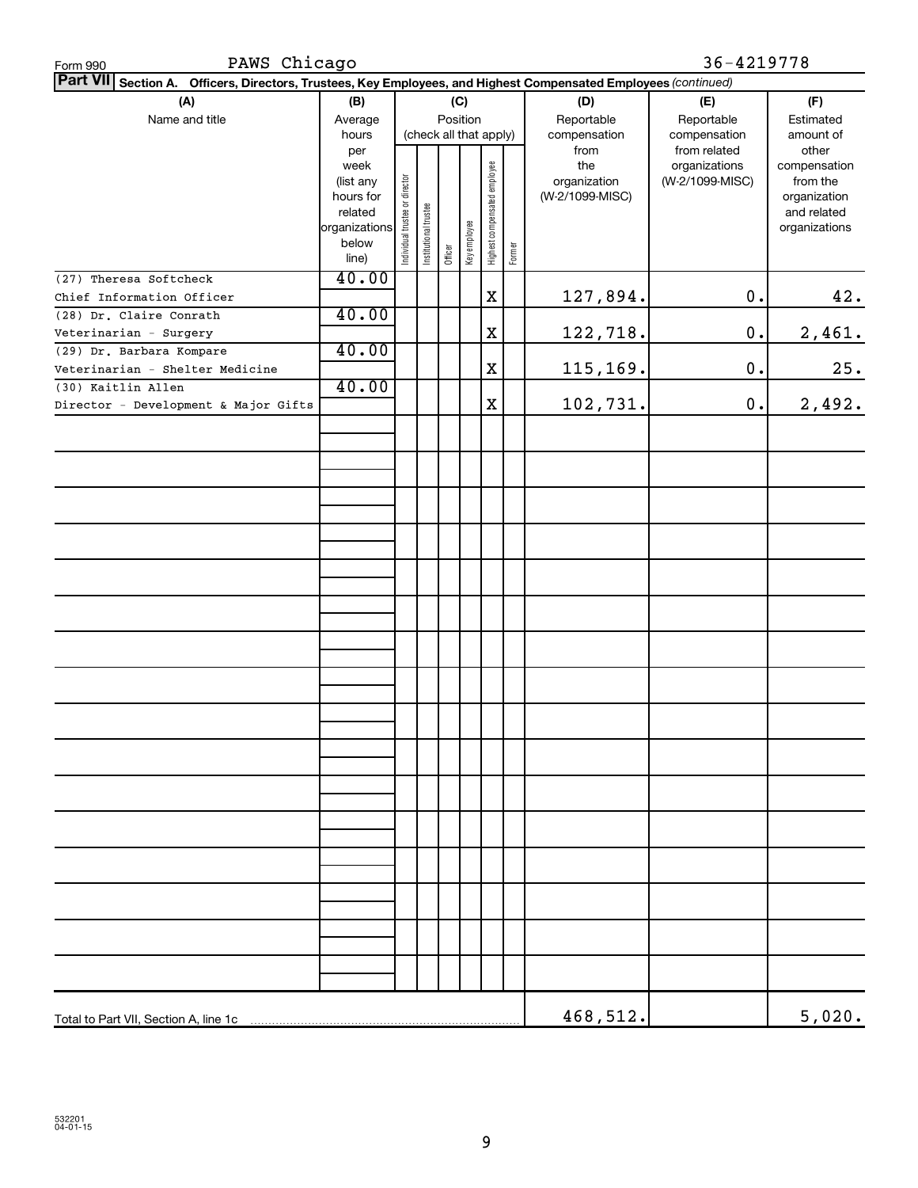Form 990 PAWS Chicago 36-4219778

**Part VII Section A. Officers, Directors, Trustees, Key Employees, and Highest Compensated Employees** *(continued)*

| (A) Name and title | (B) Average hours per week (list any hours for related organizations below line) | (C) Position (check all that apply): Individual trustee or director | Institutional trustee | Officer | Key employee | Highest compensated employee | Former | (D) Reportable compensation from the organization (W-2/1099-MISC) | (E) Reportable compensation from related organizations (W-2/1099-MISC) | (F) Estimated amount of other compensation from the organization and related organizations |
|---|---|---|---|---|---|---|---|---|---|---|
| (27) Theresa Softcheck<br>Chief Information Officer | 40.00 | | | | | X | | 127,894. | 0. | 42. |
| (28) Dr. Claire Conrath<br>Veterinarian - Surgery | 40.00 | | | | | X | | 122,718. | 0. | 2,461. |
| (29) Dr. Barbara Kompare<br>Veterinarian - Shelter Medicine | 40.00 | | | | | X | | 115,169. | 0. | 25. |
| (30) Kaitlin Allen<br>Director - Development & Major Gifts | 40.00 | | | | | X | | 102,731. | 0. | 2,492. |
| Total to Part VII, Section A, line 1c | | | | | | | | 468,512. | | 5,020. |

532201
04-01-15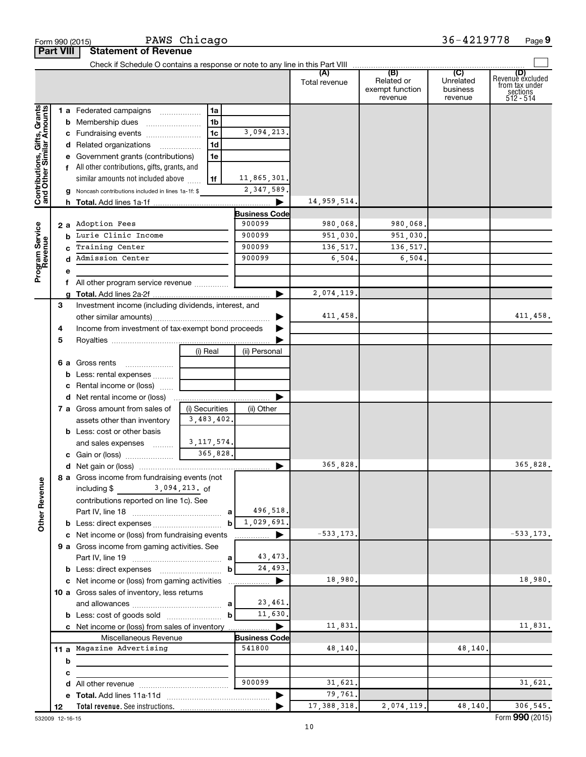Form 990 (2015) PAWS Chicago 36-4219778 Page **9**

## Part VIII Statement of Revenue

Check if Schedule O contains a response or note to any line in this Part VIII ☐

| | | | | (A) Total revenue | (B) Related or exempt function revenue | (C) Unrelated business revenue | (D) Revenue excluded from tax under sections 512 - 514 |
|---|---|---|---|---|---|---|---|
| **Contributions, Gifts, Grants and Other Similar Amounts** | 1 a Federated campaigns | 1a | | | | | |
| | b Membership dues | 1b | | | | | |
| | c Fundraising events | 1c | 3,094,213. | | | | |
| | d Related organizations | 1d | | | | | |
| | e Government grants (contributions) | 1e | | | | | |
| | f All other contributions, gifts, grants, and similar amounts not included above | 1f | 11,865,301. | | | | |
| | g Noncash contributions included in lines 1a-1f: $ | | 2,347,589. | | | | |
| | h **Total.** Add lines 1a-1f | | ▶ | 14,959,514. | | | |
| **Program Service Revenue** | | | **Business Code** | | | | |
| | 2 a Adoption Fees | | 900099 | 980,068. | 980,068. | | |
| | b Lurie Clinic Income | | 900099 | 951,030. | 951,030. | | |
| | c Training Center | | 900099 | 136,517. | 136,517. | | |
| | d Admission Center | | 900099 | 6,504. | 6,504. | | |
| | e | | | | | | |
| | f All other program service revenue | | | | | | |
| | g **Total.** Add lines 2a-2f | | ▶ | 2,074,119. | | | |
| | 3 Investment income (including dividends, interest, and other similar amounts) | | ▶ | 411,458. | | | 411,458. |
| | 4 Income from investment of tax-exempt bond proceeds | | ▶ | | | | |
| | 5 Royalties | | ▶ | | | | |
| | | (i) Real | (ii) Personal | | | | |
| | 6 a Gross rents | | | | | | |
| | b Less: rental expenses | | | | | | |
| | c Rental income or (loss) | | | | | | |
| | d Net rental income or (loss) | | ▶ | | | | |
| | 7 a Gross amount from sales of assets other than inventory | (i) Securities 3,483,402. | (ii) Other | | | | |
| | b Less: cost or other basis and sales expenses | 3,117,574. | | | | | |
| | c Gain or (loss) | 365,828. | | | | | |
| | d Net gain or (loss) | | ▶ | 365,828. | | | 365,828. |
| **Other Revenue** | 8 a Gross income from fundraising events (not including $ 3,094,213. of contributions reported on line 1c). See Part IV, line 18 | a | 496,518. | | | | |
| | b Less: direct expenses | b | 1,029,691. | | | | |
| | c Net income or (loss) from fundraising events | | ▶ | -533,173. | | | -533,173. |
| | 9 a Gross income from gaming activities. See Part IV, line 19 | a | 43,473. | | | | |
| | b Less: direct expenses | b | 24,493. | | | | |
| | c Net income or (loss) from gaming activities | | ▶ | 18,980. | | | 18,980. |
| | 10 a Gross sales of inventory, less returns and allowances | a | 23,461. | | | | |
| | b Less: cost of goods sold | b | 11,630. | | | | |
| | c Net income or (loss) from sales of inventory | | ▶ | 11,831. | | | 11,831. |
| | Miscellaneous Revenue | | **Business Code** | | | | |
| | 11 a Magazine Advertising | | 541800 | 48,140. | | 48,140. | |
| | b | | | | | | |
| | c | | | | | | |
| | d All other revenue | | 900099 | 31,621. | | | 31,621. |
| | e **Total.** Add lines 11a-11d | | ▶ | 79,761. | | | |
| | 12 **Total revenue.** See instructions. | | ▶ | 17,388,318. | 2,074,119. | 48,140. | 306,545. |

532009 12-16-15 Form **990** (2015)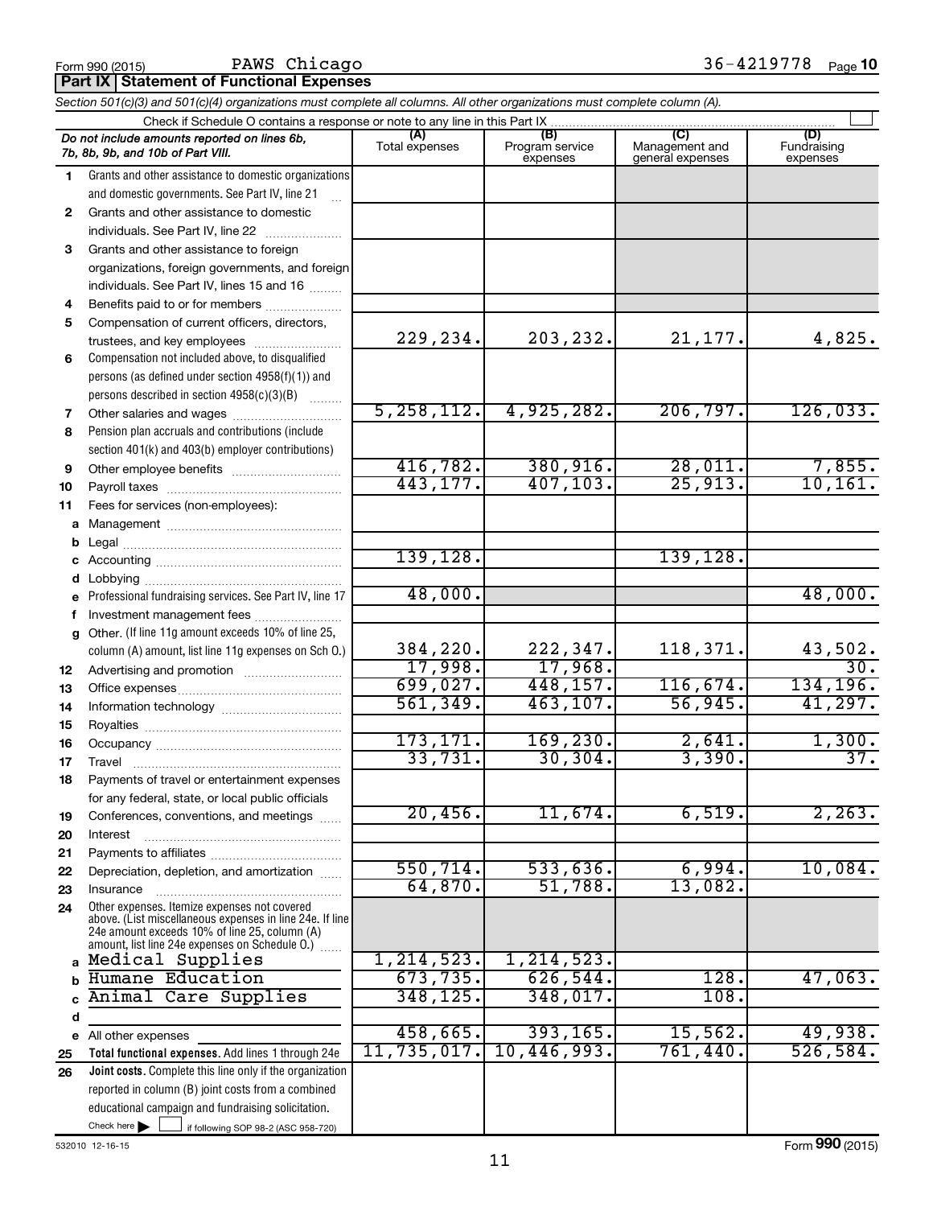Form 990 (2015) PAWS Chicago 36-4219778 Page 10

**Part IX | Statement of Functional Expenses**

*Section 501(c)(3) and 501(c)(4) organizations must complete all columns. All other organizations must complete column (A).*

Check if Schedule O contains a response or note to any line in this Part IX ☐

| | *Do not include amounts reported on lines 6b, 7b, 8b, 9b, and 10b of Part VIII.* | (A) Total expenses | (B) Program service expenses | (C) Management and general expenses | (D) Fundraising expenses |
|---|---|---|---|---|---|
| 1 | Grants and other assistance to domestic organizations and domestic governments. See Part IV, line 21 | | | | |
| 2 | Grants and other assistance to domestic individuals. See Part IV, line 22 | | | | |
| 3 | Grants and other assistance to foreign organizations, foreign governments, and foreign individuals. See Part IV, lines 15 and 16 | | | | |
| 4 | Benefits paid to or for members | | | | |
| 5 | Compensation of current officers, directors, trustees, and key employees | 229,234. | 203,232. | 21,177. | 4,825. |
| 6 | Compensation not included above, to disqualified persons (as defined under section 4958(f)(1)) and persons described in section 4958(c)(3)(B) | | | | |
| 7 | Other salaries and wages | 5,258,112. | 4,925,282. | 206,797. | 126,033. |
| 8 | Pension plan accruals and contributions (include section 401(k) and 403(b) employer contributions) | | | | |
| 9 | Other employee benefits | 416,782. | 380,916. | 28,011. | 7,855. |
| 10 | Payroll taxes | 443,177. | 407,103. | 25,913. | 10,161. |
| 11 | Fees for services (non-employees): | | | | |
| a | Management | | | | |
| b | Legal | | | | |
| c | Accounting | 139,128. | | 139,128. | |
| d | Lobbying | | | | |
| e | Professional fundraising services. See Part IV, line 17 | 48,000. | | | 48,000. |
| f | Investment management fees | | | | |
| g | Other. (If line 11g amount exceeds 10% of line 25, column (A) amount, list line 11g expenses on Sch O.) | 384,220. | 222,347. | 118,371. | 43,502. |
| 12 | Advertising and promotion | 17,998. | 17,968. | | 30. |
| 13 | Office expenses | 699,027. | 448,157. | 116,674. | 134,196. |
| 14 | Information technology | 561,349. | 463,107. | 56,945. | 41,297. |
| 15 | Royalties | | | | |
| 16 | Occupancy | 173,171. | 169,230. | 2,641. | 1,300. |
| 17 | Travel | 33,731. | 30,304. | 3,390. | 37. |
| 18 | Payments of travel or entertainment expenses for any federal, state, or local public officials | | | | |
| 19 | Conferences, conventions, and meetings | 20,456. | 11,674. | 6,519. | 2,263. |
| 20 | Interest | | | | |
| 21 | Payments to affiliates | | | | |
| 22 | Depreciation, depletion, and amortization | 550,714. | 533,636. | 6,994. | 10,084. |
| 23 | Insurance | 64,870. | 51,788. | 13,082. | |
| 24 | Other expenses. Itemize expenses not covered above. (List miscellaneous expenses in line 24e. If line 24e amount exceeds 10% of line 25, column (A) amount, list line 24e expenses on Schedule O.) | | | | |
| a | Medical Supplies | 1,214,523. | 1,214,523. | | |
| b | Humane Education | 673,735. | 626,544. | 128. | 47,063. |
| c | Animal Care Supplies | 348,125. | 348,017. | 108. | |
| d | | | | | |
| e | All other expenses | 458,665. | 393,165. | 15,562. | 49,938. |
| 25 | **Total functional expenses.** Add lines 1 through 24e | 11,735,017. | 10,446,993. | 761,440. | 526,584. |
| 26 | **Joint costs.** Complete this line only if the organization reported in column (B) joint costs from a combined educational campaign and fundraising solicitation. Check here ☐ if following SOP 98-2 (ASC 958-720) | | | | |

532010 12-16-15

Form **990** (2015)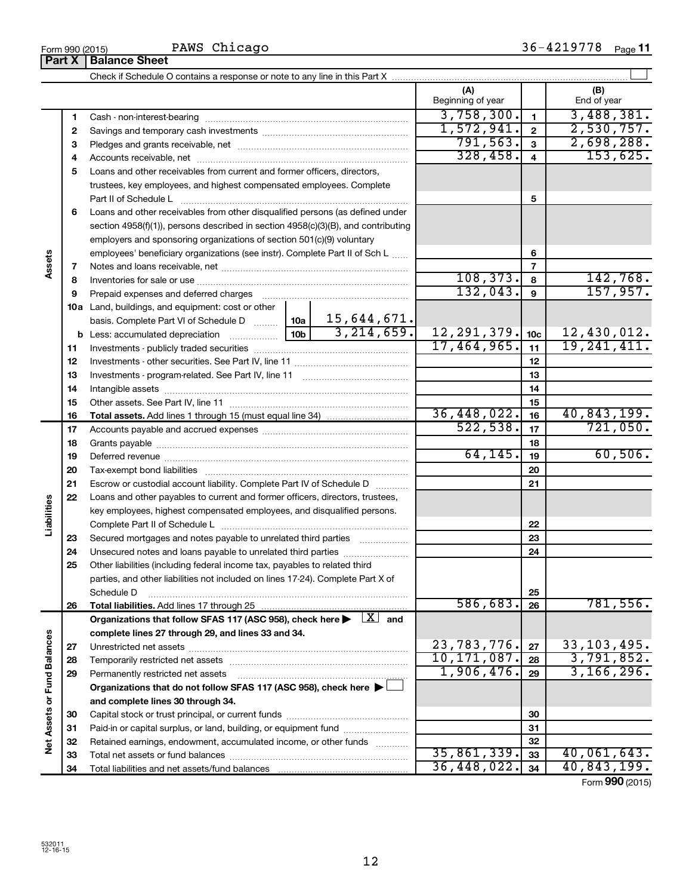Form 990 (2015) PAWS Chicago 36-4219778 Page 11

## Part X | Balance Sheet

Check if Schedule O contains a response or note to any line in this Part X

| | | | | (A) Beginning of year | | (B) End of year |
|---|---|---|---|---|---|---|
| **Assets** | 1 | Cash - non-interest-bearing | | 3,758,300. | 1 | 3,488,381. |
| | 2 | Savings and temporary cash investments | | 1,572,941. | 2 | 2,530,757. |
| | 3 | Pledges and grants receivable, net | | 791,563. | 3 | 2,698,288. |
| | 4 | Accounts receivable, net | | 328,458. | 4 | 153,625. |
| | 5 | Loans and other receivables from current and former officers, directors, trustees, key employees, and highest compensated employees. Complete Part II of Schedule L | | | 5 | |
| | 6 | Loans and other receivables from other disqualified persons (as defined under section 4958(f)(1)), persons described in section 4958(c)(3)(B), and contributing employers and sponsoring organizations of section 501(c)(9) voluntary employees' beneficiary organizations (see instr). Complete Part II of Sch L | | | 6 | |
| | 7 | Notes and loans receivable, net | | | 7 | |
| | 8 | Inventories for sale or use | | 108,373. | 8 | 142,768. |
| | 9 | Prepaid expenses and deferred charges | | 132,043. | 9 | 157,957. |
| | 10a | Land, buildings, and equipment: cost or other basis. Complete Part VI of Schedule D | 10a 15,644,671. | | | |
| | b | Less: accumulated depreciation | 10b 3,214,659. | 12,291,379. | 10c | 12,430,012. |
| | 11 | Investments - publicly traded securities | | 17,464,965. | 11 | 19,241,411. |
| | 12 | Investments - other securities. See Part IV, line 11 | | | 12 | |
| | 13 | Investments - program-related. See Part IV, line 11 | | | 13 | |
| | 14 | Intangible assets | | | 14 | |
| | 15 | Other assets. See Part IV, line 11 | | | 15 | |
| | 16 | **Total assets.** Add lines 1 through 15 (must equal line 34) | | 36,448,022. | 16 | 40,843,199. |
| **Liabilities** | 17 | Accounts payable and accrued expenses | | 522,538. | 17 | 721,050. |
| | 18 | Grants payable | | | 18 | |
| | 19 | Deferred revenue | | 64,145. | 19 | 60,506. |
| | 20 | Tax-exempt bond liabilities | | | 20 | |
| | 21 | Escrow or custodial account liability. Complete Part IV of Schedule D | | | 21 | |
| | 22 | Loans and other payables to current and former officers, directors, trustees, key employees, highest compensated employees, and disqualified persons. Complete Part II of Schedule L | | | 22 | |
| | 23 | Secured mortgages and notes payable to unrelated third parties | | | 23 | |
| | 24 | Unsecured notes and loans payable to unrelated third parties | | | 24 | |
| | 25 | Other liabilities (including federal income tax, payables to related third parties, and other liabilities not included on lines 17-24). Complete Part X of Schedule D | | | 25 | |
| | 26 | **Total liabilities.** Add lines 17 through 25 | | 586,683. | 26 | 781,556. |
| **Net Assets or Fund Balances** | | **Organizations that follow SFAS 117 (ASC 958), check here ▶ [X] and complete lines 27 through 29, and lines 33 and 34.** | | | | |
| | 27 | Unrestricted net assets | | 23,783,776. | 27 | 33,103,495. |
| | 28 | Temporarily restricted net assets | | 10,171,087. | 28 | 3,791,852. |
| | 29 | Permanently restricted net assets | | 1,906,476. | 29 | 3,166,296. |
| | | **Organizations that do not follow SFAS 117 (ASC 958), check here ▶ [ ] and complete lines 30 through 34.** | | | | |
| | 30 | Capital stock or trust principal, or current funds | | | 30 | |
| | 31 | Paid-in or capital surplus, or land, building, or equipment fund | | | 31 | |
| | 32 | Retained earnings, endowment, accumulated income, or other funds | | | 32 | |
| | 33 | Total net assets or fund balances | | 35,861,339. | 33 | 40,061,643. |
| | 34 | Total liabilities and net assets/fund balances | | 36,448,022. | 34 | 40,843,199. |

Form **990** (2015)

532011 12-16-15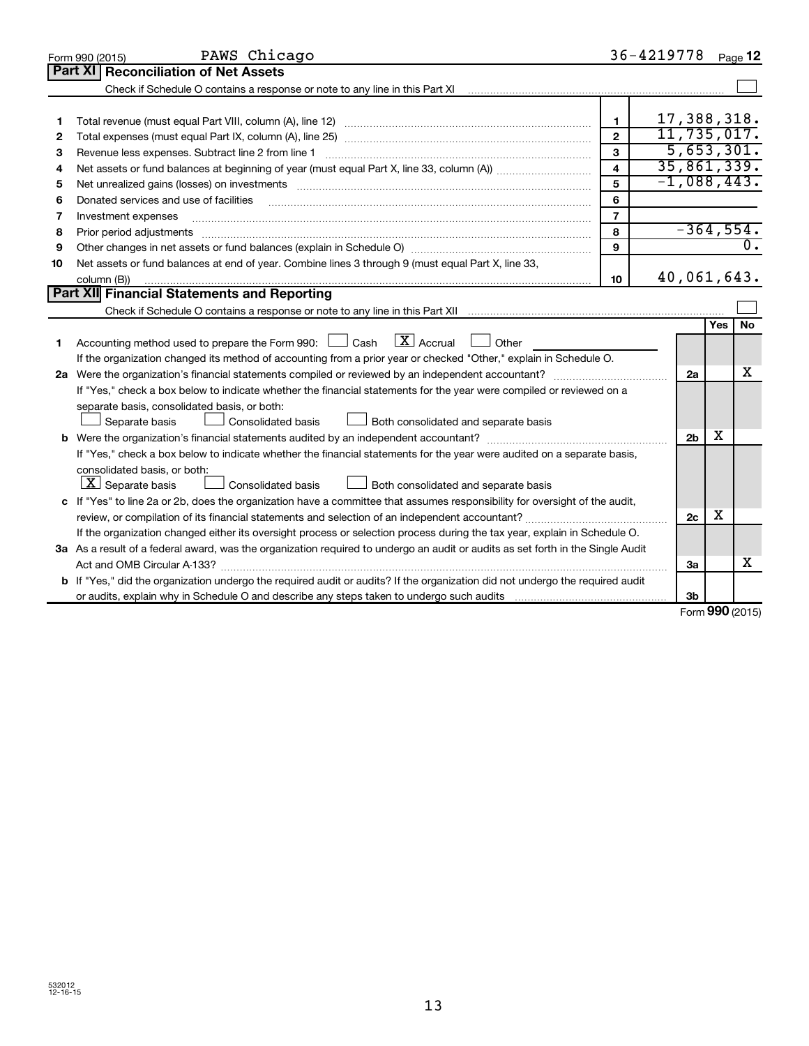Form 990 (2015) PAWS Chicago 36-4219778 Page **12**

## Part XI Reconciliation of Net Assets

Check if Schedule O contains a response or note to any line in this Part XI ☐

| | | | |
|---|---|---|---|
| 1 | Total revenue (must equal Part VIII, column (A), line 12) | 1 | 17,388,318. |
| 2 | Total expenses (must equal Part IX, column (A), line 25) | 2 | 11,735,017. |
| 3 | Revenue less expenses. Subtract line 2 from line 1 | 3 | 5,653,301. |
| 4 | Net assets or fund balances at beginning of year (must equal Part X, line 33, column (A)) | 4 | 35,861,339. |
| 5 | Net unrealized gains (losses) on investments | 5 | -1,088,443. |
| 6 | Donated services and use of facilities | 6 | |
| 7 | Investment expenses | 7 | |
| 8 | Prior period adjustments | 8 | -364,554. |
| 9 | Other changes in net assets or fund balances (explain in Schedule O) | 9 | 0. |
| 10 | Net assets or fund balances at end of year. Combine lines 3 through 9 (must equal Part X, line 33, column (B)) | 10 | 40,061,643. |

## Part XII Financial Statements and Reporting

Check if Schedule O contains a response or note to any line in this Part XII ☐

| | | | Yes | No |
|---|---|---|---|---|
| 1 | Accounting method used to prepare the Form 990: ☐ Cash ☒ Accrual ☐ Other<br>If the organization changed its method of accounting from a prior year or checked "Other," explain in Schedule O. | | | |
| 2a | Were the organization's financial statements compiled or reviewed by an independent accountant?<br>If "Yes," check a box below to indicate whether the financial statements for the year were compiled or reviewed on a separate basis, consolidated basis, or both:<br>☐ Separate basis ☐ Consolidated basis ☐ Both consolidated and separate basis | 2a | | X |
| b | Were the organization's financial statements audited by an independent accountant?<br>If "Yes," check a box below to indicate whether the financial statements for the year were audited on a separate basis, consolidated basis, or both:<br>☒ Separate basis ☐ Consolidated basis ☐ Both consolidated and separate basis | 2b | X | |
| c | If "Yes" to line 2a or 2b, does the organization have a committee that assumes responsibility for oversight of the audit, review, or compilation of its financial statements and selection of an independent accountant?<br>If the organization changed either its oversight process or selection process during the tax year, explain in Schedule O. | 2c | X | |
| 3a | As a result of a federal award, was the organization required to undergo an audit or audits as set forth in the Single Audit Act and OMB Circular A-133? | 3a | | X |
| b | If "Yes," did the organization undergo the required audit or audits? If the organization did not undergo the required audit or audits, explain why in Schedule O and describe any steps taken to undergo such audits | 3b | | |

Form **990** (2015)

532012 12-16-15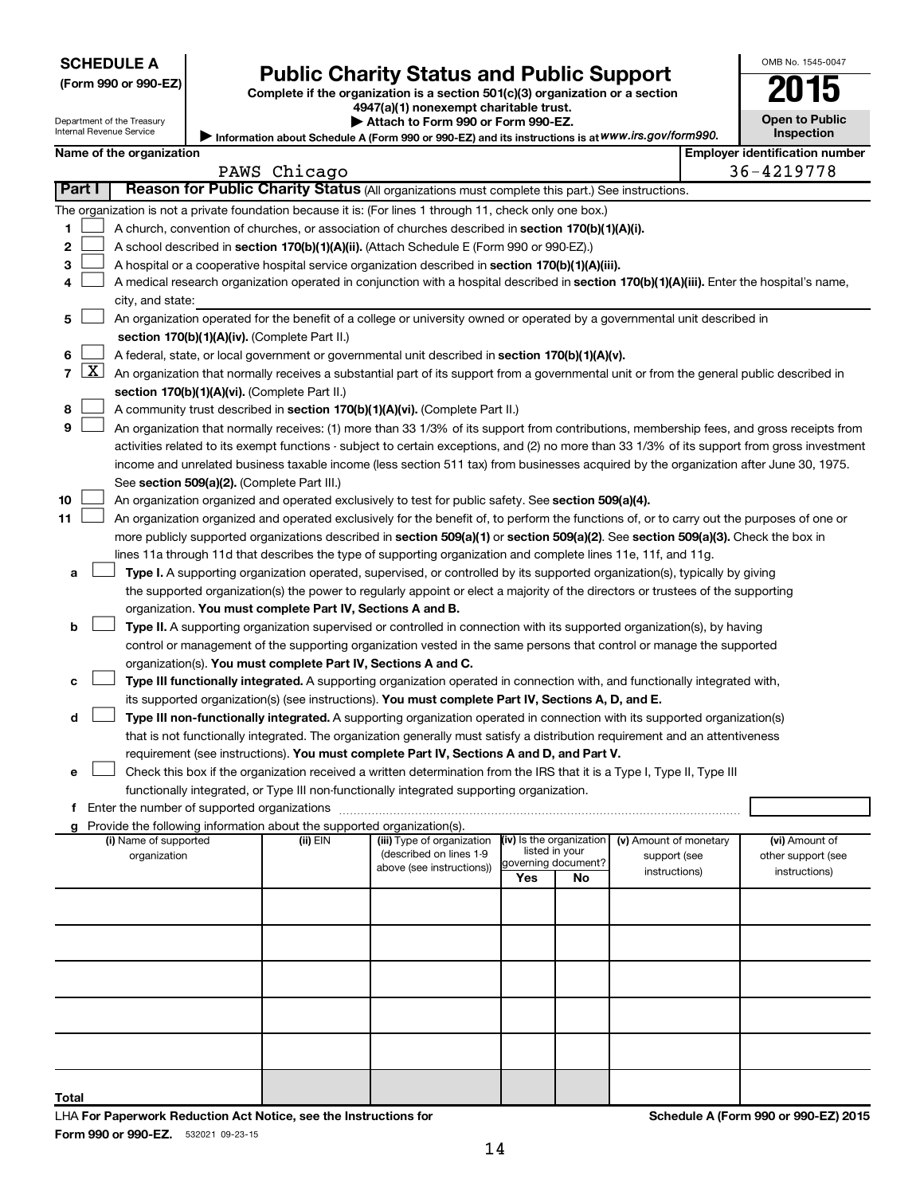**SCHEDULE A**
**(Form 990 or 990-EZ)**

Department of the Treasury
Internal Revenue Service

# Public Charity Status and Public Support

**Complete if the organization is a section 501(c)(3) organization or a section 4947(a)(1) nonexempt charitable trust.**
**▶ Attach to Form 990 or Form 990-EZ.**
▶ Information about Schedule A (Form 990 or 990-EZ) and its instructions is at *www.irs.gov/form990.*

OMB No. 1545-0047
**2015**
**Open to Public Inspection**

| Name of the organization | Employer identification number |
|---|---|
| PAWS Chicago | 36-4219778 |

## Part I — Reason for Public Charity Status (All organizations must complete this part.) See instructions.

The organization is not a private foundation because it is: (For lines 1 through 11, check only one box.)

1 [ ] A church, convention of churches, or association of churches described in **section 170(b)(1)(A)(i).**

2 [ ] A school described in **section 170(b)(1)(A)(ii).** (Attach Schedule E (Form 990 or 990-EZ).)

3 [ ] A hospital or a cooperative hospital service organization described in **section 170(b)(1)(A)(iii).**

4 [ ] A medical research organization operated in conjunction with a hospital described in **section 170(b)(1)(A)(iii).** Enter the hospital's name, city, and state:

5 [ ] An organization operated for the benefit of a college or university owned or operated by a governmental unit described in **section 170(b)(1)(A)(iv).** (Complete Part II.)

6 [ ] A federal, state, or local government or governmental unit described in **section 170(b)(1)(A)(v).**

7 [X] An organization that normally receives a substantial part of its support from a governmental unit or from the general public described in **section 170(b)(1)(A)(vi).** (Complete Part II.)

8 [ ] A community trust described in **section 170(b)(1)(A)(vi).** (Complete Part II.)

9 [ ] An organization that normally receives: (1) more than 33 1/3% of its support from contributions, membership fees, and gross receipts from activities related to its exempt functions - subject to certain exceptions, and (2) no more than 33 1/3% of its support from gross investment income and unrelated business taxable income (less section 511 tax) from businesses acquired by the organization after June 30, 1975. See **section 509(a)(2).** (Complete Part III.)

10 [ ] An organization organized and operated exclusively to test for public safety. See **section 509(a)(4).**

11 [ ] An organization organized and operated exclusively for the benefit of, to perform the functions of, or to carry out the purposes of one or more publicly supported organizations described in **section 509(a)(1)** or **section 509(a)(2)**. See **section 509(a)(3).** Check the box in lines 11a through 11d that describes the type of supporting organization and complete lines 11e, 11f, and 11g.

a [ ] **Type I.** A supporting organization operated, supervised, or controlled by its supported organization(s), typically by giving the supported organization(s) the power to regularly appoint or elect a majority of the directors or trustees of the supporting organization. **You must complete Part IV, Sections A and B.**

b [ ] **Type II.** A supporting organization supervised or controlled in connection with its supported organization(s), by having control or management of the supporting organization vested in the same persons that control or manage the supported organization(s). **You must complete Part IV, Sections A and C.**

c [ ] **Type III functionally integrated.** A supporting organization operated in connection with, and functionally integrated with, its supported organization(s) (see instructions). **You must complete Part IV, Sections A, D, and E.**

d [ ] **Type III non-functionally integrated.** A supporting organization operated in connection with its supported organization(s) that is not functionally integrated. The organization generally must satisfy a distribution requirement and an attentiveness requirement (see instructions). **You must complete Part IV, Sections A and D, and Part V.**

e [ ] Check this box if the organization received a written determination from the IRS that it is a Type I, Type II, Type III functionally integrated, or Type III non-functionally integrated supporting organization.

f Enter the number of supported organizations

g Provide the following information about the supported organization(s).

| (i) Name of supported organization | (ii) EIN | (iii) Type of organization (described on lines 1-9 above (see instructions)) | (iv) Is the organization listed in your governing document? Yes | No | (v) Amount of monetary support (see instructions) | (vi) Amount of other support (see instructions) |
|---|---|---|---|---|---|---|
| | | | | | | |
| | | | | | | |
| | | | | | | |
| | | | | | | |
| | | | | | | |
| Total | | | | | | |

LHA **For Paperwork Reduction Act Notice, see the Instructions for Form 990 or 990-EZ.** 532021 09-23-15

**Schedule A (Form 990 or 990-EZ) 2015**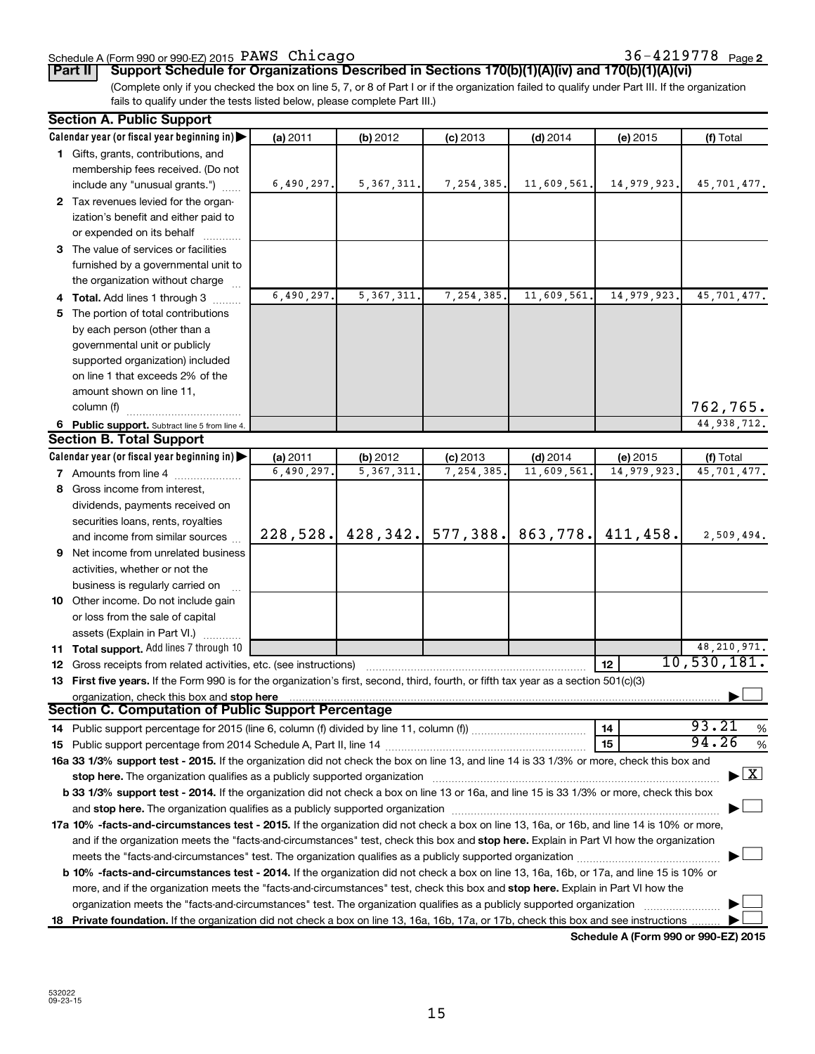Schedule A (Form 990 or 990-EZ) 2015 PAWS Chicago 36-4219778 Page 2

**Part II | Support Schedule for Organizations Described in Sections 170(b)(1)(A)(iv) and 170(b)(1)(A)(vi)**

(Complete only if you checked the box on line 5, 7, or 8 of Part I or if the organization failed to qualify under Part III. If the organization fails to qualify under the tests listed below, please complete Part III.)

## Section A. Public Support

| Calendar year (or fiscal year beginning in) ▶ | (a) 2011 | (b) 2012 | (c) 2013 | (d) 2014 | (e) 2015 | (f) Total |
|---|---|---|---|---|---|---|
| **1** Gifts, grants, contributions, and membership fees received. (Do not include any "unusual grants.") | 6,490,297. | 5,367,311. | 7,254,385. | 11,609,561. | 14,979,923. | 45,701,477. |
| **2** Tax revenues levied for the organization's benefit and either paid to or expended on its behalf | | | | | | |
| **3** The value of services or facilities furnished by a governmental unit to the organization without charge | | | | | | |
| **4 Total.** Add lines 1 through 3 | 6,490,297. | 5,367,311. | 7,254,385. | 11,609,561. | 14,979,923. | 45,701,477. |
| **5** The portion of total contributions by each person (other than a governmental unit or publicly supported organization) included on line 1 that exceeds 2% of the amount shown on line 11, column (f) | | | | | | 762,765. |
| **6 Public support.** Subtract line 5 from line 4. | | | | | | 44,938,712. |

## Section B. Total Support

| Calendar year (or fiscal year beginning in) ▶ | (a) 2011 | (b) 2012 | (c) 2013 | (d) 2014 | (e) 2015 | (f) Total |
|---|---|---|---|---|---|---|
| **7** Amounts from line 4 | 6,490,297. | 5,367,311. | 7,254,385. | 11,609,561. | 14,979,923. | 45,701,477. |
| **8** Gross income from interest, dividends, payments received on securities loans, rents, royalties and income from similar sources | 228,528. | 428,342. | 577,388. | 863,778. | 411,458. | 2,509,494. |
| **9** Net income from unrelated business activities, whether or not the business is regularly carried on | | | | | | |
| **10** Other income. Do not include gain or loss from the sale of capital assets (Explain in Part VI.) | | | | | | |
| **11 Total support.** Add lines 7 through 10 | | | | | | 48,210,971. |

**12** Gross receipts from related activities, etc. (see instructions) **12** 10,530,181.

**13 First five years.** If the Form 990 is for the organization's first, second, third, fourth, or fifth tax year as a section 501(c)(3) organization, check this box and **stop here** ▶ ☐

## Section C. Computation of Public Support Percentage

**14** Public support percentage for 2015 (line 6, column (f) divided by line 11, column (f)) **14** 93.21 %

**15** Public support percentage from 2014 Schedule A, Part II, line 14 **15** 94.26 %

**16a 33 1/3% support test - 2015.** If the organization did not check the box on line 13, and line 14 is 33 1/3% or more, check this box and **stop here.** The organization qualifies as a publicly supported organization ▶ ☒

**b 33 1/3% support test - 2014.** If the organization did not check a box on line 13 or 16a, and line 15 is 33 1/3% or more, check this box and **stop here.** The organization qualifies as a publicly supported organization ▶ ☐

**17a 10% -facts-and-circumstances test - 2015.** If the organization did not check a box on line 13, 16a, or 16b, and line 14 is 10% or more, and if the organization meets the "facts-and-circumstances" test, check this box and **stop here.** Explain in Part VI how the organization meets the "facts-and-circumstances" test. The organization qualifies as a publicly supported organization ▶ ☐

**b 10% -facts-and-circumstances test - 2014.** If the organization did not check a box on line 13, 16a, 16b, or 17a, and line 15 is 10% or more, and if the organization meets the "facts-and-circumstances" test, check this box and **stop here.** Explain in Part VI how the organization meets the "facts-and-circumstances" test. The organization qualifies as a publicly supported organization ▶ ☐

**18 Private foundation.** If the organization did not check a box on line 13, 16a, 16b, 17a, or 17b, check this box and see instructions ▶ ☐

**Schedule A (Form 990 or 990-EZ) 2015**

532022 09-23-15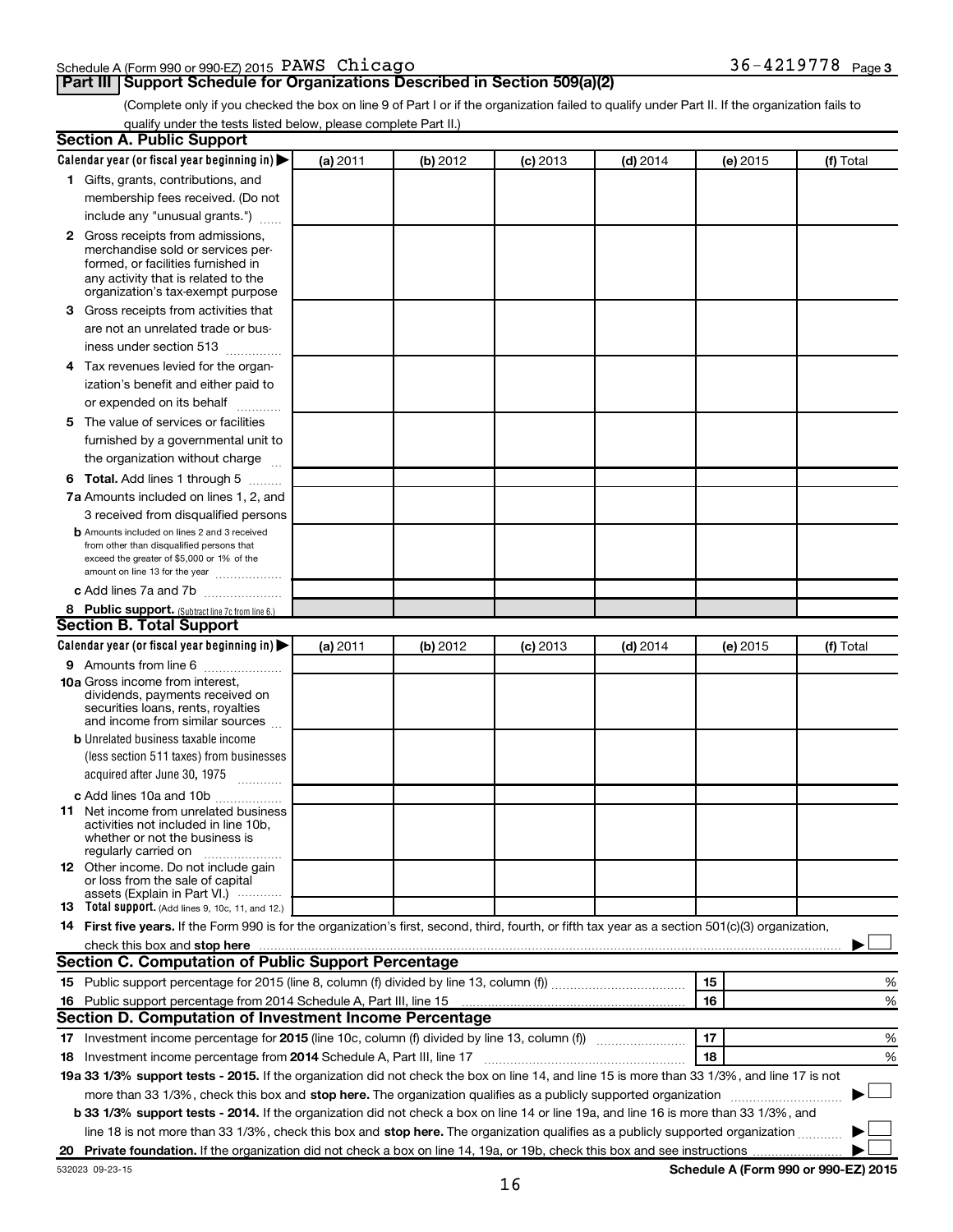Schedule A (Form 990 or 990-EZ) 2015 PAWS Chicago 36-4219778 Page 3

## Part III Support Schedule for Organizations Described in Section 509(a)(2)

(Complete only if you checked the box on line 9 of Part I or if the organization failed to qualify under Part II. If the organization fails to qualify under the tests listed below, please complete Part II.)

### Section A. Public Support

| Calendar year (or fiscal year beginning in) ▶ | (a) 2011 | (b) 2012 | (c) 2013 | (d) 2014 | (e) 2015 | (f) Total |
|---|---|---|---|---|---|---|
| 1 Gifts, grants, contributions, and membership fees received. (Do not include any "unusual grants.") | | | | | | |
| 2 Gross receipts from admissions, merchandise sold or services performed, or facilities furnished in any activity that is related to the organization's tax-exempt purpose | | | | | | |
| 3 Gross receipts from activities that are not an unrelated trade or business under section 513 | | | | | | |
| 4 Tax revenues levied for the organization's benefit and either paid to or expended on its behalf | | | | | | |
| 5 The value of services or facilities furnished by a governmental unit to the organization without charge | | | | | | |
| 6 **Total.** Add lines 1 through 5 | | | | | | |
| 7a Amounts included on lines 1, 2, and 3 received from disqualified persons | | | | | | |
| b Amounts included on lines 2 and 3 received from other than disqualified persons that exceed the greater of $5,000 or 1% of the amount on line 13 for the year | | | | | | |
| c Add lines 7a and 7b | | | | | | |
| 8 **Public support.** (Subtract line 7c from line 6.) | | | | | | |

### Section B. Total Support

| Calendar year (or fiscal year beginning in) ▶ | (a) 2011 | (b) 2012 | (c) 2013 | (d) 2014 | (e) 2015 | (f) Total |
|---|---|---|---|---|---|---|
| 9 Amounts from line 6 | | | | | | |
| 10a Gross income from interest, dividends, payments received on securities loans, rents, royalties and income from similar sources | | | | | | |
| b Unrelated business taxable income (less section 511 taxes) from businesses acquired after June 30, 1975 | | | | | | |
| c Add lines 10a and 10b | | | | | | |
| 11 Net income from unrelated business activities not included in line 10b, whether or not the business is regularly carried on | | | | | | |
| 12 Other income. Do not include gain or loss from the sale of capital assets (Explain in Part VI.) | | | | | | |
| 13 **Total support.** (Add lines 9, 10c, 11, and 12.) | | | | | | |

14 **First five years.** If the Form 990 is for the organization's first, second, third, fourth, or fifth tax year as a section 501(c)(3) organization, check this box and **stop here** ▶ ☐

### Section C. Computation of Public Support Percentage

| | | | |
|---|---|---|---|
| 15 | Public support percentage for 2015 (line 8, column (f) divided by line 13, column (f)) | 15 | % |
| 16 | Public support percentage from 2014 Schedule A, Part III, line 15 | 16 | % |

### Section D. Computation of Investment Income Percentage

| | | | |
|---|---|---|---|
| 17 | Investment income percentage for **2015** (line 10c, column (f) divided by line 13, column (f)) | 17 | % |
| 18 | Investment income percentage from **2014** Schedule A, Part III, line 17 | 18 | % |

**19a 33 1/3% support tests - 2015.** If the organization did not check the box on line 14, and line 15 is more than 33 1/3%, and line 17 is not more than 33 1/3%, check this box and **stop here.** The organization qualifies as a publicly supported organization ▶ ☐

**b 33 1/3% support tests - 2014.** If the organization did not check a box on line 14 or line 19a, and line 16 is more than 33 1/3%, and line 18 is not more than 33 1/3%, check this box and **stop here.** The organization qualifies as a publicly supported organization ▶ ☐

**20 Private foundation.** If the organization did not check a box on line 14, 19a, or 19b, check this box and see instructions ▶ ☐

532023 09-23-15 **Schedule A (Form 990 or 990-EZ) 2015**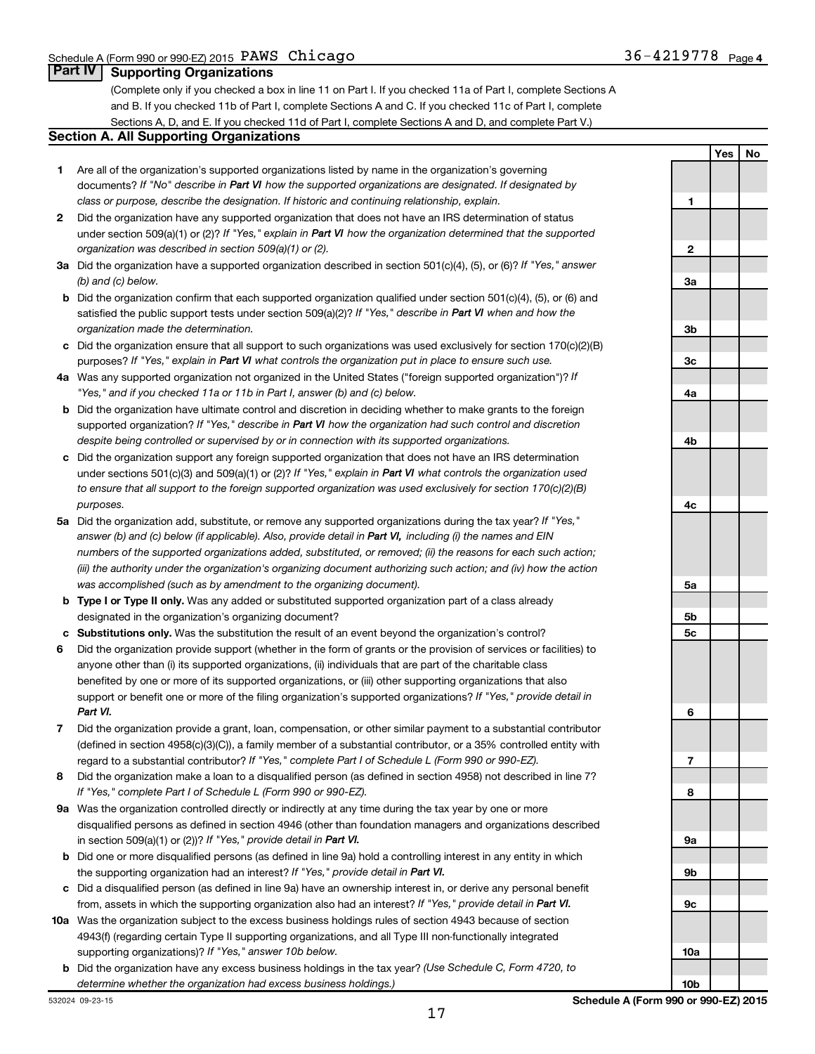Schedule A (Form 990 or 990-EZ) 2015 PAWS Chicago 36-4219778 Page 4

## Part IV Supporting Organizations

(Complete only if you checked a box in line 11 on Part I. If you checked 11a of Part I, complete Sections A and B. If you checked 11b of Part I, complete Sections A and C. If you checked 11c of Part I, complete Sections A, D, and E. If you checked 11d of Part I, complete Sections A and D, and complete Part V.)

### Section A. All Supporting Organizations

| | | | Yes | No |
|---|---|---|---|---|
| **1** | Are all of the organization's supported organizations listed by name in the organization's governing documents? *If "No" describe in* ***Part VI*** *how the supported organizations are designated. If designated by class or purpose, describe the designation. If historic and continuing relationship, explain.* | 1 | | |
| **2** | Did the organization have any supported organization that does not have an IRS determination of status under section 509(a)(1) or (2)? *If "Yes," explain in* ***Part VI*** *how the organization determined that the supported organization was described in section 509(a)(1) or (2).* | 2 | | |
| **3a** | Did the organization have a supported organization described in section 501(c)(4), (5), or (6)? *If "Yes," answer (b) and (c) below.* | 3a | | |
| **b** | Did the organization confirm that each supported organization qualified under section 501(c)(4), (5), or (6) and satisfied the public support tests under section 509(a)(2)? *If "Yes," describe in* ***Part VI*** *when and how the organization made the determination.* | 3b | | |
| **c** | Did the organization ensure that all support to such organizations was used exclusively for section 170(c)(2)(B) purposes? *If "Yes," explain in* ***Part VI*** *what controls the organization put in place to ensure such use.* | 3c | | |
| **4a** | Was any supported organization not organized in the United States ("foreign supported organization")? *If "Yes," and if you checked 11a or 11b in Part I, answer (b) and (c) below.* | 4a | | |
| **b** | Did the organization have ultimate control and discretion in deciding whether to make grants to the foreign supported organization? *If "Yes," describe in* ***Part VI*** *how the organization had such control and discretion despite being controlled or supervised by or in connection with its supported organizations.* | 4b | | |
| **c** | Did the organization support any foreign supported organization that does not have an IRS determination under sections 501(c)(3) and 509(a)(1) or (2)? *If "Yes," explain in* ***Part VI*** *what controls the organization used to ensure that all support to the foreign supported organization was used exclusively for section 170(c)(2)(B) purposes.* | 4c | | |
| **5a** | Did the organization add, substitute, or remove any supported organizations during the tax year? *If "Yes," answer (b) and (c) below (if applicable). Also, provide detail in* ***Part VI,*** *including (i) the names and EIN numbers of the supported organizations added, substituted, or removed; (ii) the reasons for each such action; (iii) the authority under the organization's organizing document authorizing such action; and (iv) how the action was accomplished (such as by amendment to the organizing document).* | 5a | | |
| **b** | **Type I or Type II only.** Was any added or substituted supported organization part of a class already designated in the organization's organizing document? | 5b | | |
| **c** | **Substitutions only.** Was the substitution the result of an event beyond the organization's control? | 5c | | |
| **6** | Did the organization provide support (whether in the form of grants or the provision of services or facilities) to anyone other than (i) its supported organizations, (ii) individuals that are part of the charitable class benefited by one or more of its supported organizations, or (iii) other supporting organizations that also support or benefit one or more of the filing organization's supported organizations? *If "Yes," provide detail in* ***Part VI.*** | 6 | | |
| **7** | Did the organization provide a grant, loan, compensation, or other similar payment to a substantial contributor (defined in section 4958(c)(3)(C)), a family member of a substantial contributor, or a 35% controlled entity with regard to a substantial contributor? *If "Yes," complete Part I of Schedule L (Form 990 or 990-EZ).* | 7 | | |
| **8** | Did the organization make a loan to a disqualified person (as defined in section 4958) not described in line 7? *If "Yes," complete Part I of Schedule L (Form 990 or 990-EZ).* | 8 | | |
| **9a** | Was the organization controlled directly or indirectly at any time during the tax year by one or more disqualified persons as defined in section 4946 (other than foundation managers and organizations described in section 509(a)(1) or (2))? *If "Yes," provide detail in* ***Part VI.*** | 9a | | |
| **b** | Did one or more disqualified persons (as defined in line 9a) hold a controlling interest in any entity in which the supporting organization had an interest? *If "Yes," provide detail in* ***Part VI.*** | 9b | | |
| **c** | Did a disqualified person (as defined in line 9a) have an ownership interest in, or derive any personal benefit from, assets in which the supporting organization also had an interest? *If "Yes," provide detail in* ***Part VI.*** | 9c | | |
| **10a** | Was the organization subject to the excess business holdings rules of section 4943 because of section 4943(f) (regarding certain Type II supporting organizations, and all Type III non-functionally integrated supporting organizations)? *If "Yes," answer 10b below.* | 10a | | |
| **b** | Did the organization have any excess business holdings in the tax year? *(Use Schedule C, Form 4720, to determine whether the organization had excess business holdings.)* | 10b | | |

532024 09-23-15 **Schedule A (Form 990 or 990-EZ) 2015**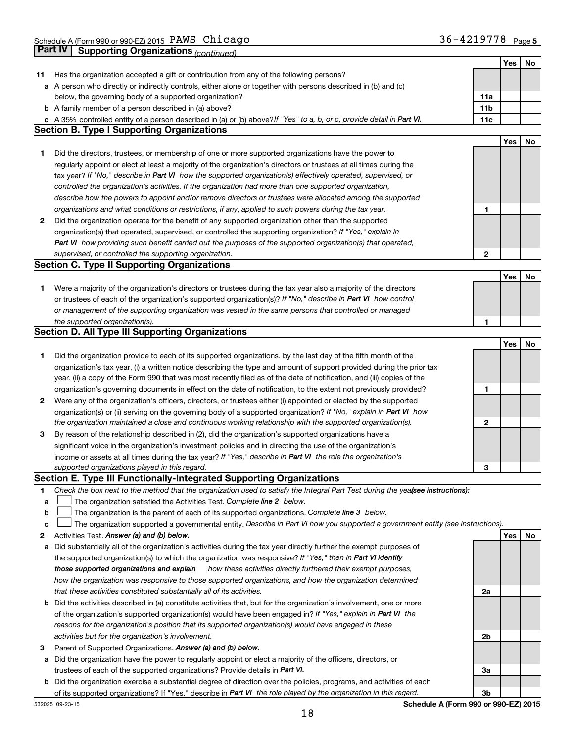Schedule A (Form 990 or 990-EZ) 2015 PAWS Chicago 36-4219778 Page 5

## Part IV Supporting Organizations *(continued)*

| | | | Yes | No |
|---|---|---|---|---|
| **11** | Has the organization accepted a gift or contribution from any of the following persons? | | | |
| **a** | A person who directly or indirectly controls, either alone or together with persons described in (b) and (c) below, the governing body of a supported organization? | **11a** | | |
| **b** | A family member of a person described in (a) above? | **11b** | | |
| **c** | A 35% controlled entity of a person described in (a) or (b) above? *If "Yes" to a, b, or c, provide detail in* ***Part VI.*** | **11c** | | |

### Section B. Type I Supporting Organizations

| | | | Yes | No |
|---|---|---|---|---|
| **1** | Did the directors, trustees, or membership of one or more supported organizations have the power to regularly appoint or elect at least a majority of the organization's directors or trustees at all times during the tax year? *If "No," describe in* ***Part VI*** *how the supported organization(s) effectively operated, supervised, or controlled the organization's activities. If the organization had more than one supported organization, describe how the powers to appoint and/or remove directors or trustees were allocated among the supported organizations and what conditions or restrictions, if any, applied to such powers during the tax year.* | **1** | | |
| **2** | Did the organization operate for the benefit of any supported organization other than the supported organization(s) that operated, supervised, or controlled the supporting organization? *If "Yes," explain in* ***Part VI*** *how providing such benefit carried out the purposes of the supported organization(s) that operated, supervised, or controlled the supporting organization.* | **2** | | |

### Section C. Type II Supporting Organizations

| | | | Yes | No |
|---|---|---|---|---|
| **1** | Were a majority of the organization's directors or trustees during the tax year also a majority of the directors or trustees of each of the organization's supported organization(s)? *If "No," describe in* ***Part VI*** *how control or management of the supporting organization was vested in the same persons that controlled or managed the supported organization(s).* | **1** | | |

### Section D. All Type III Supporting Organizations

| | | | Yes | No |
|---|---|---|---|---|
| **1** | Did the organization provide to each of its supported organizations, by the last day of the fifth month of the organization's tax year, (i) a written notice describing the type and amount of support provided during the prior tax year, (ii) a copy of the Form 990 that was most recently filed as of the date of notification, and (iii) copies of the organization's governing documents in effect on the date of notification, to the extent not previously provided? | **1** | | |
| **2** | Were any of the organization's officers, directors, or trustees either (i) appointed or elected by the supported organization(s) or (ii) serving on the governing body of a supported organization? *If "No," explain in* ***Part VI*** *how the organization maintained a close and continuous working relationship with the supported organization(s).* | **2** | | |
| **3** | By reason of the relationship described in (2), did the organization's supported organizations have a significant voice in the organization's investment policies and in directing the use of the organization's income or assets at all times during the tax year? *If "Yes," describe in* ***Part VI*** *the role the organization's supported organizations played in this regard.* | **3** | | |

### Section E. Type III Functionally-Integrated Supporting Organizations

**1** *Check the box next to the method that the organization used to satisfy the Integral Part Test during the year* ***(see instructions):***

- **a** ☐ The organization satisfied the Activities Test. *Complete* ***line 2*** *below.*
- **b** ☐ The organization is the parent of each of its supported organizations. *Complete* ***line 3*** *below.*
- **c** ☐ The organization supported a governmental entity. *Describe in Part VI how you supported a government entity (see instructions).*

| | | | Yes | No |
|---|---|---|---|---|
| **2** | Activities Test. ***Answer (a) and (b) below.*** | | | |
| **a** | Did substantially all of the organization's activities during the tax year directly further the exempt purposes of the supported organization(s) to which the organization was responsive? *If "Yes," then in* ***Part VI identify those supported organizations and explain*** *how these activities directly furthered their exempt purposes, how the organization was responsive to those supported organizations, and how the organization determined that these activities constituted substantially all of its activities.* | **2a** | | |
| **b** | Did the activities described in (a) constitute activities that, but for the organization's involvement, one or more of the organization's supported organization(s) would have been engaged in? *If "Yes," explain in* ***Part VI*** *the reasons for the organization's position that its supported organization(s) would have engaged in these activities but for the organization's involvement.* | **2b** | | |
| **3** | Parent of Supported Organizations. ***Answer (a) and (b) below.*** | | | |
| **a** | Did the organization have the power to regularly appoint or elect a majority of the officers, directors, or trustees of each of the supported organizations? Provide details in ***Part VI.*** | **3a** | | |
| **b** | Did the organization exercise a substantial degree of direction over the policies, programs, and activities of each of its supported organizations? If "Yes," describe in ***Part VI*** *the role played by the organization in this regard.* | **3b** | | |

532025 09-23-15 **Schedule A (Form 990 or 990-EZ) 2015**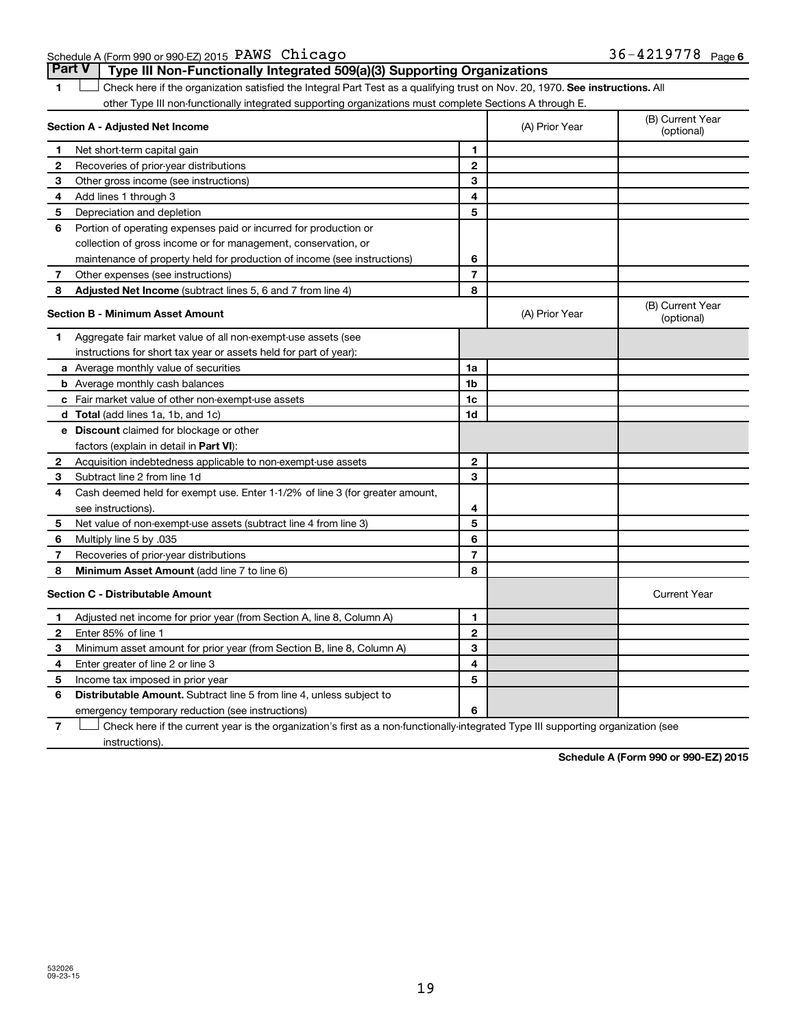Schedule A (Form 990 or 990-EZ) 2015 PAWS Chicago 36-4219778 Page 6

## Part V | Type III Non-Functionally Integrated 509(a)(3) Supporting Organizations

**1** ☐ Check here if the organization satisfied the Integral Part Test as a qualifying trust on Nov. 20, 1970. **See instructions.** All other Type III non-functionally integrated supporting organizations must complete Sections A through E.

| **Section A - Adjusted Net Income** | | (A) Prior Year | (B) Current Year (optional) |
|---|---|---|---|
| **1** Net short-term capital gain | 1 | | |
| **2** Recoveries of prior-year distributions | 2 | | |
| **3** Other gross income (see instructions) | 3 | | |
| **4** Add lines 1 through 3 | 4 | | |
| **5** Depreciation and depletion | 5 | | |
| **6** Portion of operating expenses paid or incurred for production or collection of gross income or for management, conservation, or maintenance of property held for production of income (see instructions) | 6 | | |
| **7** Other expenses (see instructions) | 7 | | |
| **8** **Adjusted Net Income** (subtract lines 5, 6 and 7 from line 4) | 8 | | |

| **Section B - Minimum Asset Amount** | | (A) Prior Year | (B) Current Year (optional) |
|---|---|---|---|
| **1** Aggregate fair market value of all non-exempt-use assets (see instructions for short tax year or assets held for part of year): | | | |
| **a** Average monthly value of securities | 1a | | |
| **b** Average monthly cash balances | 1b | | |
| **c** Fair market value of other non-exempt-use assets | 1c | | |
| **d** **Total** (add lines 1a, 1b, and 1c) | 1d | | |
| **e** **Discount** claimed for blockage or other factors (explain in detail in **Part VI**): | | | |
| **2** Acquisition indebtedness applicable to non-exempt-use assets | 2 | | |
| **3** Subtract line 2 from line 1d | 3 | | |
| **4** Cash deemed held for exempt use. Enter 1-1/2% of line 3 (for greater amount, see instructions). | 4 | | |
| **5** Net value of non-exempt-use assets (subtract line 4 from line 3) | 5 | | |
| **6** Multiply line 5 by .035 | 6 | | |
| **7** Recoveries of prior-year distributions | 7 | | |
| **8** **Minimum Asset Amount** (add line 7 to line 6) | 8 | | |

| **Section C - Distributable Amount** | | | Current Year |
|---|---|---|---|
| **1** Adjusted net income for prior year (from Section A, line 8, Column A) | 1 | | |
| **2** Enter 85% of line 1 | 2 | | |
| **3** Minimum asset amount for prior year (from Section B, line 8, Column A) | 3 | | |
| **4** Enter greater of line 2 or line 3 | 4 | | |
| **5** Income tax imposed in prior year | 5 | | |
| **6** **Distributable Amount.** Subtract line 5 from line 4, unless subject to emergency temporary reduction (see instructions) | 6 | | |

**7** ☐ Check here if the current year is the organization's first as a non-functionally-integrated Type III supporting organization (see instructions).

**Schedule A (Form 990 or 990-EZ) 2015**

532026 09-23-15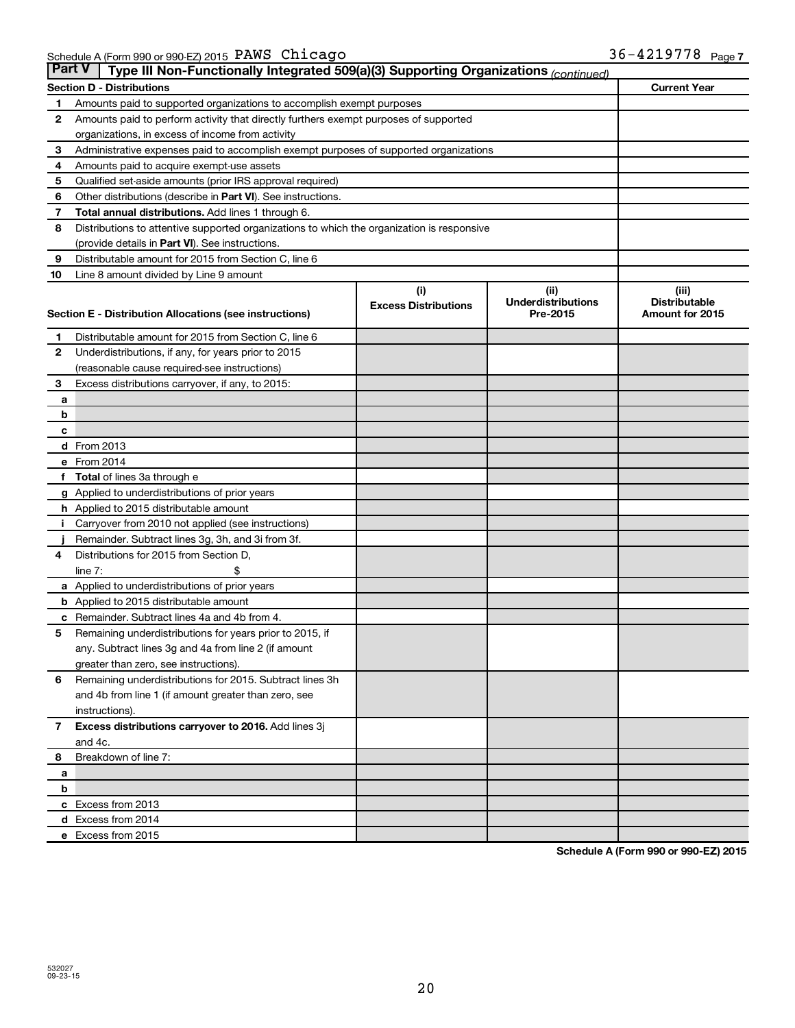Schedule A (Form 990 or 990-EZ) 2015 PAWS Chicago 36-4219778 Page 7

**Part V | Type III Non-Functionally Integrated 509(a)(3) Supporting Organizations** *(continued)*

| Section D - Distributions | | Current Year |
|---|---|---|
| 1 | Amounts paid to supported organizations to accomplish exempt purposes | |
| 2 | Amounts paid to perform activity that directly furthers exempt purposes of supported organizations, in excess of income from activity | |
| 3 | Administrative expenses paid to accomplish exempt purposes of supported organizations | |
| 4 | Amounts paid to acquire exempt-use assets | |
| 5 | Qualified set-aside amounts (prior IRS approval required) | |
| 6 | Other distributions (describe in **Part VI**). See instructions. | |
| 7 | **Total annual distributions.** Add lines 1 through 6. | |
| 8 | Distributions to attentive supported organizations to which the organization is responsive (provide details in **Part VI**). See instructions. | |
| 9 | Distributable amount for 2015 from Section C, line 6 | |
| 10 | Line 8 amount divided by Line 9 amount | |

| Section E - Distribution Allocations (see instructions) | | (i) Excess Distributions | (ii) Underdistributions Pre-2015 | (iii) Distributable Amount for 2015 |
|---|---|---|---|---|
| 1 | Distributable amount for 2015 from Section C, line 6 | | | |
| 2 | Underdistributions, if any, for years prior to 2015 (reasonable cause required-see instructions) | | | |
| 3 | Excess distributions carryover, if any, to 2015: | | | |
| a | | | | |
| b | | | | |
| c | | | | |
| d | From 2013 | | | |
| e | From 2014 | | | |
| f | **Total** of lines 3a through e | | | |
| g | Applied to underdistributions of prior years | | | |
| h | Applied to 2015 distributable amount | | | |
| i | Carryover from 2010 not applied (see instructions) | | | |
| j | Remainder. Subtract lines 3g, 3h, and 3i from 3f. | | | |
| 4 | Distributions for 2015 from Section D, line 7: $ | | | |
| a | Applied to underdistributions of prior years | | | |
| b | Applied to 2015 distributable amount | | | |
| c | Remainder. Subtract lines 4a and 4b from 4. | | | |
| 5 | Remaining underdistributions for years prior to 2015, if any. Subtract lines 3g and 4a from line 2 (if amount greater than zero, see instructions). | | | |
| 6 | Remaining underdistributions for 2015. Subtract lines 3h and 4b from line 1 (if amount greater than zero, see instructions). | | | |
| 7 | **Excess distributions carryover to 2016.** Add lines 3j and 4c. | | | |
| 8 | Breakdown of line 7: | | | |
| a | | | | |
| b | | | | |
| c | Excess from 2013 | | | |
| d | Excess from 2014 | | | |
| e | Excess from 2015 | | | |

**Schedule A (Form 990 or 990-EZ) 2015**

532027 09-23-15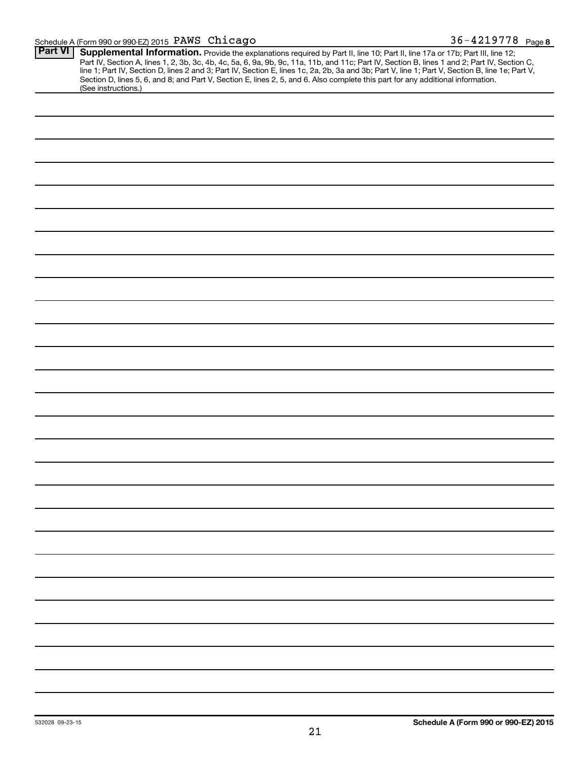Schedule A (Form 990 or 990-EZ) 2015 PAWS Chicago 36-4219778 Page 8

**Part VI** **Supplemental Information.** Provide the explanations required by Part II, line 10; Part II, line 17a or 17b; Part III, line 12; Part IV, Section A, lines 1, 2, 3b, 3c, 4b, 4c, 5a, 6, 9a, 9b, 9c, 11a, 11b, and 11c; Part IV, Section B, lines 1 and 2; Part IV, Section C, line 1; Part IV, Section D, lines 2 and 3; Part IV, Section E, lines 1c, 2a, 2b, 3a and 3b; Part V, line 1; Part V, Section B, line 1e; Part V, Section D, lines 5, 6, and 8; and Part V, Section E, lines 2, 5, and 6. Also complete this part for any additional information. (See instructions.)

532028 09-23-15 **Schedule A (Form 990 or 990-EZ) 2015**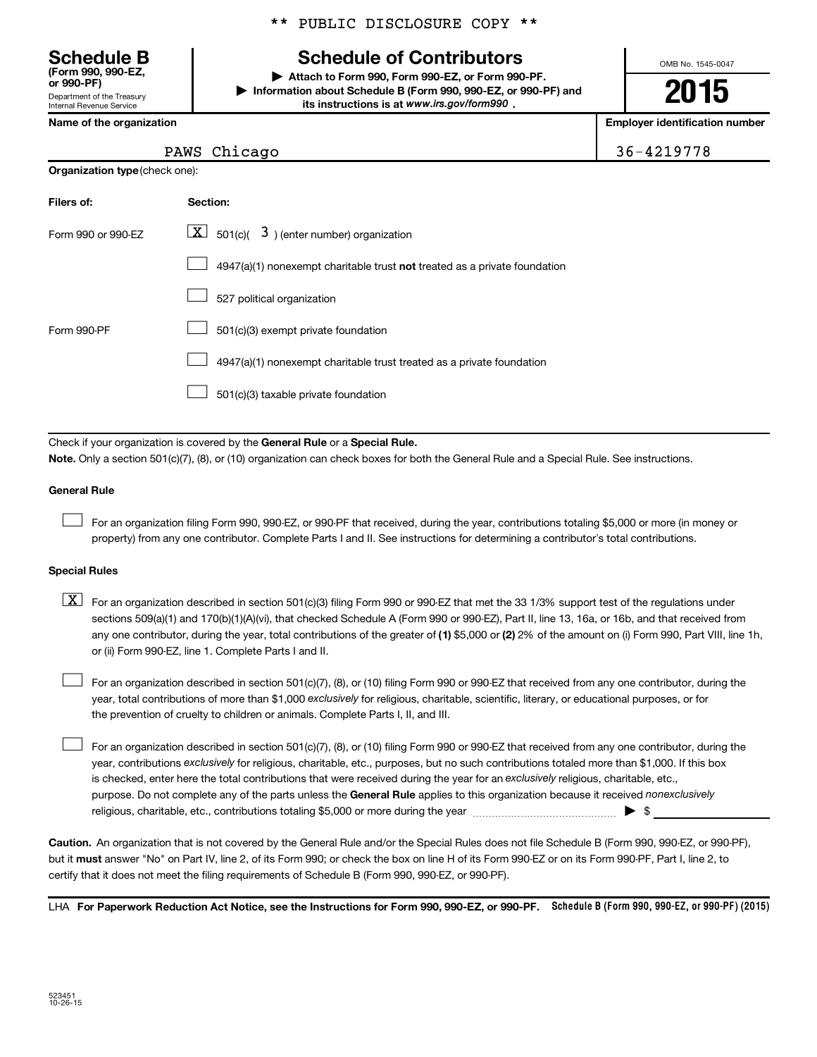\*\* PUBLIC DISCLOSURE COPY \*\*

**Schedule B**
**(Form 990, 990-EZ, or 990-PF)**
Department of the Treasury
Internal Revenue Service

# Schedule of Contributors

▶ **Attach to Form 990, Form 990-EZ, or Form 990-PF.**
▶ **Information about Schedule B (Form 990, 990-EZ, or 990-PF) and its instructions is at www.irs.gov/form990 .**

OMB No. 1545-0047

**2015**

| Name of the organization | Employer identification number |
|---|---|
| PAWS Chicago | 36-4219778 |

**Organization type** (check one):

| Filers of: | Section: |
|---|---|
| Form 990 or 990-EZ | [X] 501(c)( 3 ) (enter number) organization |
| | [ ] 4947(a)(1) nonexempt charitable trust **not** treated as a private foundation |
| | [ ] 527 political organization |
| Form 990-PF | [ ] 501(c)(3) exempt private foundation |
| | [ ] 4947(a)(1) nonexempt charitable trust treated as a private foundation |
| | [ ] 501(c)(3) taxable private foundation |

Check if your organization is covered by the **General Rule** or a **Special Rule.**

**Note.** Only a section 501(c)(7), (8), or (10) organization can check boxes for both the General Rule and a Special Rule. See instructions.

**General Rule**

[ ] For an organization filing Form 990, 990-EZ, or 990-PF that received, during the year, contributions totaling $5,000 or more (in money or property) from any one contributor. Complete Parts I and II. See instructions for determining a contributor's total contributions.

**Special Rules**

[X] For an organization described in section 501(c)(3) filing Form 990 or 990-EZ that met the 33 1/3% support test of the regulations under sections 509(a)(1) and 170(b)(1)(A)(vi), that checked Schedule A (Form 990 or 990-EZ), Part II, line 13, 16a, or 16b, and that received from any one contributor, during the year, total contributions of the greater of **(1)** $5,000 or **(2)** 2% of the amount on (i) Form 990, Part VIII, line 1h, or (ii) Form 990-EZ, line 1. Complete Parts I and II.

[ ] For an organization described in section 501(c)(7), (8), or (10) filing Form 990 or 990-EZ that received from any one contributor, during the year, total contributions of more than $1,000 *exclusively* for religious, charitable, scientific, literary, or educational purposes, or for the prevention of cruelty to children or animals. Complete Parts I, II, and III.

[ ] For an organization described in section 501(c)(7), (8), or (10) filing Form 990 or 990-EZ that received from any one contributor, during the year, contributions *exclusively* for religious, charitable, etc., purposes, but no such contributions totaled more than $1,000. If this box is checked, enter here the total contributions that were received during the year for an *exclusively* religious, charitable, etc., purpose. Do not complete any of the parts unless the **General Rule** applies to this organization because it received *nonexclusively* religious, charitable, etc., contributions totaling $5,000 or more during the year ▶ $

**Caution.** An organization that is not covered by the General Rule and/or the Special Rules does not file Schedule B (Form 990, 990-EZ, or 990-PF), but it **must** answer "No" on Part IV, line 2, of its Form 990; or check the box on line H of its Form 990-EZ or on its Form 990-PF, Part I, line 2, to certify that it does not meet the filing requirements of Schedule B (Form 990, 990-EZ, or 990-PF).

LHA **For Paperwork Reduction Act Notice, see the Instructions for Form 990, 990-EZ, or 990-PF.** **Schedule B (Form 990, 990-EZ, or 990-PF) (2015)**

523451
10-26-15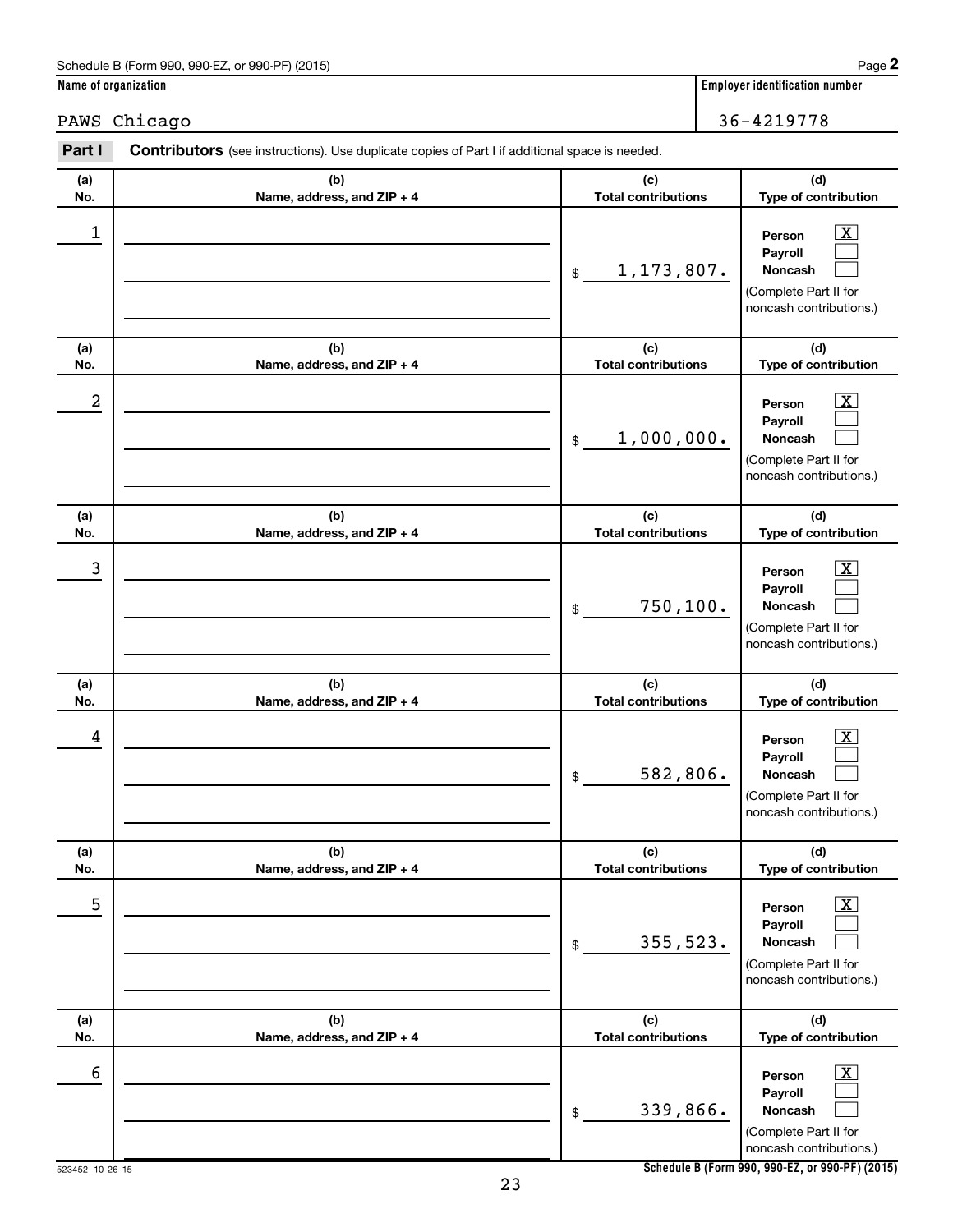Schedule B (Form 990, 990-EZ, or 990-PF) (2015) Page **2**

**Name of organization**: PAWS Chicago

**Employer identification number**: 36-4219778

**Part I** **Contributors** (see instructions). Use duplicate copies of Part I if additional space is needed.

| (a) No. | (b) Name, address, and ZIP + 4 | (c) Total contributions | (d) Type of contribution |
|---|---|---|---|
| 1 | | $ 1,173,807. | Person [X] Payroll [ ] Noncash [ ] (Complete Part II for noncash contributions.) |
| 2 | | $ 1,000,000. | Person [X] Payroll [ ] Noncash [ ] (Complete Part II for noncash contributions.) |
| 3 | | $ 750,100. | Person [X] Payroll [ ] Noncash [ ] (Complete Part II for noncash contributions.) |
| 4 | | $ 582,806. | Person [X] Payroll [ ] Noncash [ ] (Complete Part II for noncash contributions.) |
| 5 | | $ 355,523. | Person [X] Payroll [ ] Noncash [ ] (Complete Part II for noncash contributions.) |
| 6 | | $ 339,866. | Person [X] Payroll [ ] Noncash [ ] (Complete Part II for noncash contributions.) |

523452 10-26-15

**Schedule B (Form 990, 990-EZ, or 990-PF) (2015)**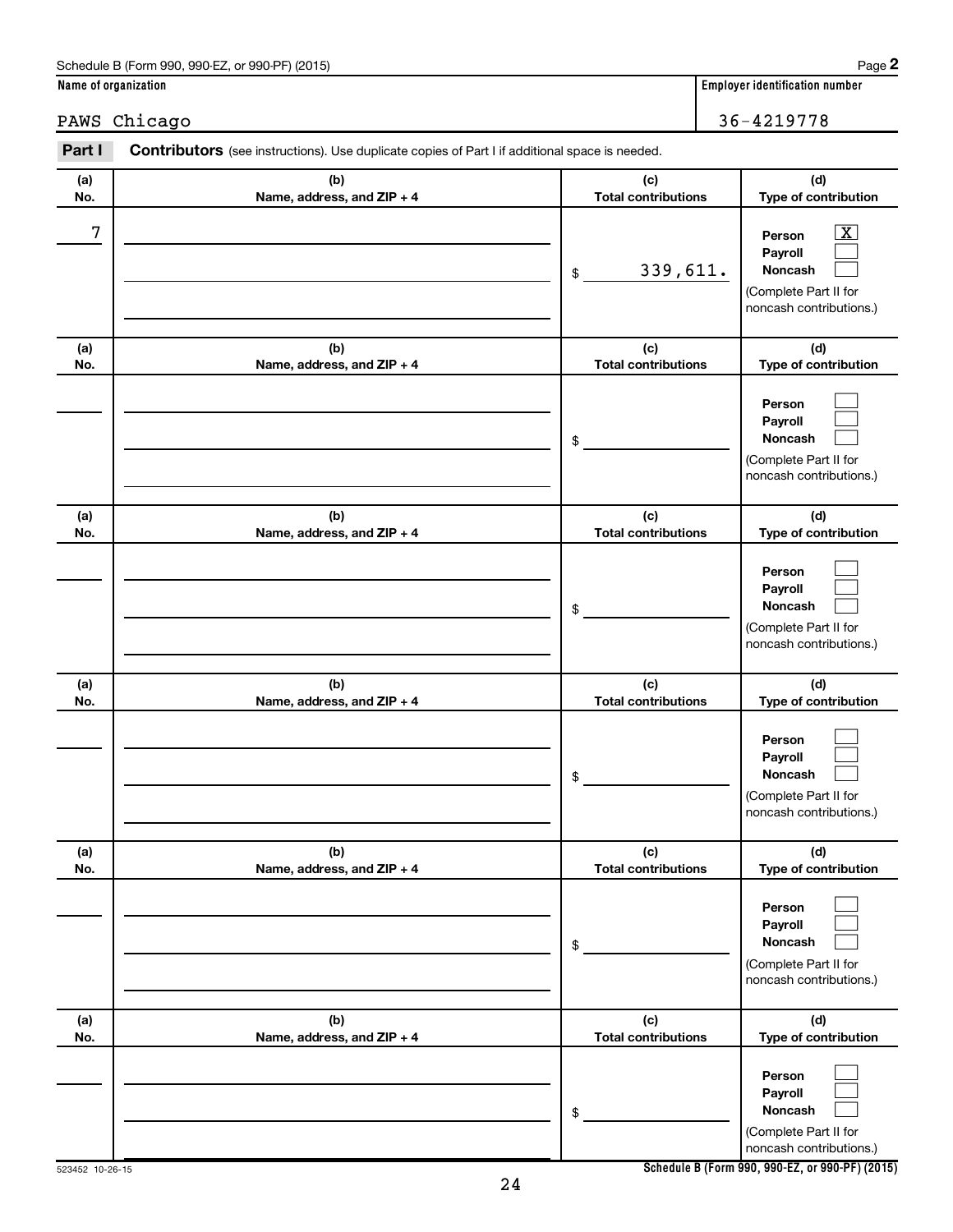Schedule B (Form 990, 990-EZ, or 990-PF) (2015) Page **2**

**Name of organization**

PAWS Chicago

**Employer identification number**

36-4219778

**Part I** **Contributors** (see instructions). Use duplicate copies of Part I if additional space is needed.

| (a) No. | (b) Name, address, and ZIP + 4 | (c) Total contributions | (d) Type of contribution |
|---|---|---|---|
| 7 | | $ 339,611. | Person [X] Payroll [ ] Noncash [ ] (Complete Part II for noncash contributions.) |
| | | $ | Person [ ] Payroll [ ] Noncash [ ] (Complete Part II for noncash contributions.) |
| | | $ | Person [ ] Payroll [ ] Noncash [ ] (Complete Part II for noncash contributions.) |
| | | $ | Person [ ] Payroll [ ] Noncash [ ] (Complete Part II for noncash contributions.) |
| | | $ | Person [ ] Payroll [ ] Noncash [ ] (Complete Part II for noncash contributions.) |
| | | $ | Person [ ] Payroll [ ] Noncash [ ] (Complete Part II for noncash contributions.) |

523452 10-26-15

**Schedule B (Form 990, 990-EZ, or 990-PF) (2015)**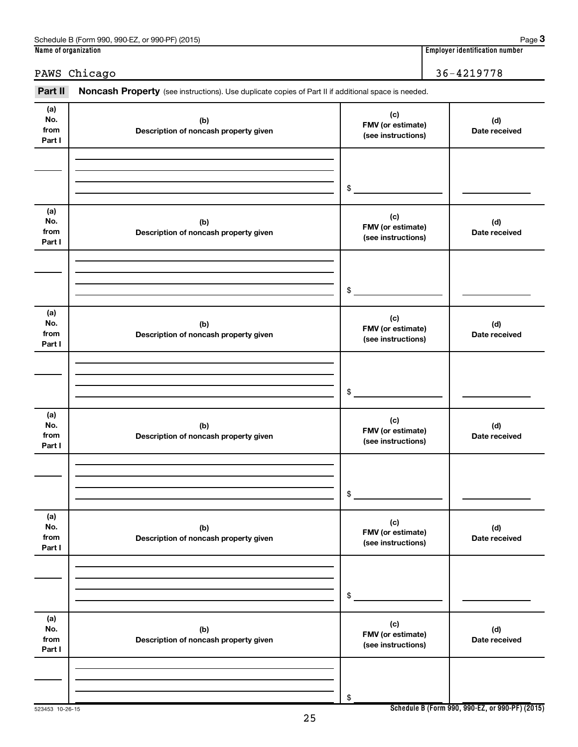Schedule B (Form 990, 990-EZ, or 990-PF) (2015) Page **3**

**Name of organization**

PAWS Chicago

**Employer identification number**

36-4219778

**Part II** **Noncash Property** (see instructions). Use duplicate copies of Part II if additional space is needed.

| (a) No. from Part I | (b) Description of noncash property given | (c) FMV (or estimate) (see instructions) | (d) Date received |
|---|---|---|---|
| | | $ | |

| (a) No. from Part I | (b) Description of noncash property given | (c) FMV (or estimate) (see instructions) | (d) Date received |
|---|---|---|---|
| | | $ | |

| (a) No. from Part I | (b) Description of noncash property given | (c) FMV (or estimate) (see instructions) | (d) Date received |
|---|---|---|---|
| | | $ | |

| (a) No. from Part I | (b) Description of noncash property given | (c) FMV (or estimate) (see instructions) | (d) Date received |
|---|---|---|---|
| | | $ | |

| (a) No. from Part I | (b) Description of noncash property given | (c) FMV (or estimate) (see instructions) | (d) Date received |
|---|---|---|---|
| | | $ | |

| (a) No. from Part I | (b) Description of noncash property given | (c) FMV (or estimate) (see instructions) | (d) Date received |
|---|---|---|---|
| | | $ | |

523453 10-26-15

**Schedule B (Form 990, 990-EZ, or 990-PF) (2015)**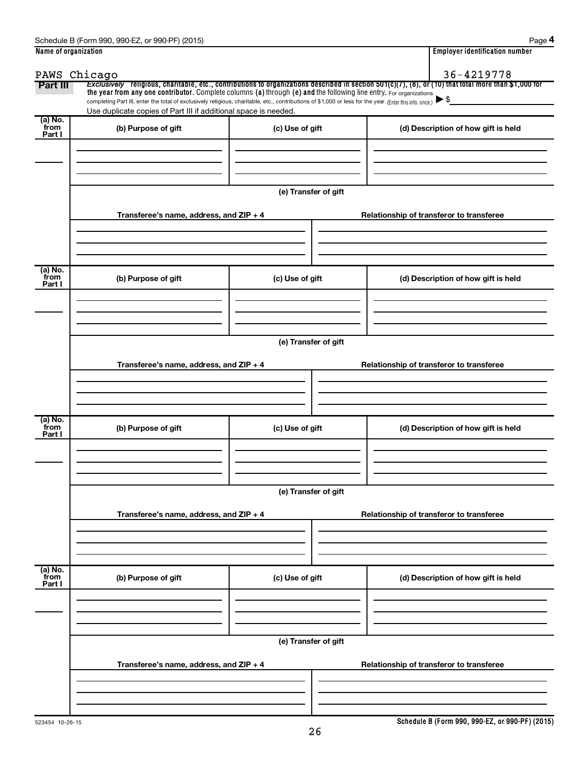Name of organization

PAWS Chicago

Employer identification number

36-4219778

**Part III** *Exclusively* religious, charitable, etc., contributions to organizations described in section 501(c)(7), (8), or (10) that total more than $1,000 for the year from any one contributor. Complete columns (a) through (e) and the following line entry. For organizations completing Part III, enter the total of exclusively religious, charitable, etc., contributions of $1,000 or less for the year. (Enter this info. once.) ▶ $

Use duplicate copies of Part III if additional space is needed.

| (a) No. from Part I | (b) Purpose of gift | (c) Use of gift | (d) Description of how gift is held |
|---|---|---|---|
| | | | |

(e) Transfer of gift

| Transferee's name, address, and ZIP + 4 | Relationship of transferor to transferee |
|---|---|
| | |

| (a) No. from Part I | (b) Purpose of gift | (c) Use of gift | (d) Description of how gift is held |
|---|---|---|---|
| | | | |

(e) Transfer of gift

| Transferee's name, address, and ZIP + 4 | Relationship of transferor to transferee |
|---|---|
| | |

| (a) No. from Part I | (b) Purpose of gift | (c) Use of gift | (d) Description of how gift is held |
|---|---|---|---|
| | | | |

(e) Transfer of gift

| Transferee's name, address, and ZIP + 4 | Relationship of transferor to transferee |
|---|---|
| | |

| (a) No. from Part I | (b) Purpose of gift | (c) Use of gift | (d) Description of how gift is held |
|---|---|---|---|
| | | | |

(e) Transfer of gift

| Transferee's name, address, and ZIP + 4 | Relationship of transferor to transferee |
|---|---|
| | |

523454 10-26-15

**Schedule B (Form 990, 990-EZ, or 990-PF) (2015)**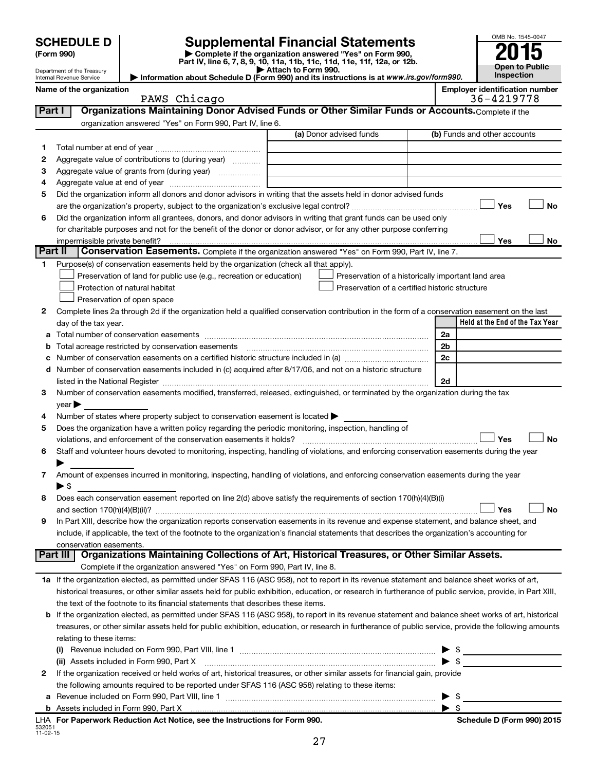# SCHEDULE D (Form 990)

Department of the Treasury
Internal Revenue Service

## Supplemental Financial Statements

▶ Complete if the organization answered "Yes" on Form 990, Part IV, line 6, 7, 8, 9, 10, 11a, 11b, 11c, 11d, 11e, 11f, 12a, or 12b.
▶ Attach to Form 990.
▶ Information about Schedule D (Form 990) and its instructions is at *www.irs.gov/form990*.

OMB No. 1545-0047

**2015**

**Open to Public Inspection**

**Name of the organization:** PAWS Chicago

**Employer identification number:** 36-4219778

## Part I Organizations Maintaining Donor Advised Funds or Other Similar Funds or Accounts.

Complete if the organization answered "Yes" on Form 990, Part IV, line 6.

| | | (a) Donor advised funds | (b) Funds and other accounts |
|---|---|---|---|
| 1 | Total number at end of year | | |
| 2 | Aggregate value of contributions to (during year) | | |
| 3 | Aggregate value of grants from (during year) | | |
| 4 | Aggregate value at end of year | | |

5 Did the organization inform all donors and donor advisors in writing that the assets held in donor advised funds are the organization's property, subject to the organization's exclusive legal control? ☐ Yes ☐ No

6 Did the organization inform all grantees, donors, and donor advisors in writing that grant funds can be used only for charitable purposes and not for the benefit of the donor or donor advisor, or for any other purpose conferring impermissible private benefit? ☐ Yes ☐ No

## Part II Conservation Easements.

Complete if the organization answered "Yes" on Form 990, Part IV, line 7.

1 Purpose(s) of conservation easements held by the organization (check all that apply).

- ☐ Preservation of land for public use (e.g., recreation or education)
- ☐ Protection of natural habitat
- ☐ Preservation of open space
- ☐ Preservation of a historically important land area
- ☐ Preservation of a certified historic structure

2 Complete lines 2a through 2d if the organization held a qualified conservation contribution in the form of a conservation easement on the last day of the tax year.

| | | | Held at the End of the Tax Year |
|---|---|---|---|
| a | Total number of conservation easements | 2a | |
| b | Total acreage restricted by conservation easements | 2b | |
| c | Number of conservation easements on a certified historic structure included in (a) | 2c | |
| d | Number of conservation easements included in (c) acquired after 8/17/06, and not on a historic structure listed in the National Register | 2d | |

3 Number of conservation easements modified, transferred, released, extinguished, or terminated by the organization during the tax year ▶

4 Number of states where property subject to conservation easement is located ▶

5 Does the organization have a written policy regarding the periodic monitoring, inspection, handling of violations, and enforcement of the conservation easements it holds? ☐ Yes ☐ No

6 Staff and volunteer hours devoted to monitoring, inspecting, handling of violations, and enforcing conservation easements during the year ▶

7 Amount of expenses incurred in monitoring, inspecting, handling of violations, and enforcing conservation easements during the year ▶ $

8 Does each conservation easement reported on line 2(d) above satisfy the requirements of section 170(h)(4)(B)(i) and section 170(h)(4)(B)(ii)? ☐ Yes ☐ No

9 In Part XIII, describe how the organization reports conservation easements in its revenue and expense statement, and balance sheet, and include, if applicable, the text of the footnote to the organization's financial statements that describes the organization's accounting for conservation easements.

## Part III Organizations Maintaining Collections of Art, Historical Treasures, or Other Similar Assets.

Complete if the organization answered "Yes" on Form 990, Part IV, line 8.

1a If the organization elected, as permitted under SFAS 116 (ASC 958), not to report in its revenue statement and balance sheet works of art, historical treasures, or other similar assets held for public exhibition, education, or research in furtherance of public service, provide, in Part XIII, the text of the footnote to its financial statements that describes these items.

b If the organization elected, as permitted under SFAS 116 (ASC 958), to report in its revenue statement and balance sheet works of art, historical treasures, or other similar assets held for public exhibition, education, or research in furtherance of public service, provide the following amounts relating to these items:

(i) Revenue included on Form 990, Part VIII, line 1 ▶ $

(ii) Assets included in Form 990, Part X ▶ $

2 If the organization received or held works of art, historical treasures, or other similar assets for financial gain, provide the following amounts required to be reported under SFAS 116 (ASC 958) relating to these items:

a Revenue included on Form 990, Part VIII, line 1 ▶ $

b Assets included in Form 990, Part X ▶ $

LHA For Paperwork Reduction Act Notice, see the Instructions for Form 990. Schedule D (Form 990) 2015

532051 11-02-15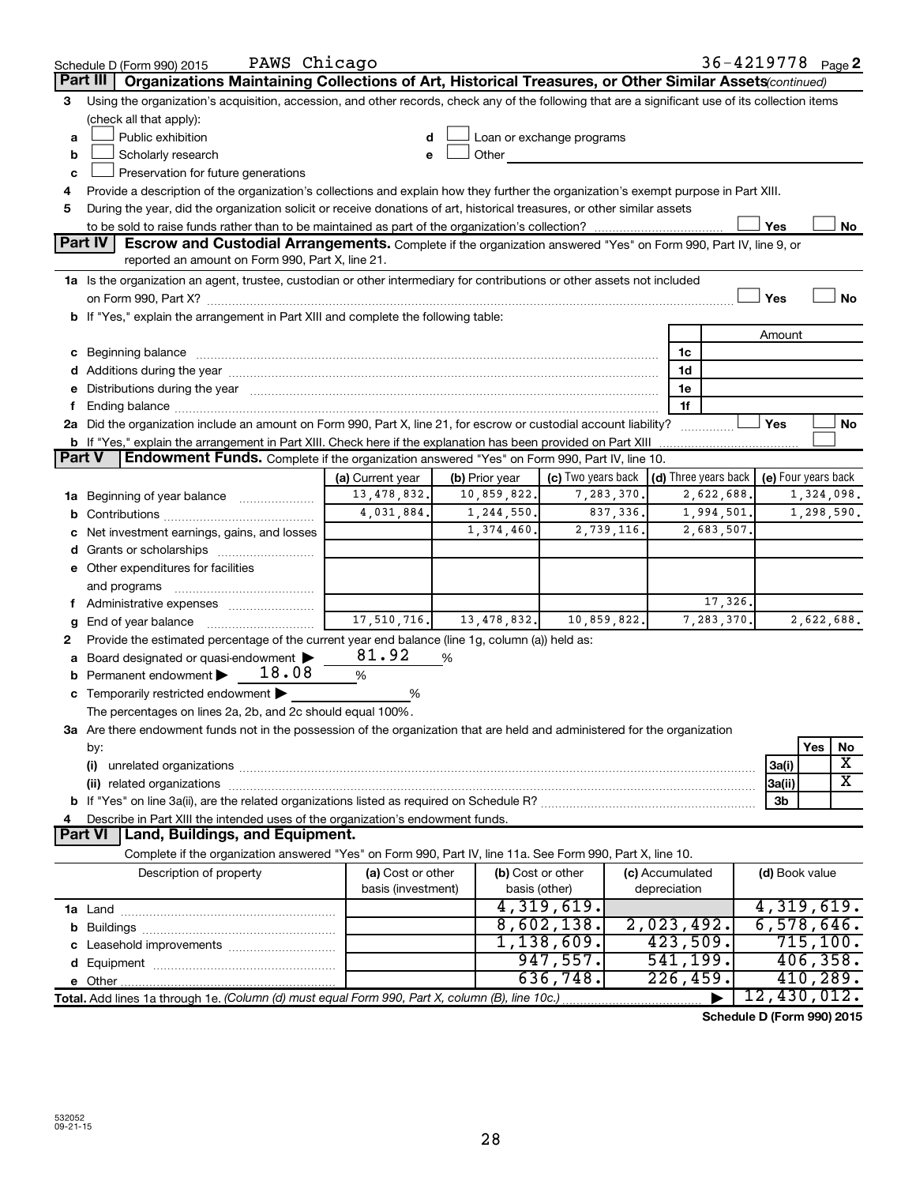Schedule D (Form 990) 2015 PAWS Chicago 36-4219778 Page 2

## Part III Organizations Maintaining Collections of Art, Historical Treasures, or Other Similar Assets *(continued)*

3 Using the organization's acquisition, accession, and other records, check any of the following that are a significant use of its collection items (check all that apply):

- a ☐ Public exhibition
- b ☐ Scholarly research
- c ☐ Preservation for future generations
- d ☐ Loan or exchange programs
- e ☐ Other

4 Provide a description of the organization's collections and explain how they further the organization's exempt purpose in Part XIII.

5 During the year, did the organization solicit or receive donations of art, historical treasures, or other similar assets to be sold to raise funds rather than to be maintained as part of the organization's collection? ☐ Yes ☐ No

## Part IV Escrow and Custodial Arrangements.

Complete if the organization answered "Yes" on Form 990, Part IV, line 9, or reported an amount on Form 990, Part X, line 21.

1a Is the organization an agent, trustee, custodian or other intermediary for contributions or other assets not included on Form 990, Part X? ☐ Yes ☐ No

b If "Yes," explain the arrangement in Part XIII and complete the following table:

| | | Amount |
|---|---|---|
| c Beginning balance | 1c | |
| d Additions during the year | 1d | |
| e Distributions during the year | 1e | |
| f Ending balance | 1f | |

2a Did the organization include an amount on Form 990, Part X, line 21, for escrow or custodial account liability? ☐ Yes ☐ No

b If "Yes," explain the arrangement in Part XIII. Check here if the explanation has been provided on Part XIII ☐

## Part V Endowment Funds.

Complete if the organization answered "Yes" on Form 990, Part IV, line 10.

| | (a) Current year | (b) Prior year | (c) Two years back | (d) Three years back | (e) Four years back |
|---|---|---|---|---|---|
| 1a Beginning of year balance | 13,478,832. | 10,859,822. | 7,283,370. | 2,622,688. | 1,324,098. |
| b Contributions | 4,031,884. | 1,244,550. | 837,336. | 1,994,501. | 1,298,590. |
| c Net investment earnings, gains, and losses | | 1,374,460. | 2,739,116. | 2,683,507. | |
| d Grants or scholarships | | | | | |
| e Other expenditures for facilities and programs | | | | | |
| f Administrative expenses | | | | 17,326. | |
| g End of year balance | 17,510,716. | 13,478,832. | 10,859,822. | 7,283,370. | 2,622,688. |

2 Provide the estimated percentage of the current year end balance (line 1g, column (a)) held as:

- a Board designated or quasi-endowment ▶ 81.92 %
- b Permanent endowment ▶ 18.08 %
- c Temporarily restricted endowment ▶ %

The percentages on lines 2a, 2b, and 2c should equal 100%.

3a Are there endowment funds not in the possession of the organization that are held and administered for the organization by:

| | | Yes | No |
|---|---|---|---|
| (i) unrelated organizations | 3a(i) | | X |
| (ii) related organizations | 3a(ii) | | X |
| b If "Yes" on line 3a(ii), are the related organizations listed as required on Schedule R? | 3b | | |

4 Describe in Part XIII the intended uses of the organization's endowment funds.

## Part VI Land, Buildings, and Equipment.

Complete if the organization answered "Yes" on Form 990, Part IV, line 11a. See Form 990, Part X, line 10.

| Description of property | (a) Cost or other basis (investment) | (b) Cost or other basis (other) | (c) Accumulated depreciation | (d) Book value |
|---|---|---|---|---|
| 1a Land | | 4,319,619. | | 4,319,619. |
| b Buildings | | 8,602,138. | 2,023,492. | 6,578,646. |
| c Leasehold improvements | | 1,138,609. | 423,509. | 715,100. |
| d Equipment | | 947,557. | 541,199. | 406,358. |
| e Other | | 636,748. | 226,459. | 410,289. |
| **Total.** Add lines 1a through 1e. *(Column (d) must equal Form 990, Part X, column (B), line 10c.)* | | | ▶ | 12,430,012. |

**Schedule D (Form 990) 2015**

532052 09-21-15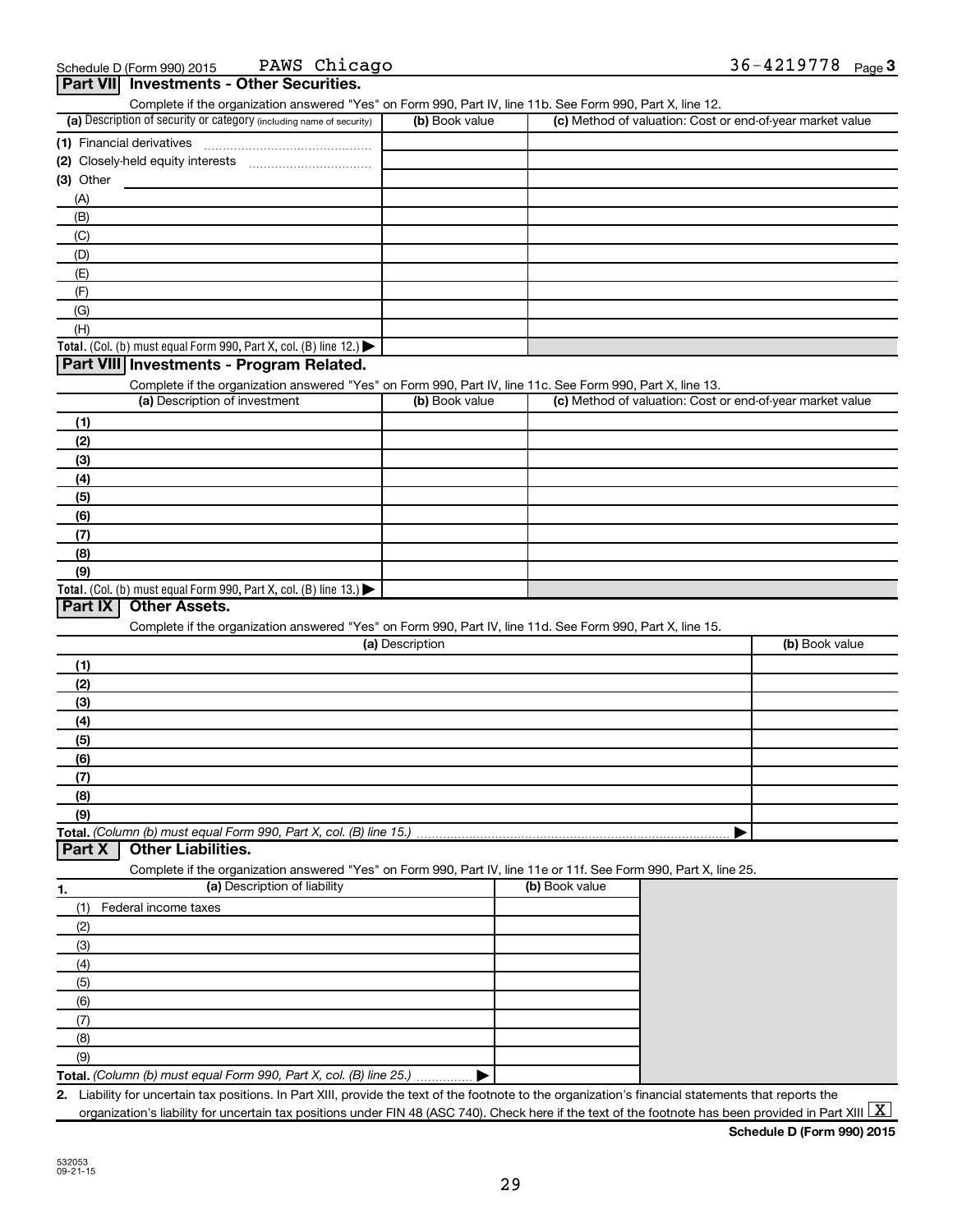Schedule D (Form 990) 2015 PAWS Chicago 36-4219778 Page 3

## Part VII Investments - Other Securities.

Complete if the organization answered "Yes" on Form 990, Part IV, line 11b. See Form 990, Part X, line 12.

| (a) Description of security or category (including name of security) | (b) Book value | (c) Method of valuation: Cost or end-of-year market value |
|---|---|---|
| (1) Financial derivatives | | |
| (2) Closely-held equity interests | | |
| (3) Other | | |
| (A) | | |
| (B) | | |
| (C) | | |
| (D) | | |
| (E) | | |
| (F) | | |
| (G) | | |
| (H) | | |
| **Total.** (Col. (b) must equal Form 990, Part X, col. (B) line 12.) ▶ | | |

## Part VIII Investments - Program Related.

Complete if the organization answered "Yes" on Form 990, Part IV, line 11c. See Form 990, Part X, line 13.

| (a) Description of investment | (b) Book value | (c) Method of valuation: Cost or end-of-year market value |
|---|---|---|
| (1) | | |
| (2) | | |
| (3) | | |
| (4) | | |
| (5) | | |
| (6) | | |
| (7) | | |
| (8) | | |
| (9) | | |
| **Total.** (Col. (b) must equal Form 990, Part X, col. (B) line 13.) ▶ | | |

## Part IX Other Assets.

Complete if the organization answered "Yes" on Form 990, Part IV, line 11d. See Form 990, Part X, line 15.

| (a) Description | (b) Book value |
|---|---|
| (1) | |
| (2) | |
| (3) | |
| (4) | |
| (5) | |
| (6) | |
| (7) | |
| (8) | |
| (9) | |
| **Total.** *(Column (b) must equal Form 990, Part X, col. (B) line 15.)* ▶ | |

## Part X Other Liabilities.

Complete if the organization answered "Yes" on Form 990, Part IV, line 11e or 11f. See Form 990, Part X, line 25.

| 1. (a) Description of liability | (b) Book value |
|---|---|
| (1) Federal income taxes | |
| (2) | |
| (3) | |
| (4) | |
| (5) | |
| (6) | |
| (7) | |
| (8) | |
| (9) | |
| **Total.** *(Column (b) must equal Form 990, Part X, col. (B) line 25.)* ▶ | |

**2.** Liability for uncertain tax positions. In Part XIII, provide the text of the footnote to the organization's financial statements that reports the organization's liability for uncertain tax positions under FIN 48 (ASC 740). Check here if the text of the footnote has been provided in Part XIII [X]

**Schedule D (Form 990) 2015**

532053
09-21-15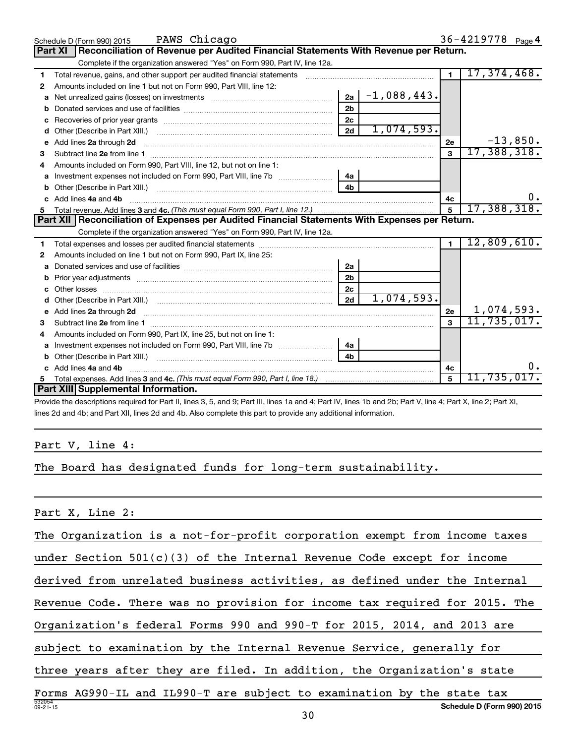Schedule D (Form 990) 2015 PAWS Chicago 36-4219778 Page 4

## Part XI Reconciliation of Revenue per Audited Financial Statements With Revenue per Return.

Complete if the organization answered "Yes" on Form 990, Part IV, line 12a.

| | | | | | |
|---|---|---|---|---|---|
| 1 | Total revenue, gains, and other support per audited financial statements | | | 1 | 17,374,468. |
| 2 | Amounts included on line 1 but not on Form 990, Part VIII, line 12: | | | | |
| a | Net unrealized gains (losses) on investments | 2a | -1,088,443. | | |
| b | Donated services and use of facilities | 2b | | | |
| c | Recoveries of prior year grants | 2c | | | |
| d | Other (Describe in Part XIII.) | 2d | 1,074,593. | | |
| e | Add lines 2a through 2d | | | 2e | -13,850. |
| 3 | Subtract line 2e from line 1 | | | 3 | 17,388,318. |
| 4 | Amounts included on Form 990, Part VIII, line 12, but not on line 1: | | | | |
| a | Investment expenses not included on Form 990, Part VIII, line 7b | 4a | | | |
| b | Other (Describe in Part XIII.) | 4b | | | |
| c | Add lines 4a and 4b | | | 4c | 0. |
| 5 | Total revenue. Add lines 3 and 4c. *(This must equal Form 990, Part I, line 12.)* | | | 5 | 17,388,318. |

## Part XII Reconciliation of Expenses per Audited Financial Statements With Expenses per Return.

Complete if the organization answered "Yes" on Form 990, Part IV, line 12a.

| | | | | | |
|---|---|---|---|---|---|
| 1 | Total expenses and losses per audited financial statements | | | 1 | 12,809,610. |
| 2 | Amounts included on line 1 but not on Form 990, Part IX, line 25: | | | | |
| a | Donated services and use of facilities | 2a | | | |
| b | Prior year adjustments | 2b | | | |
| c | Other losses | 2c | | | |
| d | Other (Describe in Part XIII.) | 2d | 1,074,593. | | |
| e | Add lines 2a through 2d | | | 2e | 1,074,593. |
| 3 | Subtract line 2e from line 1 | | | 3 | 11,735,017. |
| 4 | Amounts included on Form 990, Part IX, line 25, but not on line 1: | | | | |
| a | Investment expenses not included on Form 990, Part VIII, line 7b | 4a | | | |
| b | Other (Describe in Part XIII.) | 4b | | | |
| c | Add lines 4a and 4b | | | 4c | 0. |
| 5 | Total expenses. Add lines 3 and 4c. *(This must equal Form 990, Part I, line 18.)* | | | 5 | 11,735,017. |

## Part XIII Supplemental Information.

Provide the descriptions required for Part II, lines 3, 5, and 9; Part III, lines 1a and 4; Part IV, lines 1b and 2b; Part V, line 4; Part X, line 2; Part XI, lines 2d and 4b; and Part XII, lines 2d and 4b. Also complete this part to provide any additional information.

Part V, line 4:

The Board has designated funds for long-term sustainability.

Part X, Line 2:

The Organization is a not-for-profit corporation exempt from income taxes under Section 501(c)(3) of the Internal Revenue Code except for income derived from unrelated business activities, as defined under the Internal Revenue Code. There was no provision for income tax required for 2015. The Organization's federal Forms 990 and 990-T for 2015, 2014, and 2013 are subject to examination by the Internal Revenue Service, generally for three years after they are filed. In addition, the Organization's state Forms AG990-IL and IL990-T are subject to examination by the state tax

532054 09-21-15 Schedule D (Form 990) 2015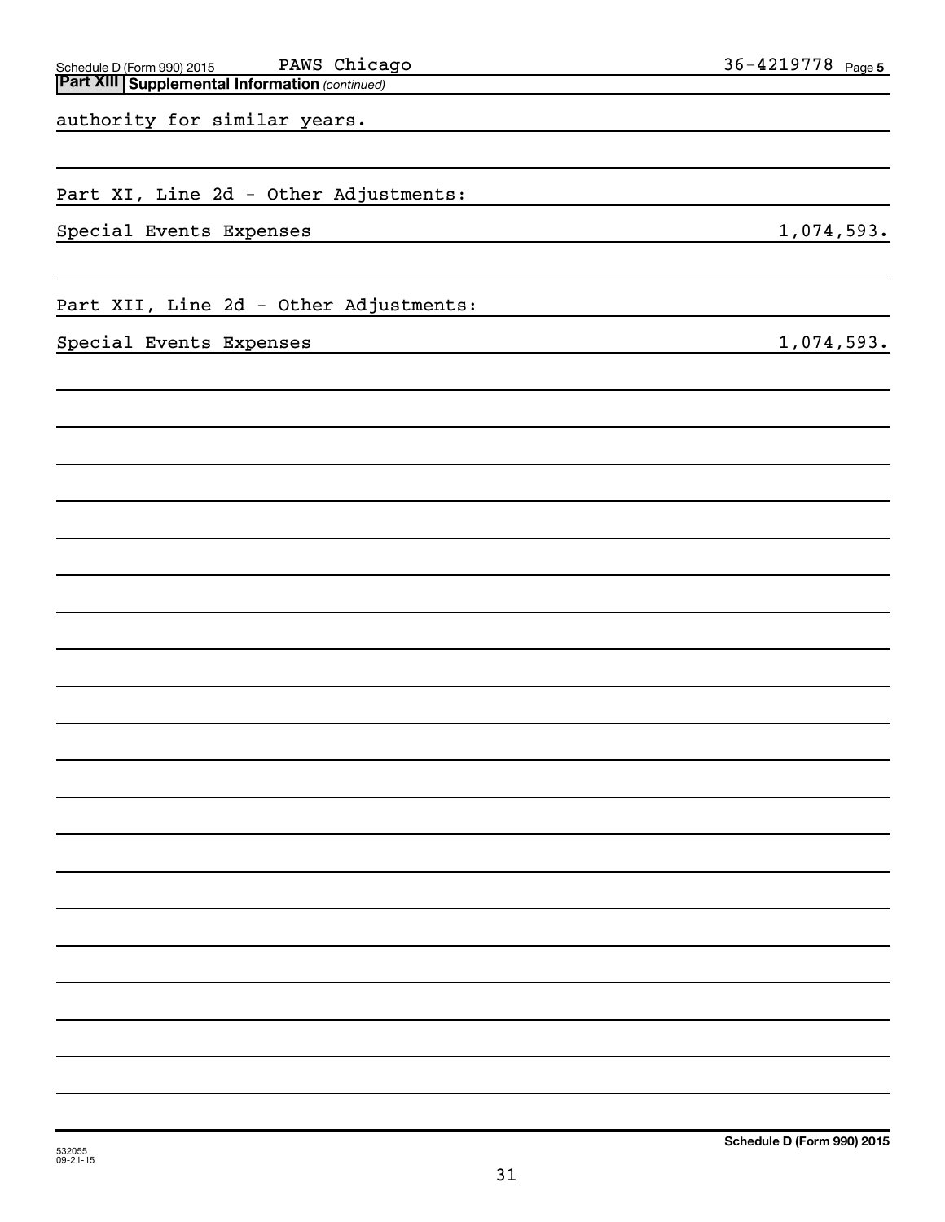Schedule D (Form 990) 2015 PAWS Chicago 36-4219778 Page 5

**Part XIII Supplemental Information** *(continued)*

authority for similar years.

Part XI, Line 2d - Other Adjustments:

| | |
|---|---|
| Special Events Expenses | 1,074,593. |

Part XII, Line 2d - Other Adjustments:

| | |
|---|---|
| Special Events Expenses | 1,074,593. |

Schedule D (Form 990) 2015

532055 09-21-15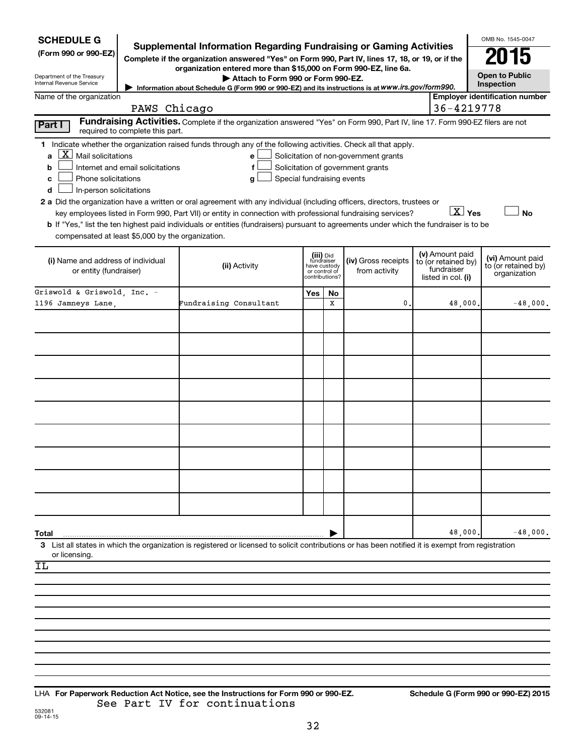**SCHEDULE G**
**(Form 990 or 990-EZ)**

Department of the Treasury
Internal Revenue Service

# Supplemental Information Regarding Fundraising or Gaming Activities

**Complete if the organization answered "Yes" on Form 990, Part IV, lines 17, 18, or 19, or if the organization entered more than $15,000 on Form 990-EZ, line 6a.**

▶ Attach to Form 990 or Form 990-EZ.

▶ Information about Schedule G (Form 990 or 990-EZ) and its instructions is at *www.irs.gov/form990.*

OMB No. 1545-0047

**2015**

**Open to Public Inspection**

Name of the organization: PAWS Chicago

**Employer identification number** 36-4219778

**Part I** **Fundraising Activities.** Complete if the organization answered "Yes" on Form 990, Part IV, line 17. Form 990-EZ filers are not required to complete this part.

**1** Indicate whether the organization raised funds through any of the following activities. Check all that apply.

- **a** [X] Mail solicitations
- **b** [ ] Internet and email solicitations
- **c** [ ] Phone solicitations
- **d** [ ] In-person solicitations
- **e** [ ] Solicitation of non-government grants
- **f** [ ] Solicitation of government grants
- **g** [ ] Special fundraising events

**2 a** Did the organization have a written or oral agreement with any individual (including officers, directors, trustees or key employees listed in Form 990, Part VII) or entity in connection with professional fundraising services? [X] **Yes** [ ] **No**

**b** If "Yes," list the ten highest paid individuals or entities (fundraisers) pursuant to agreements under which the fundraiser is to be compensated at least $5,000 by the organization.

| (i) Name and address of individual or entity (fundraiser) | (ii) Activity | (iii) Did fundraiser have custody or control of contributions? Yes | No | (iv) Gross receipts from activity | (v) Amount paid to (or retained by) fundraiser listed in col. (i) | (vi) Amount paid to (or retained by) organization |
|---|---|---|---|---|---|---|
| Griswold & Griswold, Inc. - 1196 Jamneys Lane, | Fundraising Consultant | | X | 0. | 48,000. | -48,000. |
| | | | | | | |
| | | | | | | |
| | | | | | | |
| | | | | | | |
| | | | | | | |
| | | | | | | |
| | | | | | | |
| | | | | | | |
| | | | | | | |
| **Total** | | | | ▶ | 48,000. | -48,000. |

**3** List all states in which the organization is registered or licensed to solicit contributions or has been notified it is exempt from registration or licensing.

IL

LHA **For Paperwork Reduction Act Notice, see the Instructions for Form 990 or 990-EZ.** **Schedule G (Form 990 or 990-EZ) 2015**

See Part IV for continuations

532081
09-14-15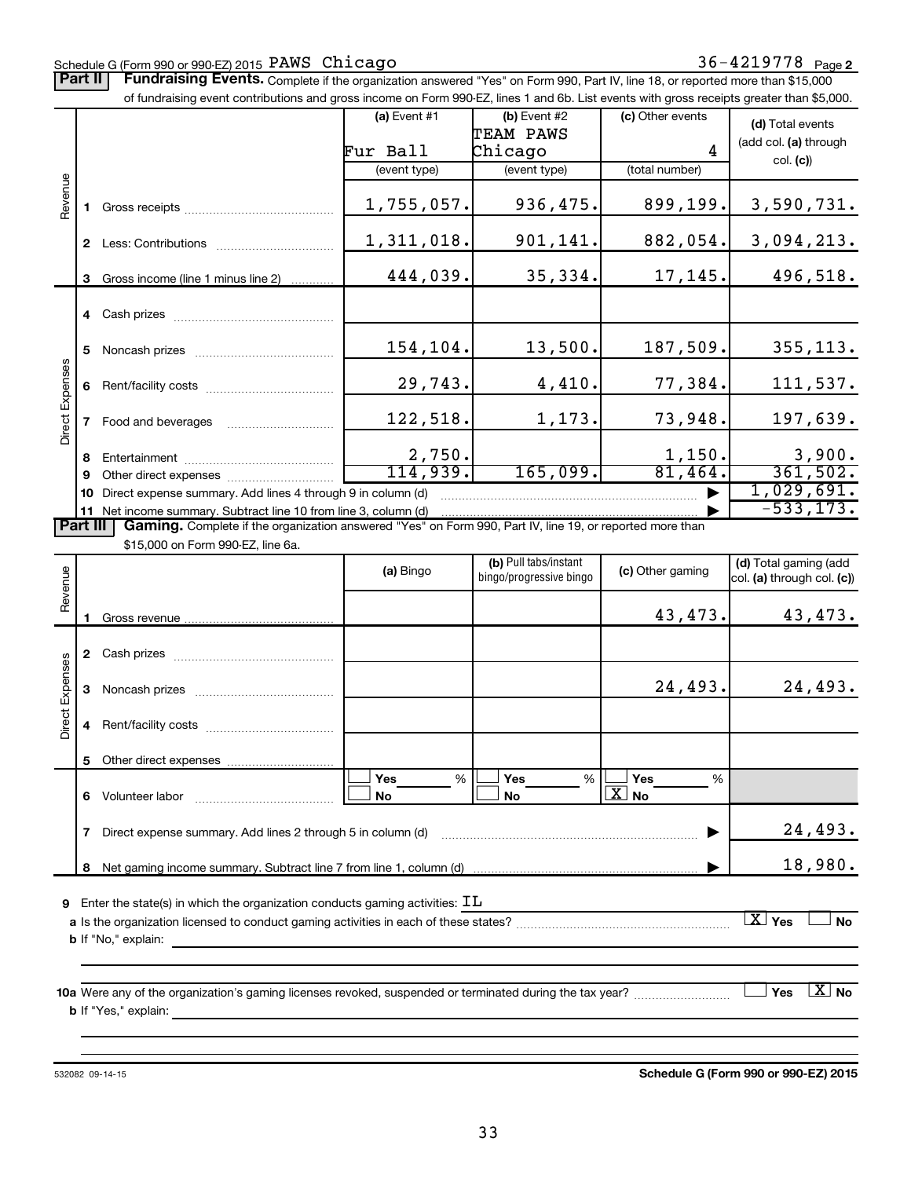Schedule G (Form 990 or 990-EZ) 2015 PAWS Chicago 36-4219778 Page **2**

**Part II** **Fundraising Events.** Complete if the organization answered "Yes" on Form 990, Part IV, line 18, or reported more than $15,000 of fundraising event contributions and gross income on Form 990-EZ, lines 1 and 6b. List events with gross receipts greater than $5,000.

| | | (a) Event #1<br>Fur Ball<br>(event type) | (b) Event #2<br>TEAM PAWS Chicago<br>(event type) | (c) Other events<br>4<br>(total number) | (d) Total events (add col. (a) through col. (c)) |
|---|---|---|---|---|---|
| Revenue | 1 Gross receipts | 1,755,057. | 936,475. | 899,199. | 3,590,731. |
| | 2 Less: Contributions | 1,311,018. | 901,141. | 882,054. | 3,094,213. |
| | 3 Gross income (line 1 minus line 2) | 444,039. | 35,334. | 17,145. | 496,518. |
| Direct Expenses | 4 Cash prizes | | | | |
| | 5 Noncash prizes | 154,104. | 13,500. | 187,509. | 355,113. |
| | 6 Rent/facility costs | 29,743. | 4,410. | 77,384. | 111,537. |
| | 7 Food and beverages | 122,518. | 1,173. | 73,948. | 197,639. |
| | 8 Entertainment | 2,750. | | 1,150. | 3,900. |
| | 9 Other direct expenses | 114,939. | 165,099. | 81,464. | 361,502. |
| | 10 Direct expense summary. Add lines 4 through 9 in column (d) | | | ▶ | 1,029,691. |
| | 11 Net income summary. Subtract line 10 from line 3, column (d) | | | ▶ | -533,173. |

**Part III** **Gaming.** Complete if the organization answered "Yes" on Form 990, Part IV, line 19, or reported more than $15,000 on Form 990-EZ, line 6a.

| | | (a) Bingo | (b) Pull tabs/instant bingo/progressive bingo | (c) Other gaming | (d) Total gaming (add col. (a) through col. (c)) |
|---|---|---|---|---|---|
| Revenue | 1 Gross revenue | | | 43,473. | 43,473. |
| Direct Expenses | 2 Cash prizes | | | | |
| | 3 Noncash prizes | | | 24,493. | 24,493. |
| | 4 Rent/facility costs | | | | |
| | 5 Other direct expenses | | | | |
| | 6 Volunteer labor | ☐ Yes ___ %<br>☐ No | ☐ Yes ___ %<br>☐ No | ☐ Yes ___ %<br>☒ No | |
| | 7 Direct expense summary. Add lines 2 through 5 in column (d) | | | ▶ | 24,493. |
| | 8 Net gaming income summary. Subtract line 7 from line 1, column (d) | | | ▶ | 18,980. |

**9** Enter the state(s) in which the organization conducts gaming activities: IL

**a** Is the organization licensed to conduct gaming activities in each of these states? ☒ Yes ☐ No

**b** If "No," explain:

**10a** Were any of the organization's gaming licenses revoked, suspended or terminated during the tax year? ☐ Yes ☒ No

**b** If "Yes," explain:

532082 09-14-15 **Schedule G (Form 990 or 990-EZ) 2015**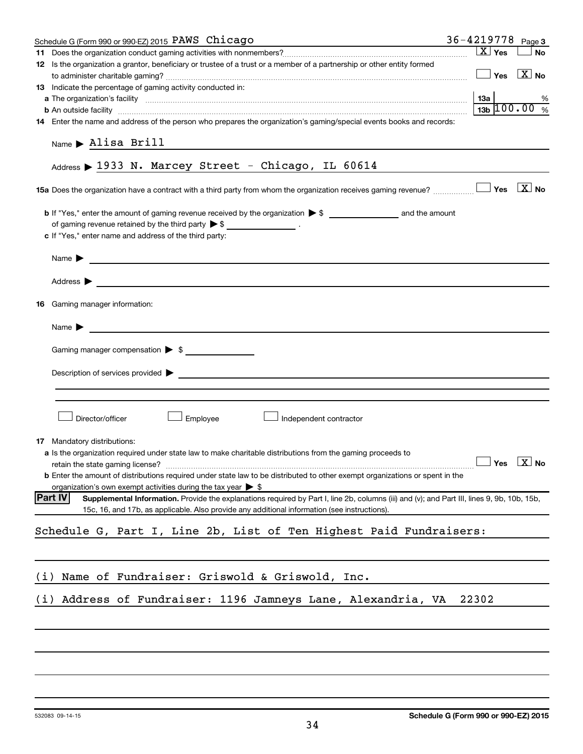Schedule G (Form 990 or 990-EZ) 2015 PAWS Chicago 36-4219778 Page **3**

**11** Does the organization conduct gaming activities with nonmembers? ..... [X] Yes [ ] No

**12** Is the organization a grantor, beneficiary or trustee of a trust or a member of a partnership or other entity formed to administer charitable gaming? ..... [ ] Yes [X] No

**13** Indicate the percentage of gaming activity conducted in:

**a** The organization's facility ..... **13a** %

**b** An outside facility ..... **13b** 100.00 %

**14** Enter the name and address of the person who prepares the organization's gaming/special events books and records:

Name ▶ Alisa Brill

Address ▶ 1933 N. Marcey Street - Chicago, IL 60614

**15a** Does the organization have a contract with a third party from whom the organization receives gaming revenue? ..... [ ] Yes [X] No

**b** If "Yes," enter the amount of gaming revenue received by the organization ▶ $ ________ and the amount of gaming revenue retained by the third party ▶ $ ________ .

**c** If "Yes," enter name and address of the third party:

Name ▶

Address ▶

**16** Gaming manager information:

Name ▶

Gaming manager compensation ▶ $

Description of services provided ▶

[ ] Director/officer [ ] Employee [ ] Independent contractor

**17** Mandatory distributions:

**a** Is the organization required under state law to make charitable distributions from the gaming proceeds to retain the state gaming license? ..... [ ] Yes [X] No

**b** Enter the amount of distributions required under state law to be distributed to other exempt organizations or spent in the organization's own exempt activities during the tax year ▶ $

**Part IV** **Supplemental Information.** Provide the explanations required by Part I, line 2b, columns (iii) and (v); and Part III, lines 9, 9b, 10b, 15b, 15c, 16, and 17b, as applicable. Also provide any additional information (see instructions).

Schedule G, Part I, Line 2b, List of Ten Highest Paid Fundraisers:

(i) Name of Fundraiser: Griswold & Griswold, Inc.

(i) Address of Fundraiser: 1196 Jamneys Lane, Alexandria, VA 22302

532083 09-14-15 **Schedule G (Form 990 or 990-EZ) 2015**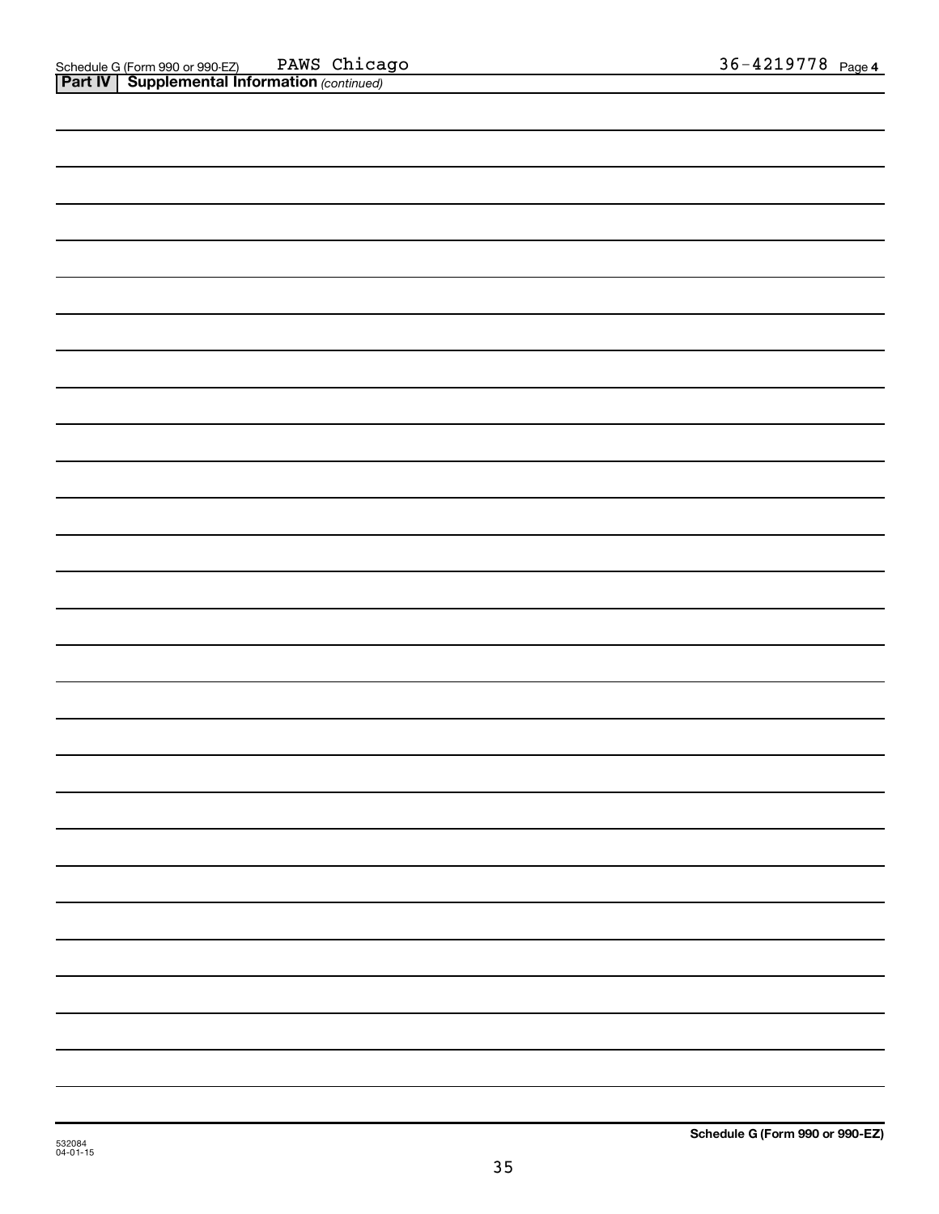Schedule G (Form 990 or 990-EZ) PAWS Chicago 36-4219778 Page 4

**Part IV | Supplemental Information** *(continued)*

Schedule G (Form 990 or 990-EZ)

532084
04-01-15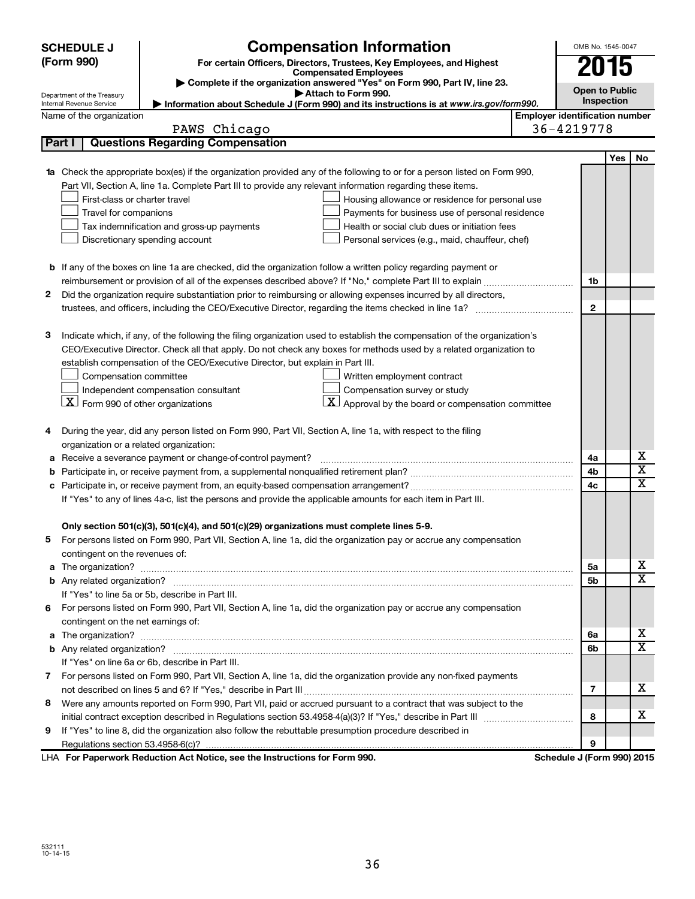**SCHEDULE J (Form 990)**

Department of the Treasury
Internal Revenue Service

# Compensation Information

**For certain Officers, Directors, Trustees, Key Employees, and Highest Compensated Employees**

▶ Complete if the organization answered "Yes" on Form 990, Part IV, line 23.
▶ Attach to Form 990.
▶ Information about Schedule J (Form 990) and its instructions is at *www.irs.gov/form990.*

OMB No. 1545-0047

**2015**

**Open to Public Inspection**

Name of the organization: PAWS Chicago

**Employer identification number:** 36-4219778

## Part I — Questions Regarding Compensation

| | | | Yes | No |
|---|---|---|---|---|
| **1a** | Check the appropriate box(es) if the organization provided any of the following to or for a person listed on Form 990, Part VII, Section A, line 1a. Complete Part III to provide any relevant information regarding these items.<br>☐ First-class or charter travel ☐ Housing allowance or residence for personal use<br>☐ Travel for companions ☐ Payments for business use of personal residence<br>☐ Tax indemnification and gross-up payments ☐ Health or social club dues or initiation fees<br>☐ Discretionary spending account ☐ Personal services (e.g., maid, chauffeur, chef) | | | |
| **b** | If any of the boxes on line 1a are checked, did the organization follow a written policy regarding payment or reimbursement or provision of all of the expenses described above? If "No," complete Part III to explain | 1b | | |
| **2** | Did the organization require substantiation prior to reimbursing or allowing expenses incurred by all directors, trustees, and officers, including the CEO/Executive Director, regarding the items checked in line 1a? | 2 | | |
| **3** | Indicate which, if any, of the following the filing organization used to establish the compensation of the organization's CEO/Executive Director. Check all that apply. Do not check any boxes for methods used by a related organization to establish compensation of the CEO/Executive Director, but explain in Part III.<br>☐ Compensation committee ☐ Written employment contract<br>☐ Independent compensation consultant ☐ Compensation survey or study<br>☒ Form 990 of other organizations ☒ Approval by the board or compensation committee | | | |
| **4** | During the year, did any person listed on Form 990, Part VII, Section A, line 1a, with respect to the filing organization or a related organization: | | | |
| **a** | Receive a severance payment or change-of-control payment? | 4a | | X |
| **b** | Participate in, or receive payment from, a supplemental nonqualified retirement plan? | 4b | | X |
| **c** | Participate in, or receive payment from, an equity-based compensation arrangement? | 4c | | X |
| | If "Yes" to any of lines 4a-c, list the persons and provide the applicable amounts for each item in Part III. | | | |
| | **Only section 501(c)(3), 501(c)(4), and 501(c)(29) organizations must complete lines 5-9.** | | | |
| **5** | For persons listed on Form 990, Part VII, Section A, line 1a, did the organization pay or accrue any compensation contingent on the revenues of: | | | |
| **a** | The organization? | 5a | | X |
| **b** | Any related organization? | 5b | | X |
| | If "Yes" to line 5a or 5b, describe in Part III. | | | |
| **6** | For persons listed on Form 990, Part VII, Section A, line 1a, did the organization pay or accrue any compensation contingent on the net earnings of: | | | |
| **a** | The organization? | 6a | | X |
| **b** | Any related organization? | 6b | | X |
| | If "Yes" on line 6a or 6b, describe in Part III. | | | |
| **7** | For persons listed on Form 990, Part VII, Section A, line 1a, did the organization provide any non-fixed payments not described on lines 5 and 6? If "Yes," describe in Part III | 7 | | X |
| **8** | Were any amounts reported on Form 990, Part VII, paid or accrued pursuant to a contract that was subject to the initial contract exception described in Regulations section 53.4958-4(a)(3)? If "Yes," describe in Part III | 8 | | X |
| **9** | If "Yes" to line 8, did the organization also follow the rebuttable presumption procedure described in Regulations section 53.4958-6(c)? | 9 | | |

LHA **For Paperwork Reduction Act Notice, see the Instructions for Form 990.** **Schedule J (Form 990) 2015**

532111
10-14-15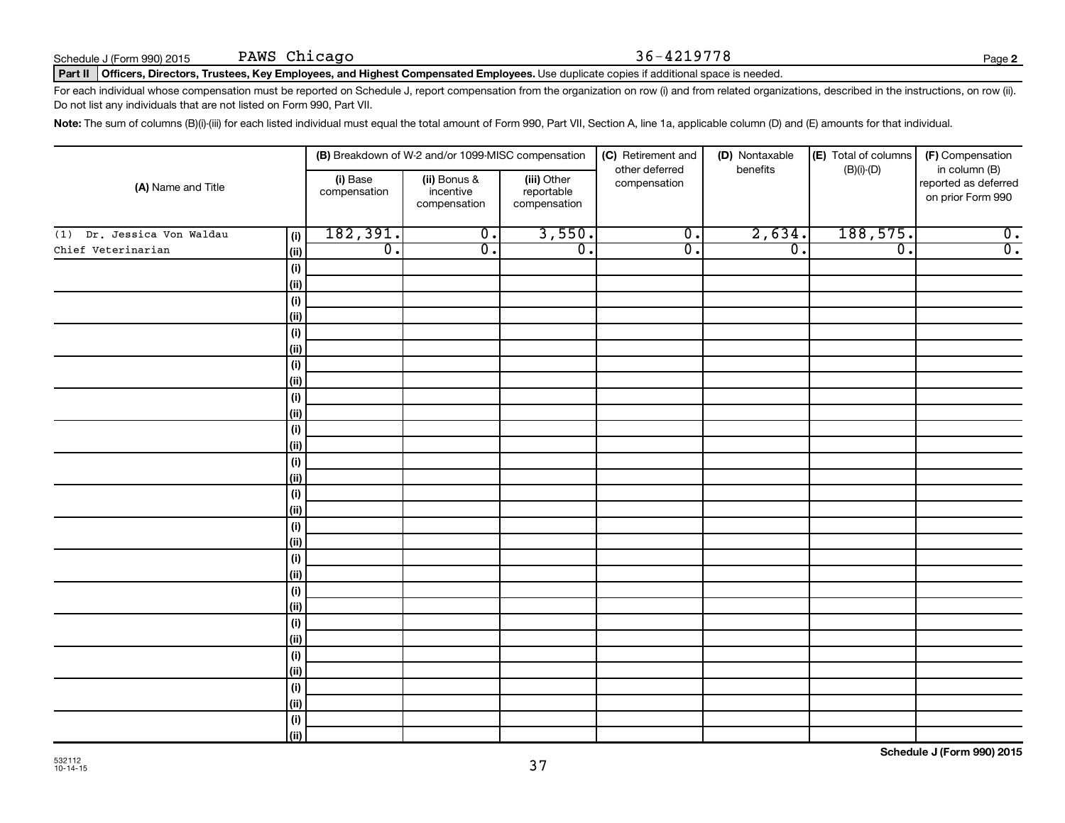Schedule J (Form 990) 2015 PAWS Chicago 36-4219778 Page **2**

**Part II Officers, Directors, Trustees, Key Employees, and Highest Compensated Employees.** Use duplicate copies if additional space is needed.

For each individual whose compensation must be reported on Schedule J, report compensation from the organization on row (i) and from related organizations, described in the instructions, on row (ii). Do not list any individuals that are not listed on Form 990, Part VII.

**Note:** The sum of columns (B)(i)-(iii) for each listed individual must equal the total amount of Form 990, Part VII, Section A, line 1a, applicable column (D) and (E) amounts for that individual.

| (A) Name and Title | | (B) Breakdown of W-2 and/or 1099-MISC compensation | | | (C) Retirement and other deferred compensation | (D) Nontaxable benefits | (E) Total of columns (B)(i)-(D) | (F) Compensation in column (B) reported as deferred on prior Form 990 |
|---|---|---|---|---|---|---|---|---|
| | | (i) Base compensation | (ii) Bonus & incentive compensation | (iii) Other reportable compensation | | | | |
| (1) Dr. Jessica Von Waldau | (i) | 182,391. | 0. | 3,550. | 0. | 2,634. | 188,575. | 0. |
| Chief Veterinarian | (ii) | 0. | 0. | 0. | 0. | 0. | 0. | 0. |
| | (i) | | | | | | | |
| | (ii) | | | | | | | |
| | (i) | | | | | | | |
| | (ii) | | | | | | | |
| | (i) | | | | | | | |
| | (ii) | | | | | | | |
| | (i) | | | | | | | |
| | (ii) | | | | | | | |
| | (i) | | | | | | | |
| | (ii) | | | | | | | |
| | (i) | | | | | | | |
| | (ii) | | | | | | | |
| | (i) | | | | | | | |
| | (ii) | | | | | | | |
| | (i) | | | | | | | |
| | (ii) | | | | | | | |
| | (i) | | | | | | | |
| | (ii) | | | | | | | |
| | (i) | | | | | | | |
| | (ii) | | | | | | | |
| | (i) | | | | | | | |
| | (ii) | | | | | | | |
| | (i) | | | | | | | |
| | (ii) | | | | | | | |
| | (i) | | | | | | | |
| | (ii) | | | | | | | |
| | (i) | | | | | | | |
| | (ii) | | | | | | | |
| | (i) | | | | | | | |
| | (ii) | | | | | | | |

532112 10-14-15

**Schedule J (Form 990) 2015**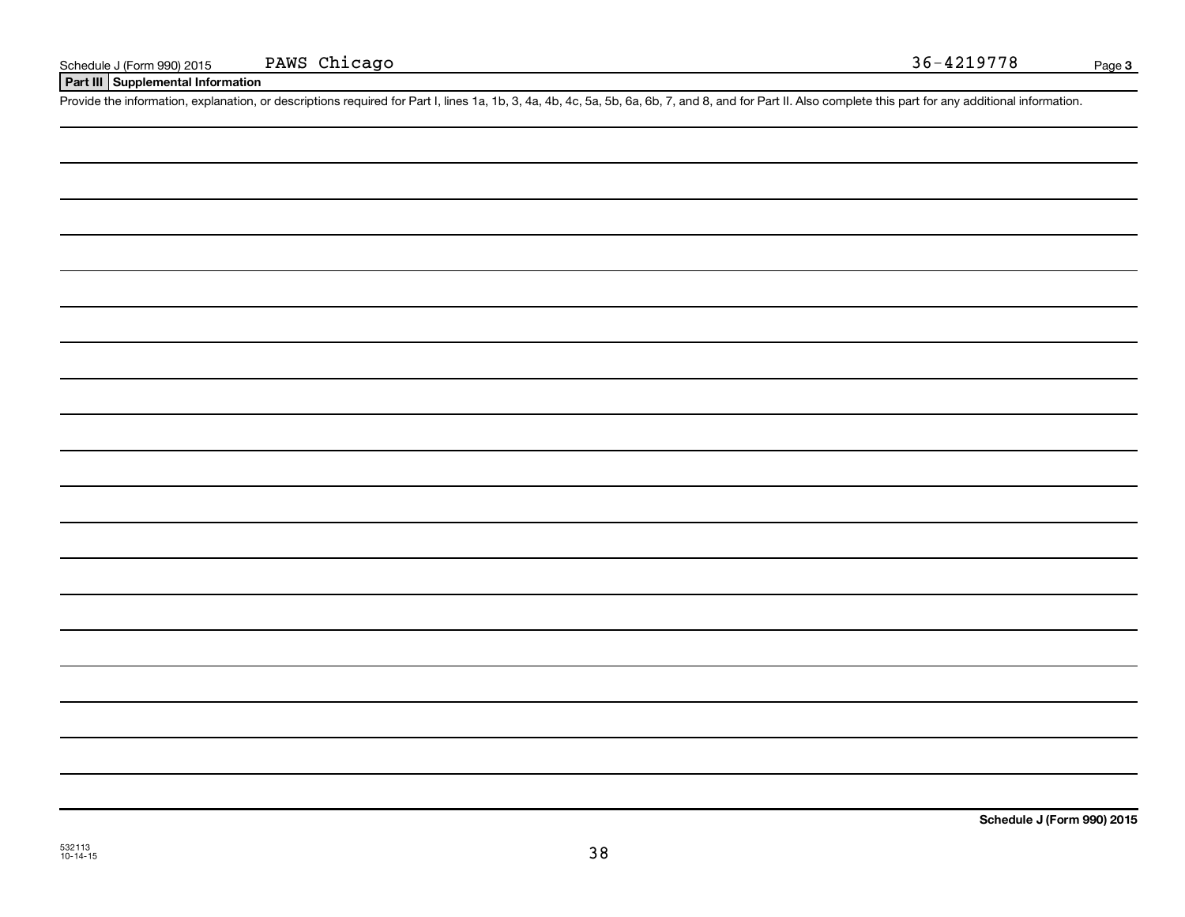Schedule J (Form 990) 2015 PAWS Chicago 36-4219778 Page 3

**Part III Supplemental Information**

Provide the information, explanation, or descriptions required for Part I, lines 1a, 1b, 3, 4a, 4b, 4c, 5a, 5b, 6a, 6b, 7, and 8, and for Part II. Also complete this part for any additional information.

**Schedule J (Form 990) 2015**

532113
10-14-15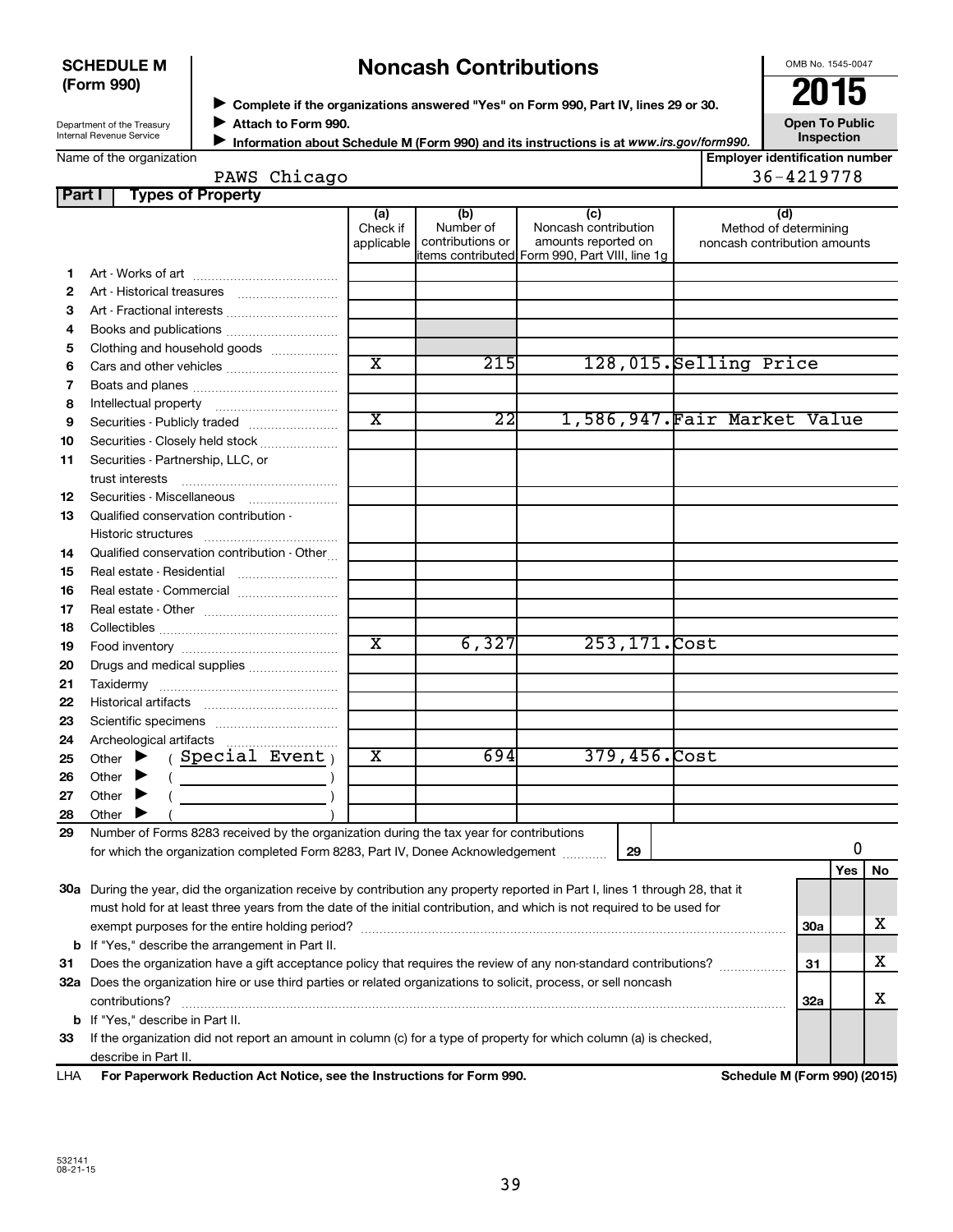**SCHEDULE M (Form 990)**

Department of the Treasury
Internal Revenue Service

# Noncash Contributions

▶ Complete if the organizations answered "Yes" on Form 990, Part IV, lines 29 or 30.
▶ Attach to Form 990.
▶ Information about Schedule M (Form 990) and its instructions is at *www.irs.gov/form990.*

OMB No. 1545-0047

**2015**

**Open To Public Inspection**

Name of the organization: PAWS Chicago

Employer identification number: 36-4219778

**Part I Types of Property**

| | | (a) Check if applicable | (b) Number of contributions or items contributed | (c) Noncash contribution amounts reported on Form 990, Part VIII, line 1g | (d) Method of determining noncash contribution amounts |
|---|---|---|---|---|---|
| 1 | Art - Works of art | | | | |
| 2 | Art - Historical treasures | | | | |
| 3 | Art - Fractional interests | | | | |
| 4 | Books and publications | | | | |
| 5 | Clothing and household goods | | | | |
| 6 | Cars and other vehicles | X | 215 | 128,015. | Selling Price |
| 7 | Boats and planes | | | | |
| 8 | Intellectual property | | | | |
| 9 | Securities - Publicly traded | X | 22 | 1,586,947. | Fair Market Value |
| 10 | Securities - Closely held stock | | | | |
| 11 | Securities - Partnership, LLC, or trust interests | | | | |
| 12 | Securities - Miscellaneous | | | | |
| 13 | Qualified conservation contribution - Historic structures | | | | |
| 14 | Qualified conservation contribution - Other | | | | |
| 15 | Real estate - Residential | | | | |
| 16 | Real estate - Commercial | | | | |
| 17 | Real estate - Other | | | | |
| 18 | Collectibles | | | | |
| 19 | Food inventory | X | 6,327 | 253,171. | Cost |
| 20 | Drugs and medical supplies | | | | |
| 21 | Taxidermy | | | | |
| 22 | Historical artifacts | | | | |
| 23 | Scientific specimens | | | | |
| 24 | Archeological artifacts | | | | |
| 25 | Other ▶ ( Special Event ) | X | 694 | 379,456. | Cost |
| 26 | Other ▶ ( ) | | | | |
| 27 | Other ▶ ( ) | | | | |
| 28 | Other ▶ ( ) | | | | |

29 Number of Forms 8283 received by the organization during the tax year for contributions for which the organization completed Form 8283, Part IV, Donee Acknowledgement ..... **29** | 0

| | | | Yes | No |
|---|---|---|---|---|
| 30a | During the year, did the organization receive by contribution any property reported in Part I, lines 1 through 28, that it must hold for at least three years from the date of the initial contribution, and which is not required to be used for exempt purposes for the entire holding period? | 30a | | X |
| b | If "Yes," describe the arrangement in Part II. | | | |
| 31 | Does the organization have a gift acceptance policy that requires the review of any non-standard contributions? | 31 | | X |
| 32a | Does the organization hire or use third parties or related organizations to solicit, process, or sell noncash contributions? | 32a | | X |
| b | If "Yes," describe in Part II. | | | |
| 33 | If the organization did not report an amount in column (c) for a type of property for which column (a) is checked, describe in Part II. | | | |

LHA **For Paperwork Reduction Act Notice, see the Instructions for Form 990.** **Schedule M (Form 990) (2015)**

532141
08-21-15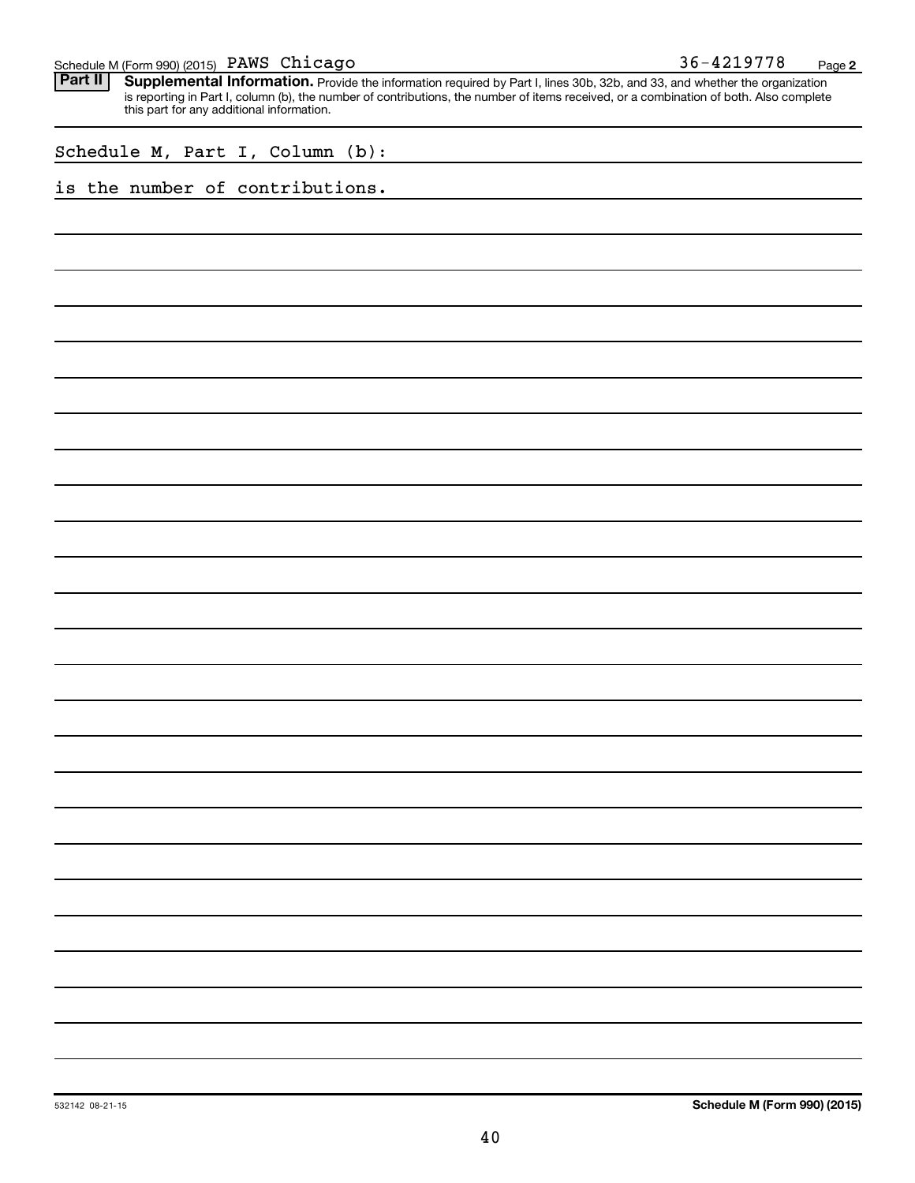Schedule M (Form 990) (2015) PAWS Chicago 36-4219778 Page **2**

**Part II** **Supplemental Information.** Provide the information required by Part I, lines 30b, 32b, and 33, and whether the organization is reporting in Part I, column (b), the number of contributions, the number of items received, or a combination of both. Also complete this part for any additional information.

Schedule M, Part I, Column (b):

is the number of contributions.

532142 08-21-15 **Schedule M (Form 990) (2015)**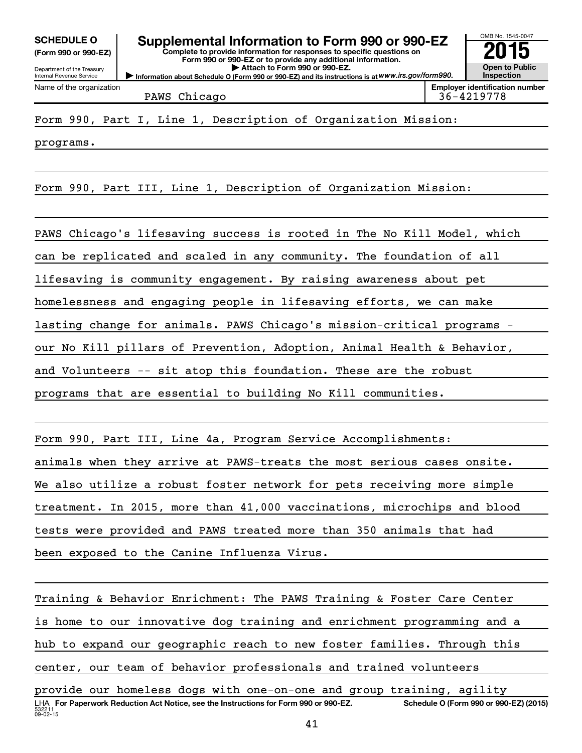**SCHEDULE O**
**(Form 990 or 990-EZ)**

Department of the Treasury
Internal Revenue Service

# Supplemental Information to Form 990 or 990-EZ

**Complete to provide information for responses to specific questions on Form 990 or 990-EZ or to provide any additional information.**
**▶ Attach to Form 990 or 990-EZ.**
**▶ Information about Schedule O (Form 990 or 990-EZ) and its instructions is at *www.irs.gov/form990.***

OMB No. 1545-0047
**2015**
**Open to Public Inspection**

| Name of the organization | Employer identification number |
|---|---|
| PAWS Chicago | 36-4219778 |

Form 990, Part I, Line 1, Description of Organization Mission:

programs.

Form 990, Part III, Line 1, Description of Organization Mission:

PAWS Chicago's lifesaving success is rooted in The No Kill Model, which can be replicated and scaled in any community. The foundation of all lifesaving is community engagement. By raising awareness about pet homelessness and engaging people in lifesaving efforts, we can make lasting change for animals. PAWS Chicago's mission-critical programs - our No Kill pillars of Prevention, Adoption, Animal Health & Behavior, and Volunteers -- sit atop this foundation. These are the robust programs that are essential to building No Kill communities.

Form 990, Part III, Line 4a, Program Service Accomplishments:

animals when they arrive at PAWS-treats the most serious cases onsite. We also utilize a robust foster network for pets receiving more simple treatment. In 2015, more than 41,000 vaccinations, microchips and blood tests were provided and PAWS treated more than 350 animals that had been exposed to the Canine Influenza Virus.

Training & Behavior Enrichment: The PAWS Training & Foster Care Center is home to our innovative dog training and enrichment programming and a hub to expand our geographic reach to new foster families. Through this center, our team of behavior professionals and trained volunteers provide our homeless dogs with one-on-one and group training, agility

LHA **For Paperwork Reduction Act Notice, see the Instructions for Form 990 or 990-EZ.** **Schedule O (Form 990 or 990-EZ) (2015)**
532211
09-02-15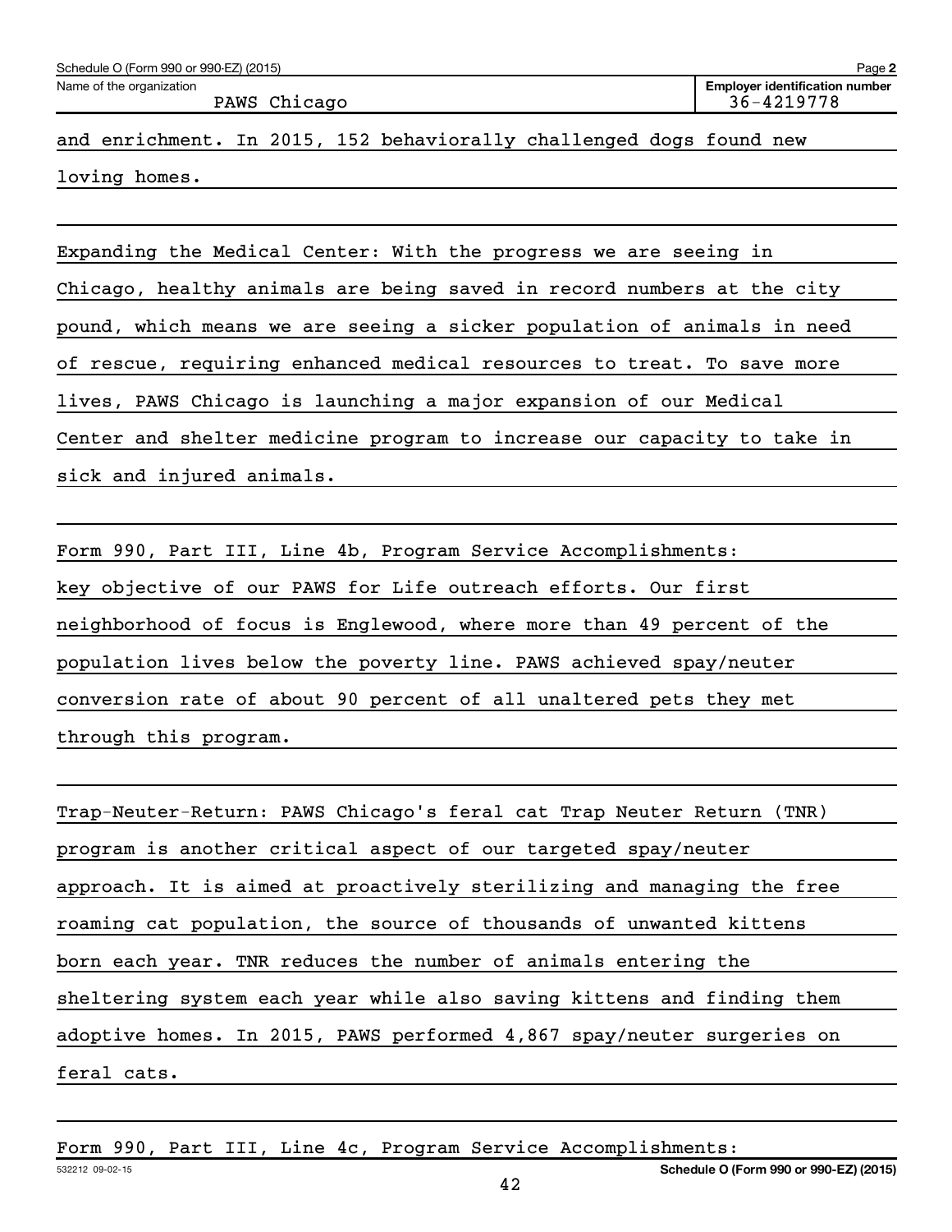and enrichment. In 2015, 152 behaviorally challenged dogs found new loving homes.

Expanding the Medical Center: With the progress we are seeing in Chicago, healthy animals are being saved in record numbers at the city pound, which means we are seeing a sicker population of animals in need of rescue, requiring enhanced medical resources to treat. To save more lives, PAWS Chicago is launching a major expansion of our Medical Center and shelter medicine program to increase our capacity to take in sick and injured animals.

Form 990, Part III, Line 4b, Program Service Accomplishments: key objective of our PAWS for Life outreach efforts. Our first neighborhood of focus is Englewood, where more than 49 percent of the population lives below the poverty line. PAWS achieved spay/neuter conversion rate of about 90 percent of all unaltered pets they met through this program.

Trap-Neuter-Return: PAWS Chicago's feral cat Trap Neuter Return (TNR) program is another critical aspect of our targeted spay/neuter approach. It is aimed at proactively sterilizing and managing the free roaming cat population, the source of thousands of unwanted kittens born each year. TNR reduces the number of animals entering the sheltering system each year while also saving kittens and finding them adoptive homes. In 2015, PAWS performed 4,867 spay/neuter surgeries on feral cats.

Form 990, Part III, Line 4c, Program Service Accomplishments: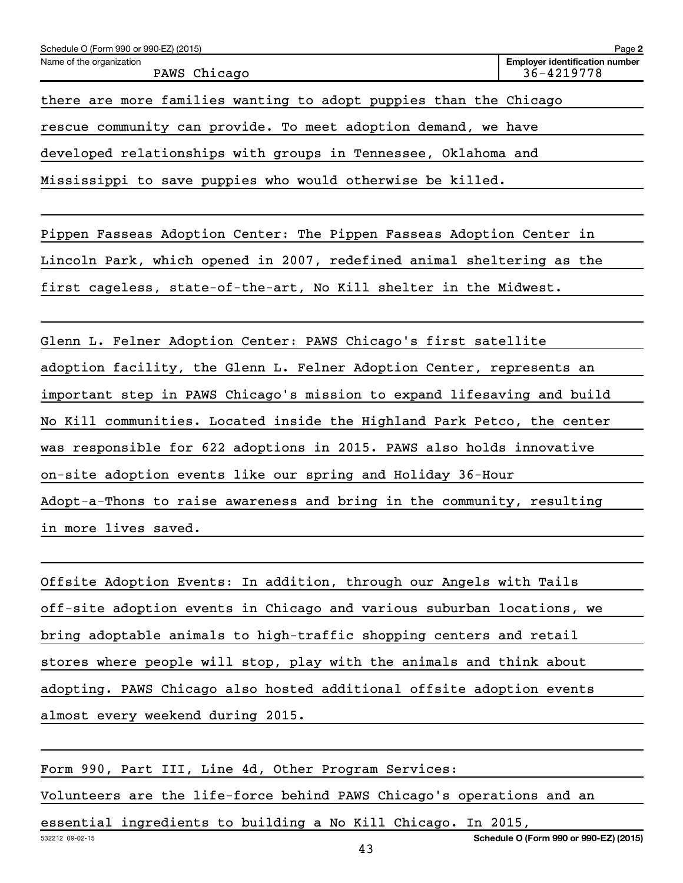there are more families wanting to adopt puppies than the Chicago rescue community can provide. To meet adoption demand, we have developed relationships with groups in Tennessee, Oklahoma and Mississippi to save puppies who would otherwise be killed.

Pippen Fasseas Adoption Center: The Pippen Fasseas Adoption Center in Lincoln Park, which opened in 2007, redefined animal sheltering as the first cageless, state-of-the-art, No Kill shelter in the Midwest.

Glenn L. Felner Adoption Center: PAWS Chicago's first satellite adoption facility, the Glenn L. Felner Adoption Center, represents an important step in PAWS Chicago's mission to expand lifesaving and build No Kill communities. Located inside the Highland Park Petco, the center was responsible for 622 adoptions in 2015. PAWS also holds innovative on-site adoption events like our spring and Holiday 36-Hour Adopt-a-Thons to raise awareness and bring in the community, resulting in more lives saved.

Offsite Adoption Events: In addition, through our Angels with Tails off-site adoption events in Chicago and various suburban locations, we bring adoptable animals to high-traffic shopping centers and retail stores where people will stop, play with the animals and think about adopting. PAWS Chicago also hosted additional offsite adoption events almost every weekend during 2015.

Form 990, Part III, Line 4d, Other Program Services:

Volunteers are the life-force behind PAWS Chicago's operations and an essential ingredients to building a No Kill Chicago. In 2015,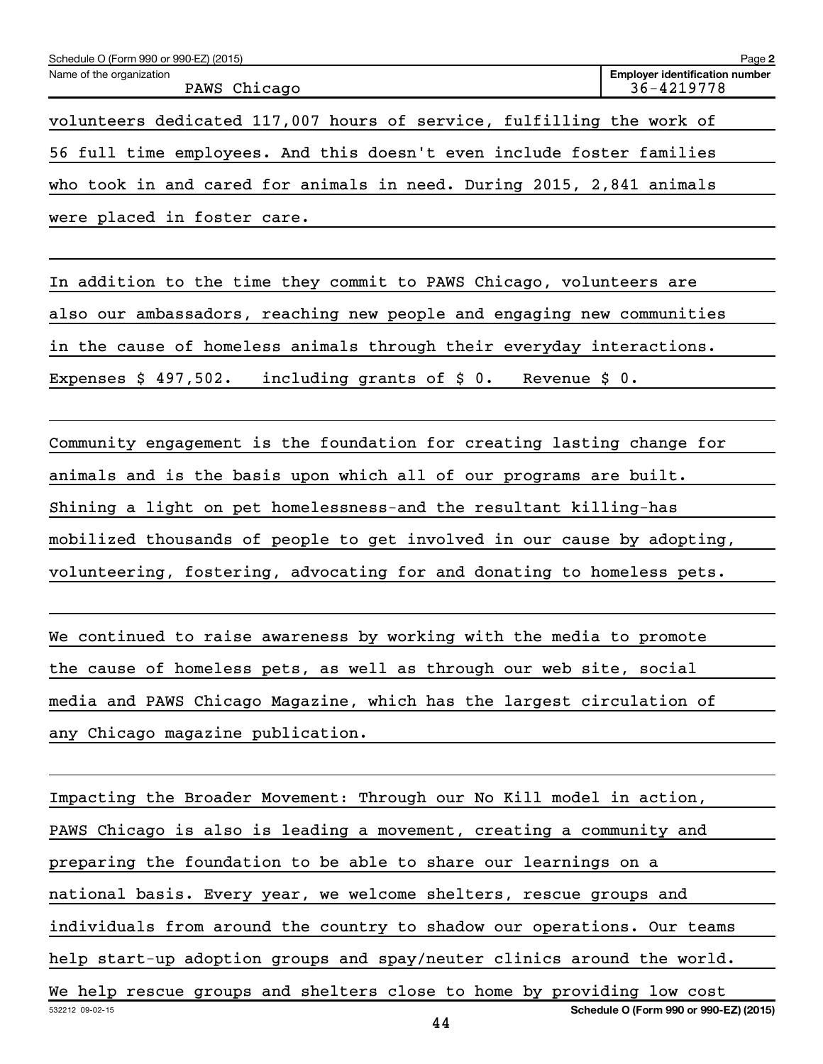volunteers dedicated 117,007 hours of service, fulfilling the work of 56 full time employees. And this doesn't even include foster families who took in and cared for animals in need. During 2015, 2,841 animals were placed in foster care.

In addition to the time they commit to PAWS Chicago, volunteers are also our ambassadors, reaching new people and engaging new communities in the cause of homeless animals through their everyday interactions. Expenses $ 497,502. including grants of $ 0. Revenue $ 0.

Community engagement is the foundation for creating lasting change for animals and is the basis upon which all of our programs are built. Shining a light on pet homelessness-and the resultant killing-has mobilized thousands of people to get involved in our cause by adopting, volunteering, fostering, advocating for and donating to homeless pets.

We continued to raise awareness by working with the media to promote the cause of homeless pets, as well as through our web site, social media and PAWS Chicago Magazine, which has the largest circulation of any Chicago magazine publication.

Impacting the Broader Movement: Through our No Kill model in action, PAWS Chicago is also is leading a movement, creating a community and preparing the foundation to be able to share our learnings on a national basis. Every year, we welcome shelters, rescue groups and individuals from around the country to shadow our operations. Our teams help start-up adoption groups and spay/neuter clinics around the world. We help rescue groups and shelters close to home by providing low cost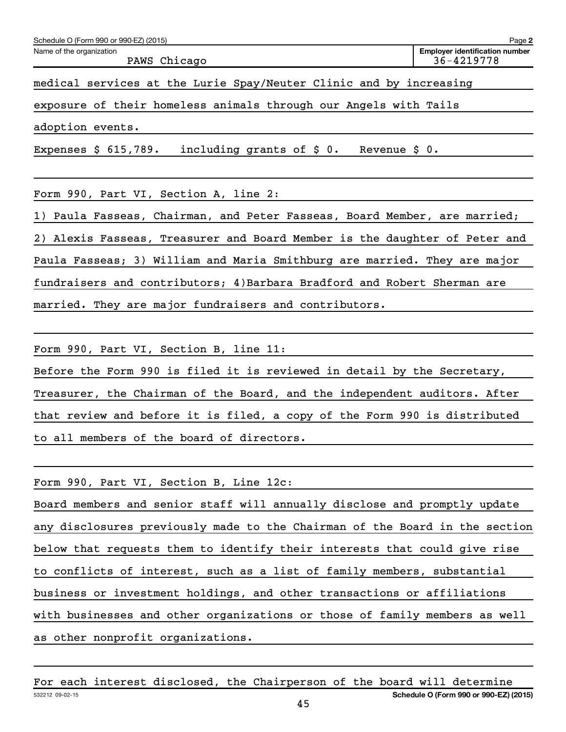Schedule O (Form 990 or 990-EZ) (2015)

Name of the organization: PAWS Chicago

Employer identification number: 36-4219778

medical services at the Lurie Spay/Neuter Clinic and by increasing exposure of their homeless animals through our Angels with Tails adoption events.

Expenses $ 615,789. including grants of $ 0. Revenue $ 0.

Form 990, Part VI, Section A, line 2:

1) Paula Fasseas, Chairman, and Peter Fasseas, Board Member, are married; 2) Alexis Fasseas, Treasurer and Board Member is the daughter of Peter and Paula Fasseas; 3) William and Maria Smithburg are married. They are major fundraisers and contributors; 4)Barbara Bradford and Robert Sherman are married. They are major fundraisers and contributors.

Form 990, Part VI, Section B, line 11:

Before the Form 990 is filed it is reviewed in detail by the Secretary, Treasurer, the Chairman of the Board, and the independent auditors. After that review and before it is filed, a copy of the Form 990 is distributed to all members of the board of directors.

Form 990, Part VI, Section B, Line 12c:

Board members and senior staff will annually disclose and promptly update any disclosures previously made to the Chairman of the Board in the section below that requests them to identify their interests that could give rise to conflicts of interest, such as a list of family members, substantial business or investment holdings, and other transactions or affiliations with businesses and other organizations or those of family members as well as other nonprofit organizations.

For each interest disclosed, the Chairperson of the board will determine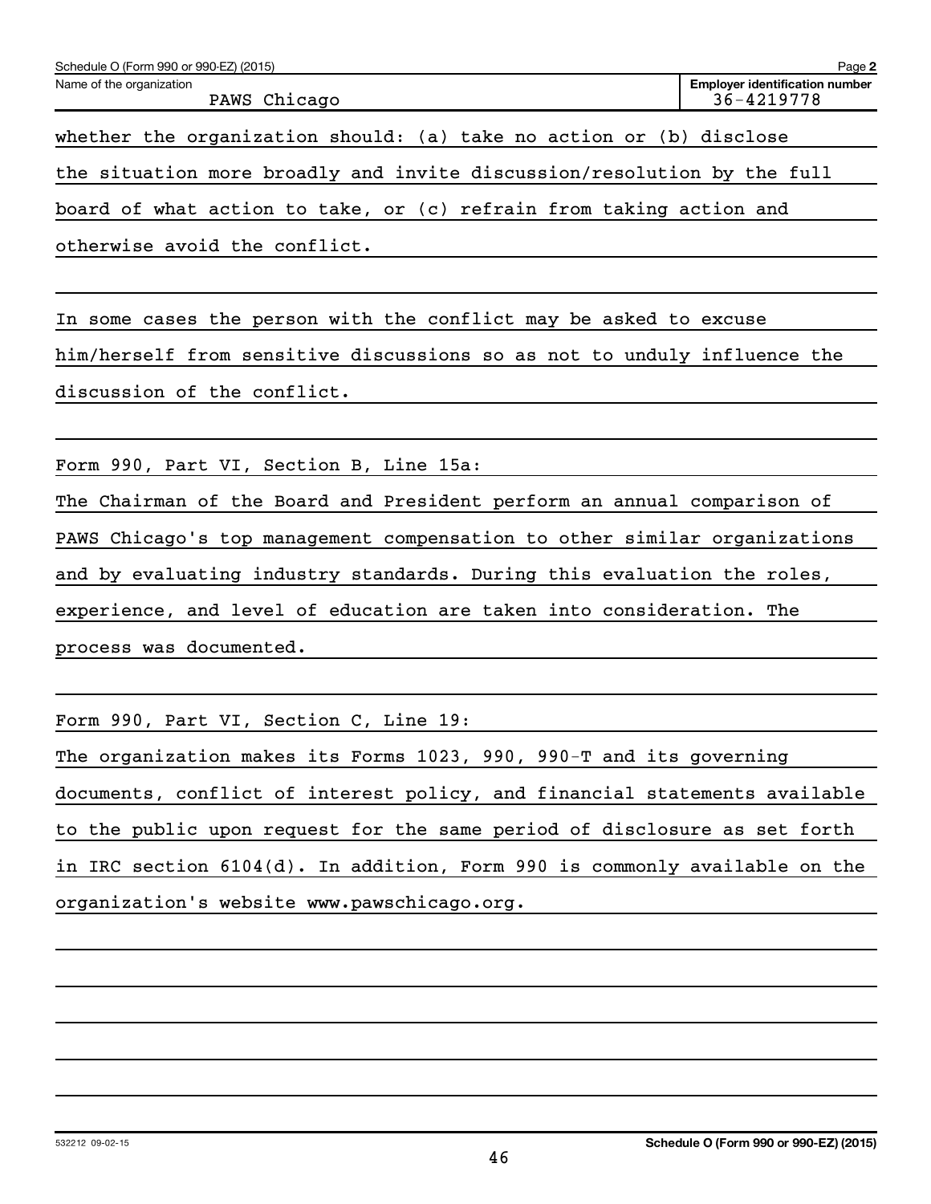Schedule O (Form 990 or 990-EZ) (2015) Page **2**

Name of the organization: PAWS Chicago

**Employer identification number**: 36-4219778

whether the organization should: (a) take no action or (b) disclose the situation more broadly and invite discussion/resolution by the full board of what action to take, or (c) refrain from taking action and otherwise avoid the conflict.

In some cases the person with the conflict may be asked to excuse him/herself from sensitive discussions so as not to unduly influence the discussion of the conflict.

Form 990, Part VI, Section B, Line 15a:
The Chairman of the Board and President perform an annual comparison of PAWS Chicago's top management compensation to other similar organizations and by evaluating industry standards. During this evaluation the roles, experience, and level of education are taken into consideration. The process was documented.

Form 990, Part VI, Section C, Line 19:
The organization makes its Forms 1023, 990, 990-T and its governing documents, conflict of interest policy, and financial statements available to the public upon request for the same period of disclosure as set forth in IRC section 6104(d). In addition, Form 990 is commonly available on the organization's website www.pawschicago.org.

532212 09-02-15

**Schedule O (Form 990 or 990-EZ) (2015)**